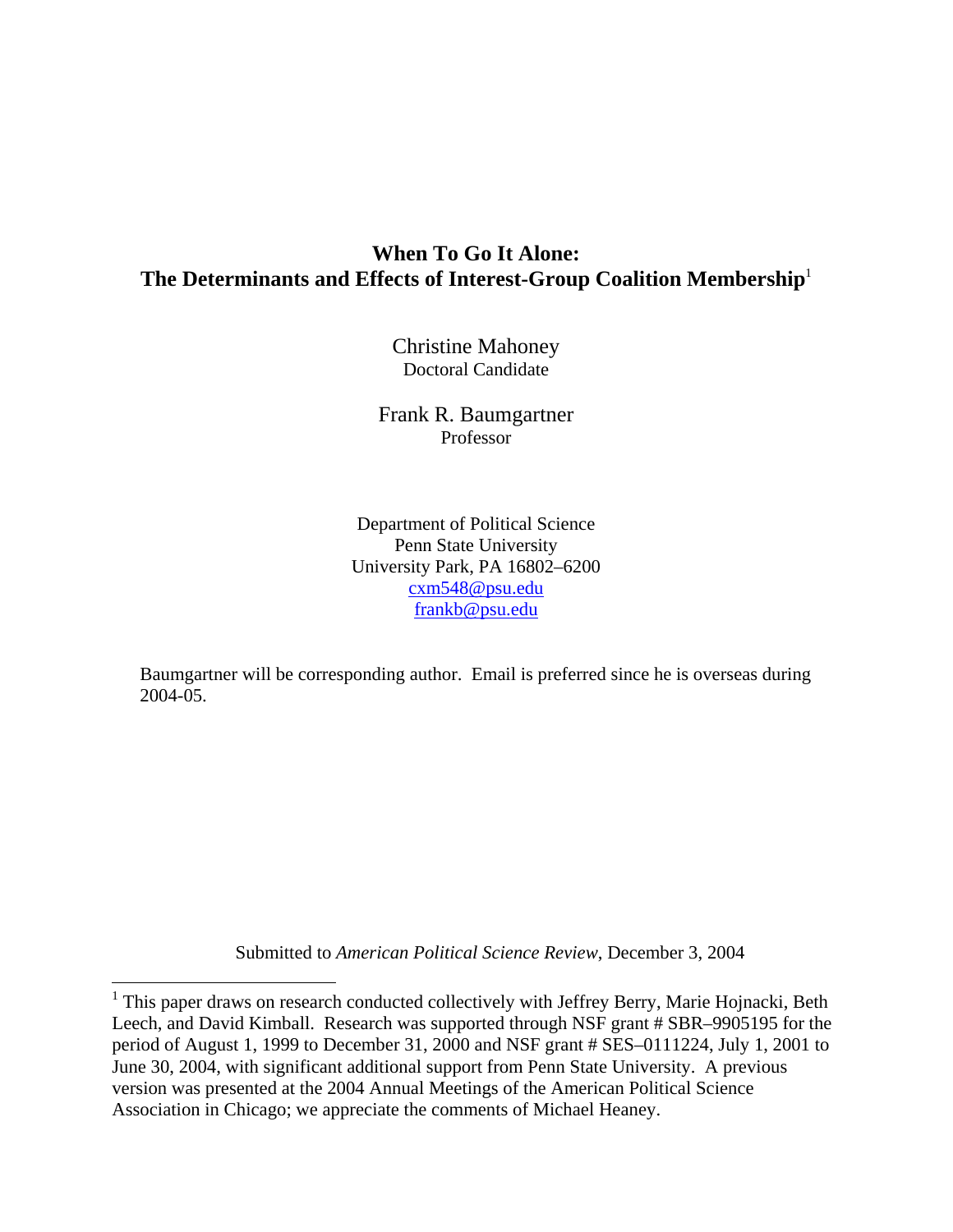# When To Go It Alone: The Determinants and Effects of Interest-Group Coalition Membership[1]

Christine Mahoney
Doctoral Candidate

Frank R. Baumgartner
Professor

Department of Political Science
Penn State University
University Park, PA 16802–6200
cxm548@psu.edu
frankb@psu.edu

Baumgartner will be corresponding author. Email is preferred since he is overseas during 2004-05.

Submitted to *American Political Science Review*, December 3, 2004

[1] This paper draws on research conducted collectively with Jeffrey Berry, Marie Hojnacki, Beth Leech, and David Kimball. Research was supported through NSF grant # SBR–9905195 for the period of August 1, 1999 to December 31, 2000 and NSF grant # SES–0111224, July 1, 2001 to June 30, 2004, with significant additional support from Penn State University. A previous version was presented at the 2004 Annual Meetings of the American Political Science Association in Chicago; we appreciate the comments of Michael Heaney.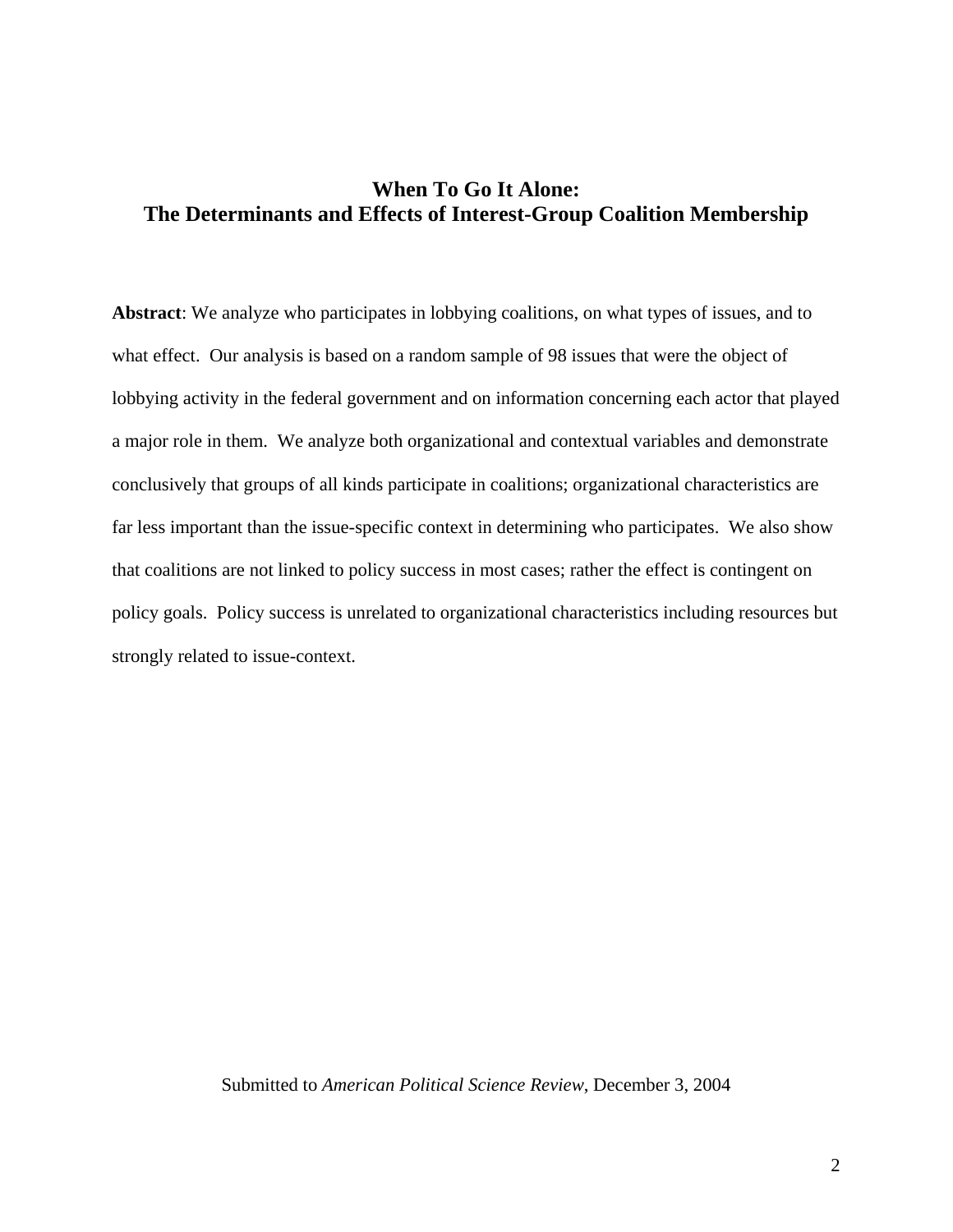# When To Go It Alone:
# The Determinants and Effects of Interest-Group Coalition Membership

**Abstract**: We analyze who participates in lobbying coalitions, on what types of issues, and to what effect. Our analysis is based on a random sample of 98 issues that were the object of lobbying activity in the federal government and on information concerning each actor that played a major role in them. We analyze both organizational and contextual variables and demonstrate conclusively that groups of all kinds participate in coalitions; organizational characteristics are far less important than the issue-specific context in determining who participates. We also show that coalitions are not linked to policy success in most cases; rather the effect is contingent on policy goals. Policy success is unrelated to organizational characteristics including resources but strongly related to issue-context.

Submitted to *American Political Science Review*, December 3, 2004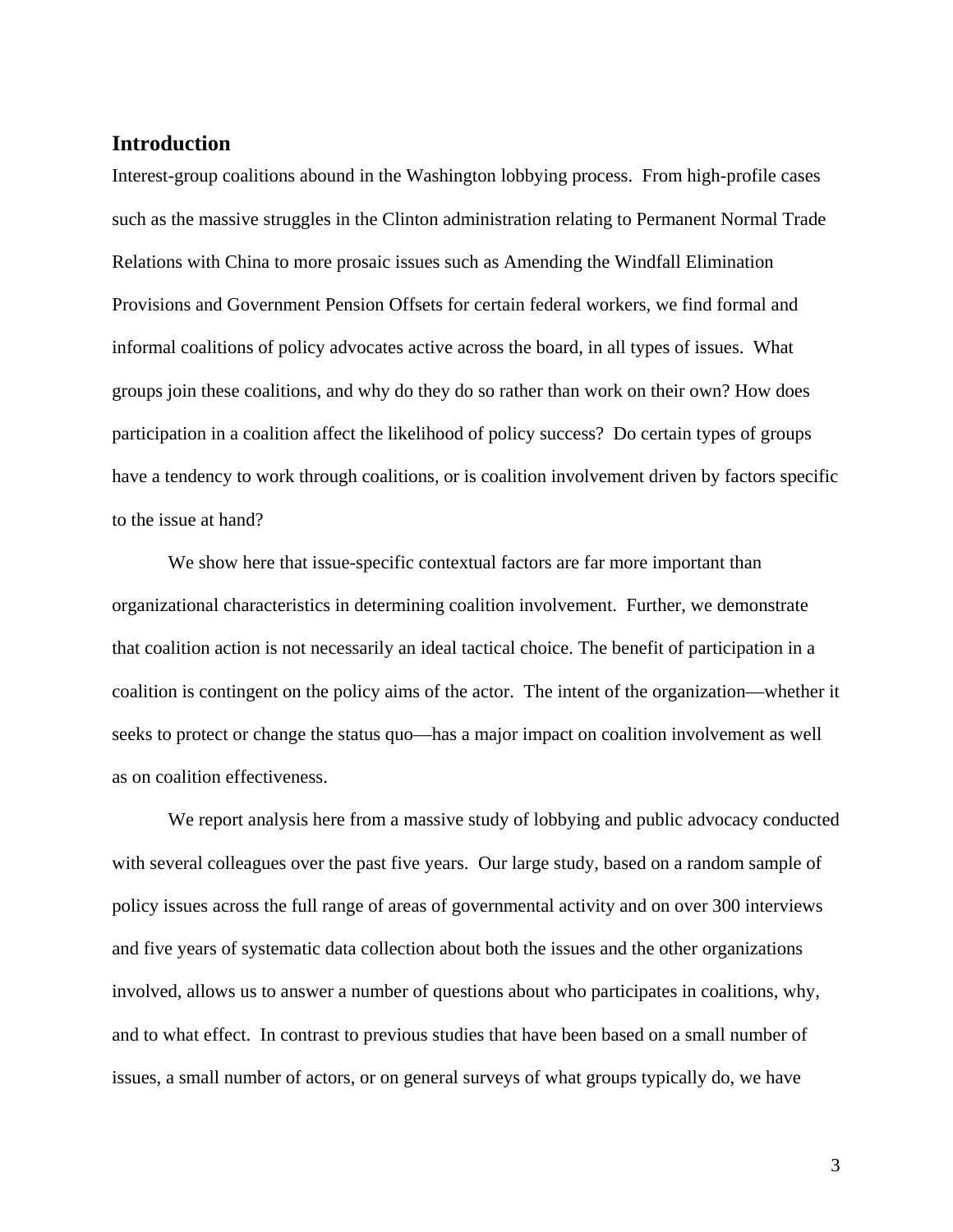## Introduction

Interest-group coalitions abound in the Washington lobbying process. From high-profile cases such as the massive struggles in the Clinton administration relating to Permanent Normal Trade Relations with China to more prosaic issues such as Amending the Windfall Elimination Provisions and Government Pension Offsets for certain federal workers, we find formal and informal coalitions of policy advocates active across the board, in all types of issues. What groups join these coalitions, and why do they do so rather than work on their own? How does participation in a coalition affect the likelihood of policy success? Do certain types of groups have a tendency to work through coalitions, or is coalition involvement driven by factors specific to the issue at hand?

We show here that issue-specific contextual factors are far more important than organizational characteristics in determining coalition involvement. Further, we demonstrate that coalition action is not necessarily an ideal tactical choice. The benefit of participation in a coalition is contingent on the policy aims of the actor. The intent of the organization—whether it seeks to protect or change the status quo—has a major impact on coalition involvement as well as on coalition effectiveness.

We report analysis here from a massive study of lobbying and public advocacy conducted with several colleagues over the past five years. Our large study, based on a random sample of policy issues across the full range of areas of governmental activity and on over 300 interviews and five years of systematic data collection about both the issues and the other organizations involved, allows us to answer a number of questions about who participates in coalitions, why, and to what effect. In contrast to previous studies that have been based on a small number of issues, a small number of actors, or on general surveys of what groups typically do, we have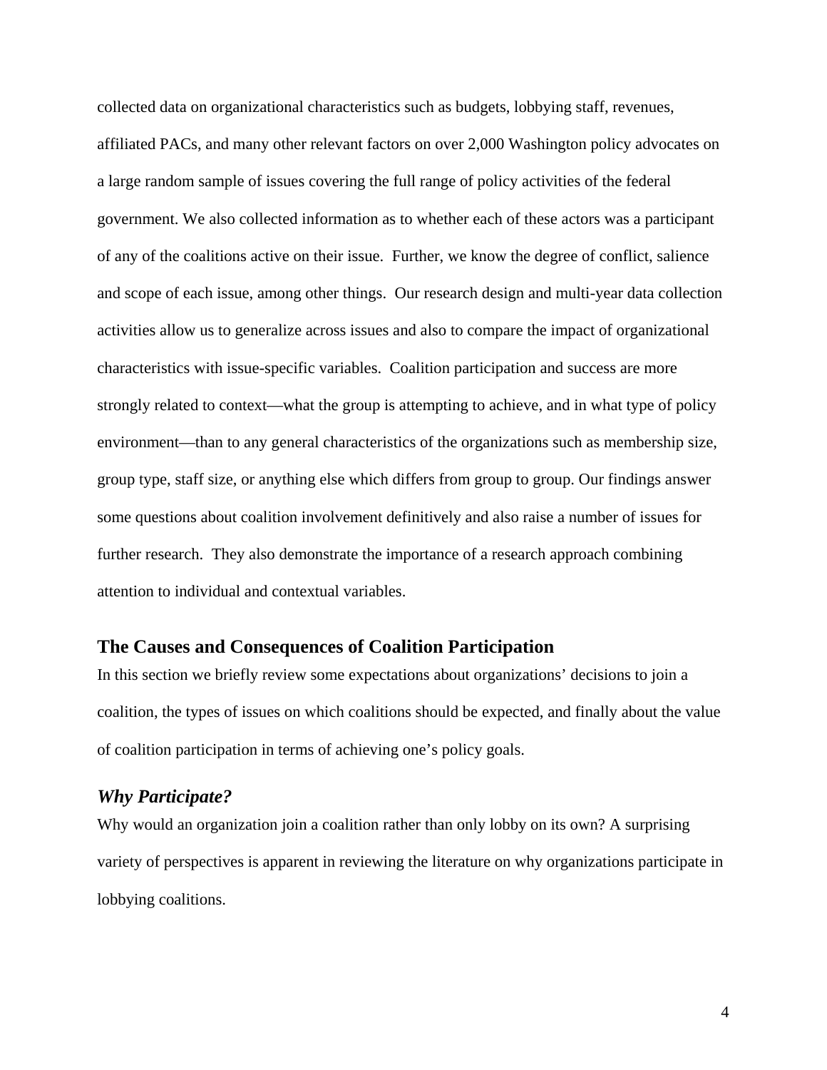collected data on organizational characteristics such as budgets, lobbying staff, revenues, affiliated PACs, and many other relevant factors on over 2,000 Washington policy advocates on a large random sample of issues covering the full range of policy activities of the federal government. We also collected information as to whether each of these actors was a participant of any of the coalitions active on their issue. Further, we know the degree of conflict, salience and scope of each issue, among other things. Our research design and multi-year data collection activities allow us to generalize across issues and also to compare the impact of organizational characteristics with issue-specific variables. Coalition participation and success are more strongly related to context—what the group is attempting to achieve, and in what type of policy environment—than to any general characteristics of the organizations such as membership size, group type, staff size, or anything else which differs from group to group. Our findings answer some questions about coalition involvement definitively and also raise a number of issues for further research. They also demonstrate the importance of a research approach combining attention to individual and contextual variables.

## The Causes and Consequences of Coalition Participation

In this section we briefly review some expectations about organizations' decisions to join a coalition, the types of issues on which coalitions should be expected, and finally about the value of coalition participation in terms of achieving one's policy goals.

### *Why Participate?*

Why would an organization join a coalition rather than only lobby on its own? A surprising variety of perspectives is apparent in reviewing the literature on why organizations participate in lobbying coalitions.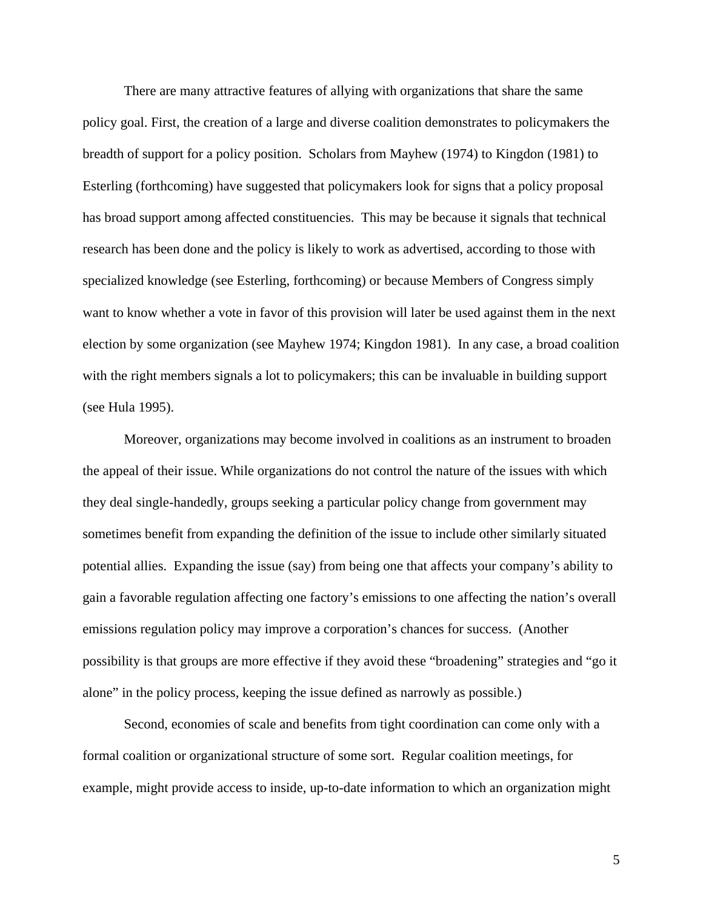There are many attractive features of allying with organizations that share the same policy goal. First, the creation of a large and diverse coalition demonstrates to policymakers the breadth of support for a policy position. Scholars from Mayhew (1974) to Kingdon (1981) to Esterling (forthcoming) have suggested that policymakers look for signs that a policy proposal has broad support among affected constituencies. This may be because it signals that technical research has been done and the policy is likely to work as advertised, according to those with specialized knowledge (see Esterling, forthcoming) or because Members of Congress simply want to know whether a vote in favor of this provision will later be used against them in the next election by some organization (see Mayhew 1974; Kingdon 1981). In any case, a broad coalition with the right members signals a lot to policymakers; this can be invaluable in building support (see Hula 1995).

Moreover, organizations may become involved in coalitions as an instrument to broaden the appeal of their issue. While organizations do not control the nature of the issues with which they deal single-handedly, groups seeking a particular policy change from government may sometimes benefit from expanding the definition of the issue to include other similarly situated potential allies. Expanding the issue (say) from being one that affects your company's ability to gain a favorable regulation affecting one factory's emissions to one affecting the nation's overall emissions regulation policy may improve a corporation's chances for success. (Another possibility is that groups are more effective if they avoid these "broadening" strategies and "go it alone" in the policy process, keeping the issue defined as narrowly as possible.)

Second, economies of scale and benefits from tight coordination can come only with a formal coalition or organizational structure of some sort. Regular coalition meetings, for example, might provide access to inside, up-to-date information to which an organization might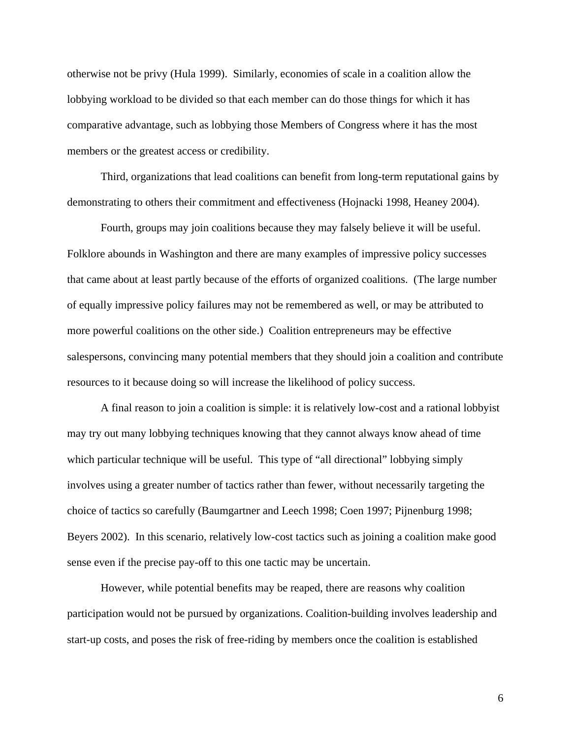otherwise not be privy (Hula 1999). Similarly, economies of scale in a coalition allow the lobbying workload to be divided so that each member can do those things for which it has comparative advantage, such as lobbying those Members of Congress where it has the most members or the greatest access or credibility.

Third, organizations that lead coalitions can benefit from long-term reputational gains by demonstrating to others their commitment and effectiveness (Hojnacki 1998, Heaney 2004).

Fourth, groups may join coalitions because they may falsely believe it will be useful. Folklore abounds in Washington and there are many examples of impressive policy successes that came about at least partly because of the efforts of organized coalitions. (The large number of equally impressive policy failures may not be remembered as well, or may be attributed to more powerful coalitions on the other side.) Coalition entrepreneurs may be effective salespersons, convincing many potential members that they should join a coalition and contribute resources to it because doing so will increase the likelihood of policy success.

A final reason to join a coalition is simple: it is relatively low-cost and a rational lobbyist may try out many lobbying techniques knowing that they cannot always know ahead of time which particular technique will be useful. This type of "all directional" lobbying simply involves using a greater number of tactics rather than fewer, without necessarily targeting the choice of tactics so carefully (Baumgartner and Leech 1998; Coen 1997; Pijnenburg 1998; Beyers 2002). In this scenario, relatively low-cost tactics such as joining a coalition make good sense even if the precise pay-off to this one tactic may be uncertain.

However, while potential benefits may be reaped, there are reasons why coalition participation would not be pursued by organizations. Coalition-building involves leadership and start-up costs, and poses the risk of free-riding by members once the coalition is established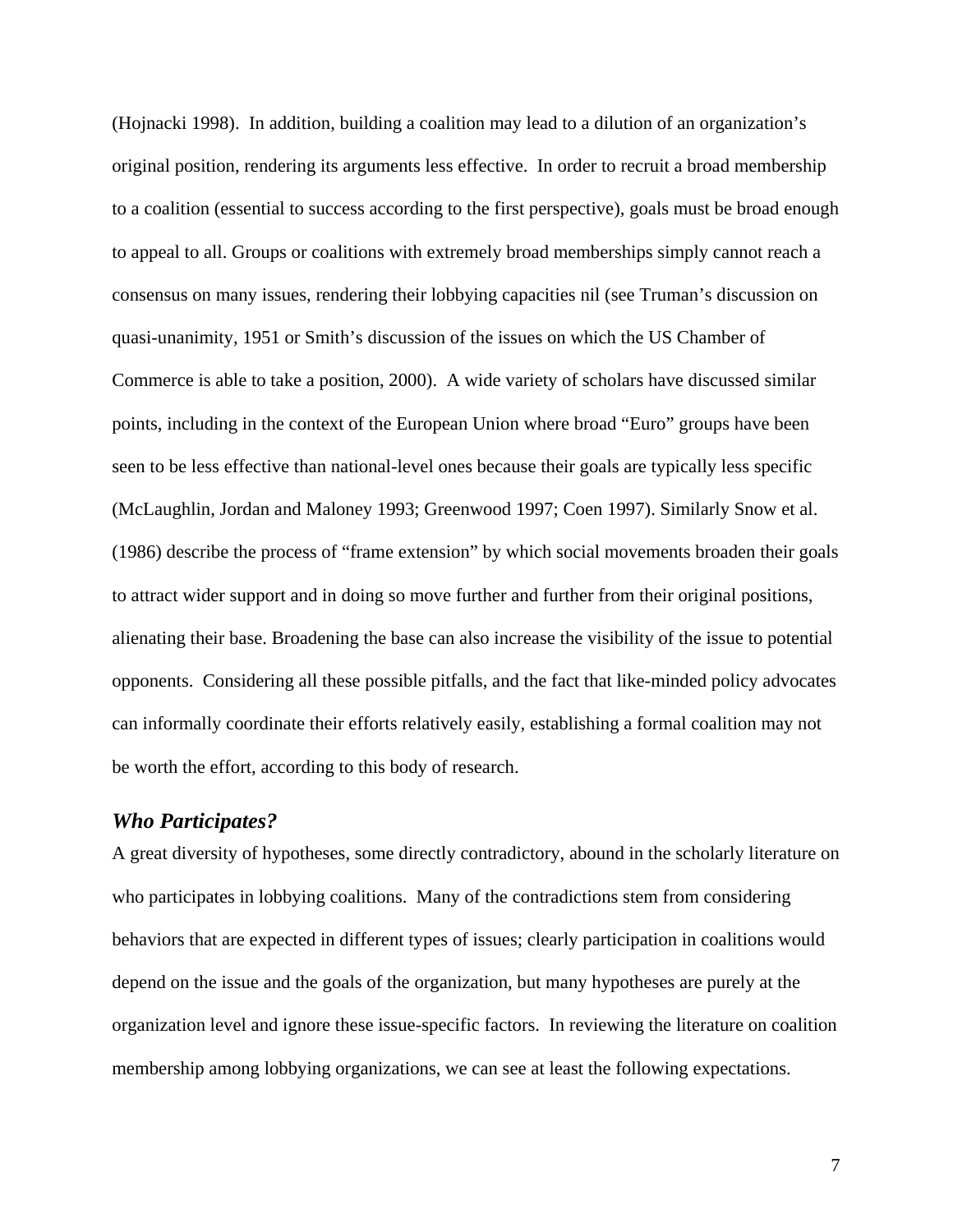(Hojnacki 1998). In addition, building a coalition may lead to a dilution of an organization's original position, rendering its arguments less effective. In order to recruit a broad membership to a coalition (essential to success according to the first perspective), goals must be broad enough to appeal to all. Groups or coalitions with extremely broad memberships simply cannot reach a consensus on many issues, rendering their lobbying capacities nil (see Truman's discussion on quasi-unanimity, 1951 or Smith's discussion of the issues on which the US Chamber of Commerce is able to take a position, 2000). A wide variety of scholars have discussed similar points, including in the context of the European Union where broad "Euro" groups have been seen to be less effective than national-level ones because their goals are typically less specific (McLaughlin, Jordan and Maloney 1993; Greenwood 1997; Coen 1997). Similarly Snow et al. (1986) describe the process of "frame extension" by which social movements broaden their goals to attract wider support and in doing so move further and further from their original positions, alienating their base. Broadening the base can also increase the visibility of the issue to potential opponents. Considering all these possible pitfalls, and the fact that like-minded policy advocates can informally coordinate their efforts relatively easily, establishing a formal coalition may not be worth the effort, according to this body of research.

### *Who Participates?*

A great diversity of hypotheses, some directly contradictory, abound in the scholarly literature on who participates in lobbying coalitions. Many of the contradictions stem from considering behaviors that are expected in different types of issues; clearly participation in coalitions would depend on the issue and the goals of the organization, but many hypotheses are purely at the organization level and ignore these issue-specific factors. In reviewing the literature on coalition membership among lobbying organizations, we can see at least the following expectations.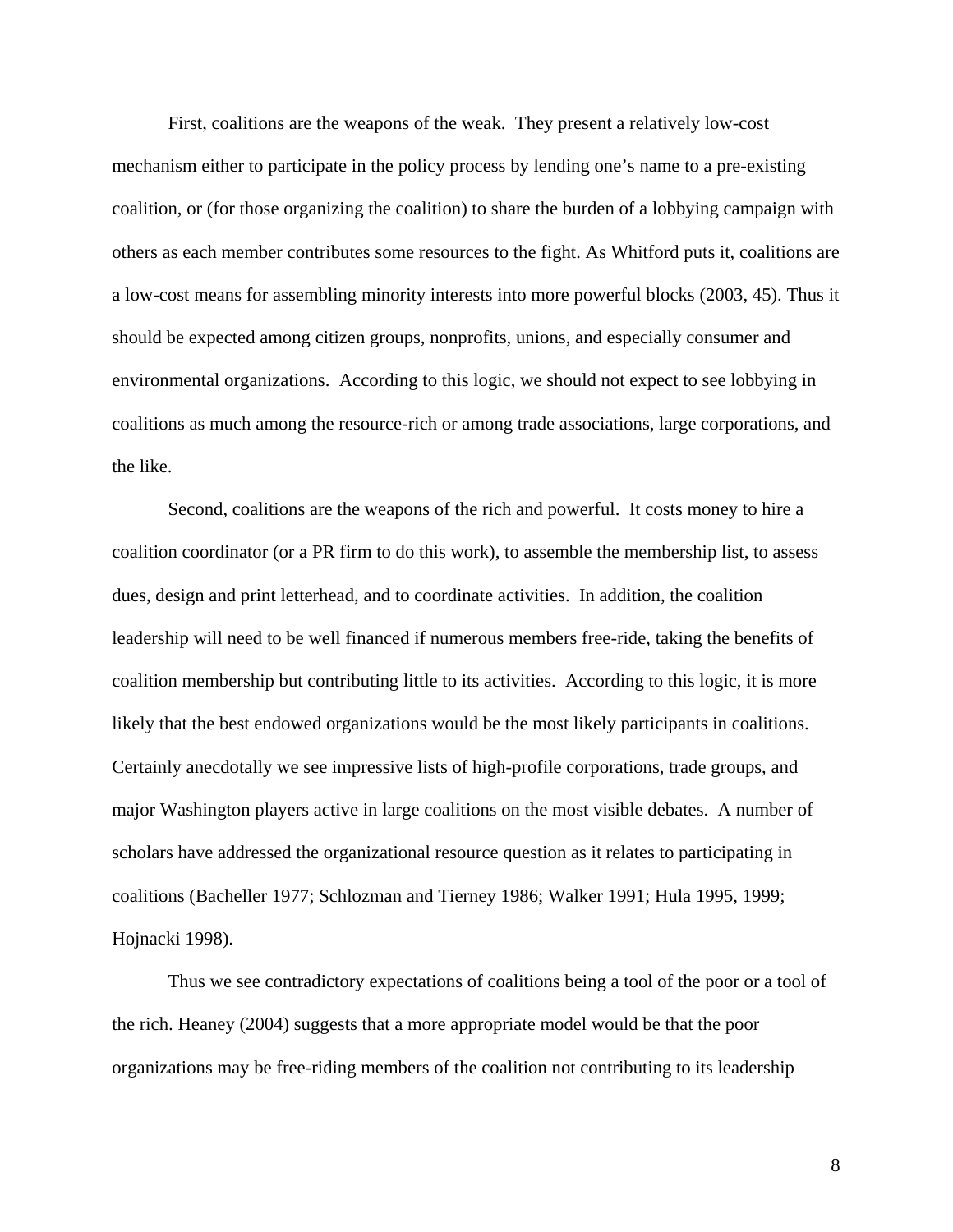First, coalitions are the weapons of the weak. They present a relatively low-cost mechanism either to participate in the policy process by lending one's name to a pre-existing coalition, or (for those organizing the coalition) to share the burden of a lobbying campaign with others as each member contributes some resources to the fight. As Whitford puts it, coalitions are a low-cost means for assembling minority interests into more powerful blocks (2003, 45). Thus it should be expected among citizen groups, nonprofits, unions, and especially consumer and environmental organizations. According to this logic, we should not expect to see lobbying in coalitions as much among the resource-rich or among trade associations, large corporations, and the like.

Second, coalitions are the weapons of the rich and powerful. It costs money to hire a coalition coordinator (or a PR firm to do this work), to assemble the membership list, to assess dues, design and print letterhead, and to coordinate activities. In addition, the coalition leadership will need to be well financed if numerous members free-ride, taking the benefits of coalition membership but contributing little to its activities. According to this logic, it is more likely that the best endowed organizations would be the most likely participants in coalitions. Certainly anecdotally we see impressive lists of high-profile corporations, trade groups, and major Washington players active in large coalitions on the most visible debates. A number of scholars have addressed the organizational resource question as it relates to participating in coalitions (Bacheller 1977; Schlozman and Tierney 1986; Walker 1991; Hula 1995, 1999; Hojnacki 1998).

Thus we see contradictory expectations of coalitions being a tool of the poor or a tool of the rich. Heaney (2004) suggests that a more appropriate model would be that the poor organizations may be free-riding members of the coalition not contributing to its leadership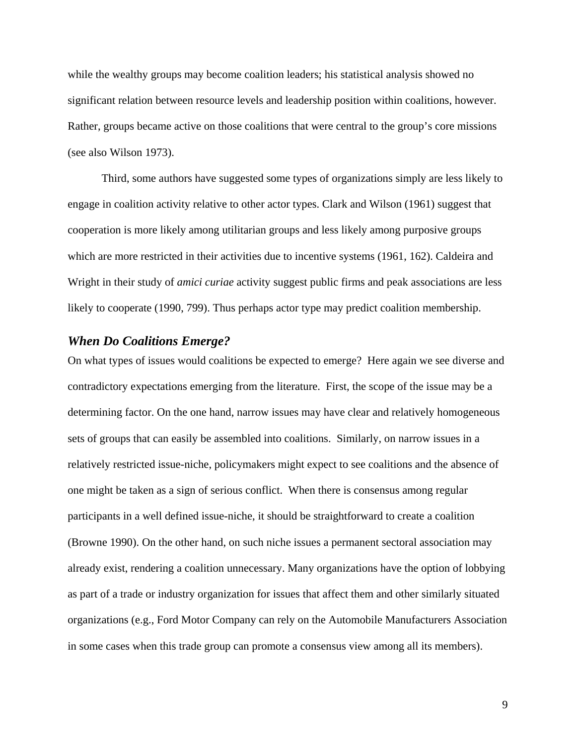while the wealthy groups may become coalition leaders; his statistical analysis showed no significant relation between resource levels and leadership position within coalitions, however. Rather, groups became active on those coalitions that were central to the group's core missions (see also Wilson 1973).

Third, some authors have suggested some types of organizations simply are less likely to engage in coalition activity relative to other actor types. Clark and Wilson (1961) suggest that cooperation is more likely among utilitarian groups and less likely among purposive groups which are more restricted in their activities due to incentive systems (1961, 162). Caldeira and Wright in their study of *amici curiae* activity suggest public firms and peak associations are less likely to cooperate (1990, 799). Thus perhaps actor type may predict coalition membership.

### *When Do Coalitions Emerge?*

On what types of issues would coalitions be expected to emerge? Here again we see diverse and contradictory expectations emerging from the literature. First, the scope of the issue may be a determining factor. On the one hand, narrow issues may have clear and relatively homogeneous sets of groups that can easily be assembled into coalitions. Similarly, on narrow issues in a relatively restricted issue-niche, policymakers might expect to see coalitions and the absence of one might be taken as a sign of serious conflict. When there is consensus among regular participants in a well defined issue-niche, it should be straightforward to create a coalition (Browne 1990). On the other hand, on such niche issues a permanent sectoral association may already exist, rendering a coalition unnecessary. Many organizations have the option of lobbying as part of a trade or industry organization for issues that affect them and other similarly situated organizations (e.g., Ford Motor Company can rely on the Automobile Manufacturers Association in some cases when this trade group can promote a consensus view among all its members).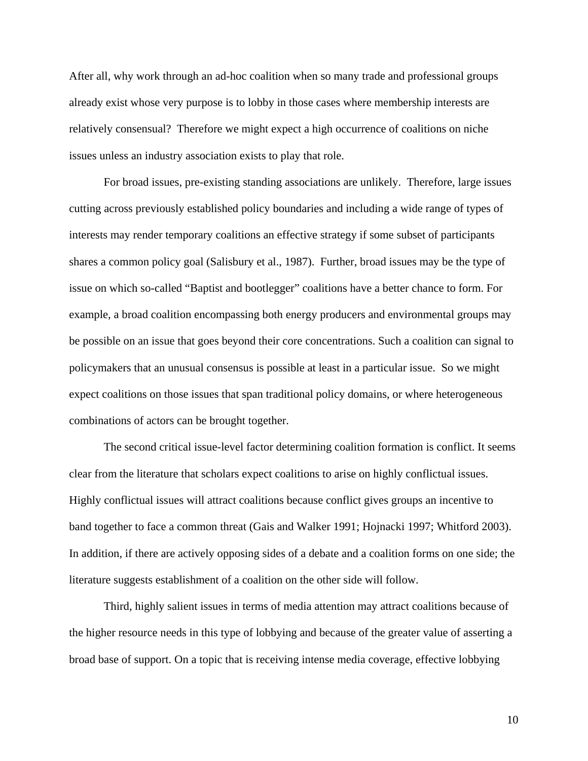After all, why work through an ad-hoc coalition when so many trade and professional groups already exist whose very purpose is to lobby in those cases where membership interests are relatively consensual? Therefore we might expect a high occurrence of coalitions on niche issues unless an industry association exists to play that role.

For broad issues, pre-existing standing associations are unlikely. Therefore, large issues cutting across previously established policy boundaries and including a wide range of types of interests may render temporary coalitions an effective strategy if some subset of participants shares a common policy goal (Salisbury et al., 1987). Further, broad issues may be the type of issue on which so-called "Baptist and bootlegger" coalitions have a better chance to form. For example, a broad coalition encompassing both energy producers and environmental groups may be possible on an issue that goes beyond their core concentrations. Such a coalition can signal to policymakers that an unusual consensus is possible at least in a particular issue. So we might expect coalitions on those issues that span traditional policy domains, or where heterogeneous combinations of actors can be brought together.

The second critical issue-level factor determining coalition formation is conflict. It seems clear from the literature that scholars expect coalitions to arise on highly conflictual issues. Highly conflictual issues will attract coalitions because conflict gives groups an incentive to band together to face a common threat (Gais and Walker 1991; Hojnacki 1997; Whitford 2003). In addition, if there are actively opposing sides of a debate and a coalition forms on one side; the literature suggests establishment of a coalition on the other side will follow.

Third, highly salient issues in terms of media attention may attract coalitions because of the higher resource needs in this type of lobbying and because of the greater value of asserting a broad base of support. On a topic that is receiving intense media coverage, effective lobbying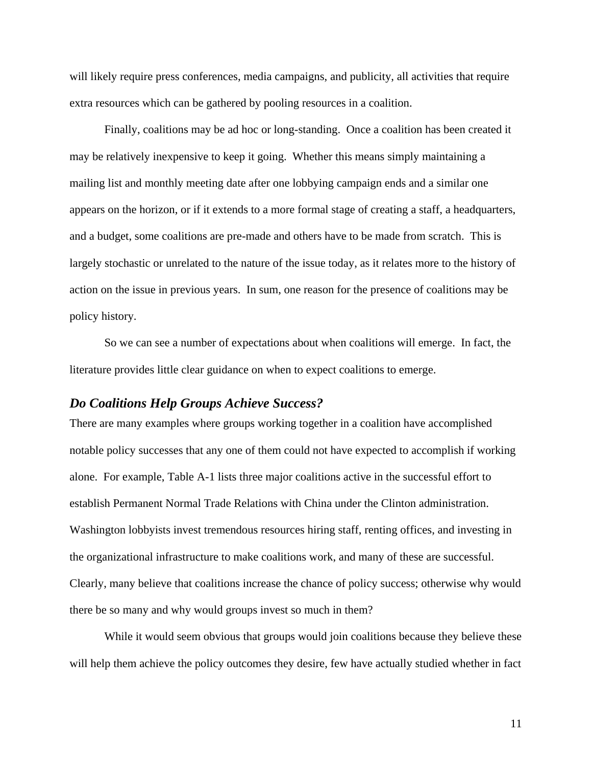will likely require press conferences, media campaigns, and publicity, all activities that require extra resources which can be gathered by pooling resources in a coalition.

Finally, coalitions may be ad hoc or long-standing. Once a coalition has been created it may be relatively inexpensive to keep it going. Whether this means simply maintaining a mailing list and monthly meeting date after one lobbying campaign ends and a similar one appears on the horizon, or if it extends to a more formal stage of creating a staff, a headquarters, and a budget, some coalitions are pre-made and others have to be made from scratch. This is largely stochastic or unrelated to the nature of the issue today, as it relates more to the history of action on the issue in previous years. In sum, one reason for the presence of coalitions may be policy history.

So we can see a number of expectations about when coalitions will emerge. In fact, the literature provides little clear guidance on when to expect coalitions to emerge.

### *Do Coalitions Help Groups Achieve Success?*

There are many examples where groups working together in a coalition have accomplished notable policy successes that any one of them could not have expected to accomplish if working alone. For example, Table A-1 lists three major coalitions active in the successful effort to establish Permanent Normal Trade Relations with China under the Clinton administration. Washington lobbyists invest tremendous resources hiring staff, renting offices, and investing in the organizational infrastructure to make coalitions work, and many of these are successful. Clearly, many believe that coalitions increase the chance of policy success; otherwise why would there be so many and why would groups invest so much in them?

While it would seem obvious that groups would join coalitions because they believe these will help them achieve the policy outcomes they desire, few have actually studied whether in fact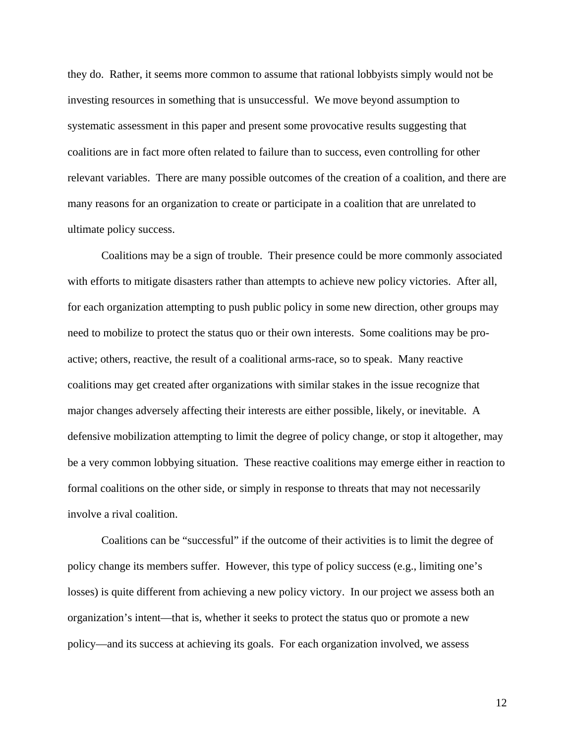they do. Rather, it seems more common to assume that rational lobbyists simply would not be investing resources in something that is unsuccessful. We move beyond assumption to systematic assessment in this paper and present some provocative results suggesting that coalitions are in fact more often related to failure than to success, even controlling for other relevant variables. There are many possible outcomes of the creation of a coalition, and there are many reasons for an organization to create or participate in a coalition that are unrelated to ultimate policy success.

Coalitions may be a sign of trouble. Their presence could be more commonly associated with efforts to mitigate disasters rather than attempts to achieve new policy victories. After all, for each organization attempting to push public policy in some new direction, other groups may need to mobilize to protect the status quo or their own interests. Some coalitions may be pro-active; others, reactive, the result of a coalitional arms-race, so to speak. Many reactive coalitions may get created after organizations with similar stakes in the issue recognize that major changes adversely affecting their interests are either possible, likely, or inevitable. A defensive mobilization attempting to limit the degree of policy change, or stop it altogether, may be a very common lobbying situation. These reactive coalitions may emerge either in reaction to formal coalitions on the other side, or simply in response to threats that may not necessarily involve a rival coalition.

Coalitions can be "successful" if the outcome of their activities is to limit the degree of policy change its members suffer. However, this type of policy success (e.g., limiting one's losses) is quite different from achieving a new policy victory. In our project we assess both an organization's intent—that is, whether it seeks to protect the status quo or promote a new policy—and its success at achieving its goals. For each organization involved, we assess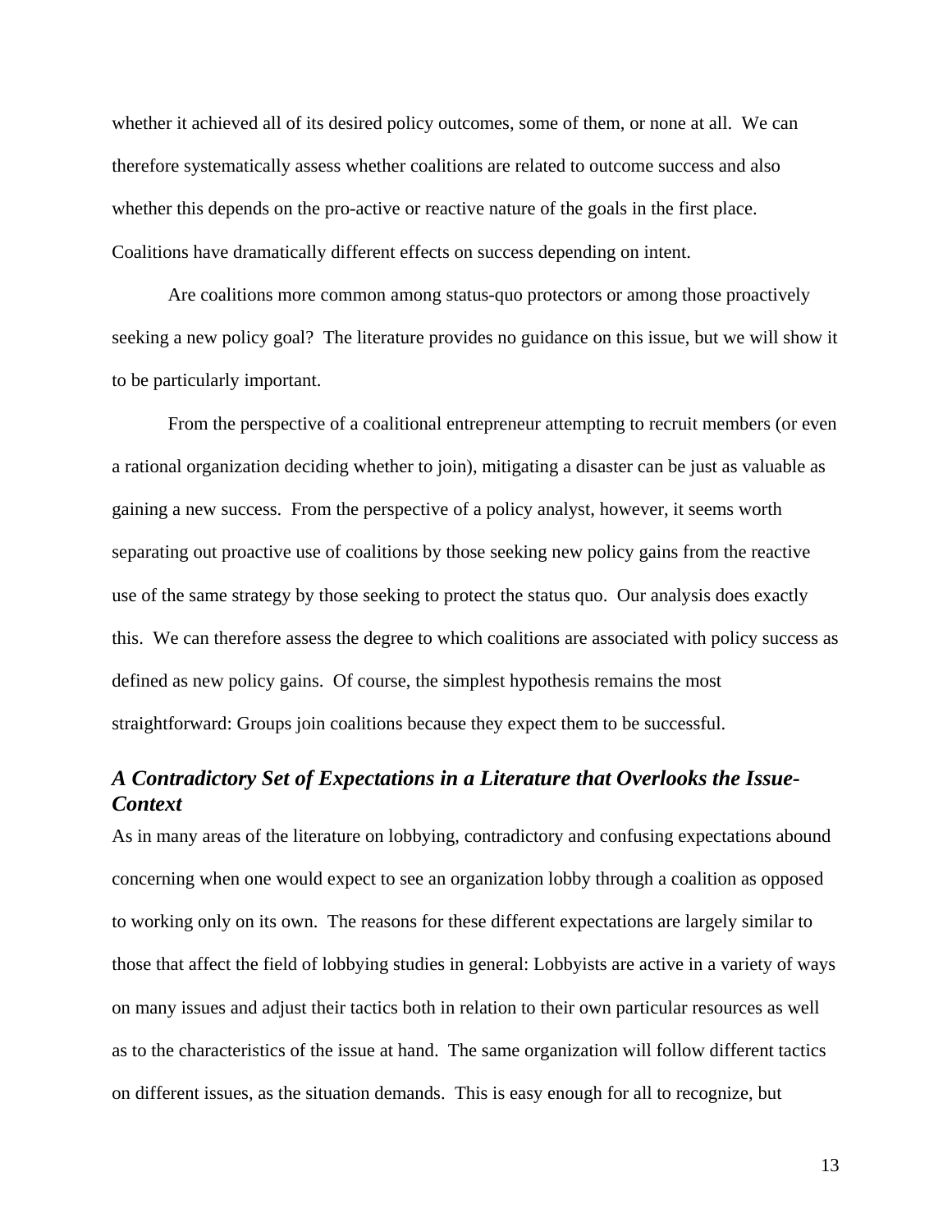whether it achieved all of its desired policy outcomes, some of them, or none at all.  We can therefore systematically assess whether coalitions are related to outcome success and also whether this depends on the pro-active or reactive nature of the goals in the first place. Coalitions have dramatically different effects on success depending on intent.

Are coalitions more common among status-quo protectors or among those proactively seeking a new policy goal?  The literature provides no guidance on this issue, but we will show it to be particularly important.

From the perspective of a coalitional entrepreneur attempting to recruit members (or even a rational organization deciding whether to join), mitigating a disaster can be just as valuable as gaining a new success.  From the perspective of a policy analyst, however, it seems worth separating out proactive use of coalitions by those seeking new policy gains from the reactive use of the same strategy by those seeking to protect the status quo.  Our analysis does exactly this.  We can therefore assess the degree to which coalitions are associated with policy success as defined as new policy gains.  Of course, the simplest hypothesis remains the most straightforward: Groups join coalitions because they expect them to be successful.

### *A Contradictory Set of Expectations in a Literature that Overlooks the Issue-Context*

As in many areas of the literature on lobbying, contradictory and confusing expectations abound concerning when one would expect to see an organization lobby through a coalition as opposed to working only on its own.  The reasons for these different expectations are largely similar to those that affect the field of lobbying studies in general: Lobbyists are active in a variety of ways on many issues and adjust their tactics both in relation to their own particular resources as well as to the characteristics of the issue at hand.  The same organization will follow different tactics on different issues, as the situation demands.  This is easy enough for all to recognize, but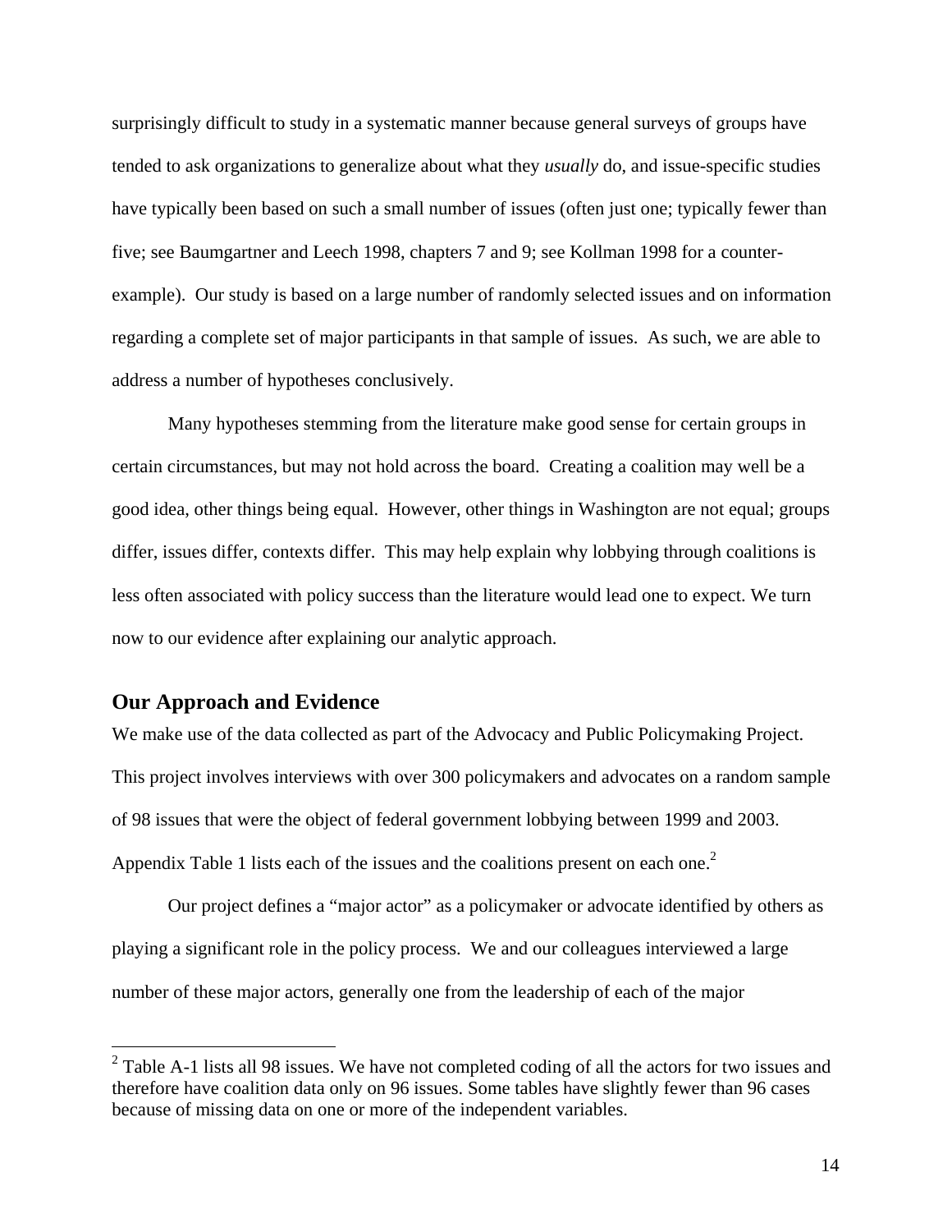surprisingly difficult to study in a systematic manner because general surveys of groups have tended to ask organizations to generalize about what they *usually* do, and issue-specific studies have typically been based on such a small number of issues (often just one; typically fewer than five; see Baumgartner and Leech 1998, chapters 7 and 9; see Kollman 1998 for a counter-example). Our study is based on a large number of randomly selected issues and on information regarding a complete set of major participants in that sample of issues. As such, we are able to address a number of hypotheses conclusively.

Many hypotheses stemming from the literature make good sense for certain groups in certain circumstances, but may not hold across the board. Creating a coalition may well be a good idea, other things being equal. However, other things in Washington are not equal; groups differ, issues differ, contexts differ. This may help explain why lobbying through coalitions is less often associated with policy success than the literature would lead one to expect. We turn now to our evidence after explaining our analytic approach.

## Our Approach and Evidence

We make use of the data collected as part of the Advocacy and Public Policymaking Project. This project involves interviews with over 300 policymakers and advocates on a random sample of 98 issues that were the object of federal government lobbying between 1999 and 2003. Appendix Table 1 lists each of the issues and the coalitions present on each one.[2]

Our project defines a "major actor" as a policymaker or advocate identified by others as playing a significant role in the policy process. We and our colleagues interviewed a large number of these major actors, generally one from the leadership of each of the major

[2] Table A-1 lists all 98 issues. We have not completed coding of all the actors for two issues and therefore have coalition data only on 96 issues. Some tables have slightly fewer than 96 cases because of missing data on one or more of the independent variables.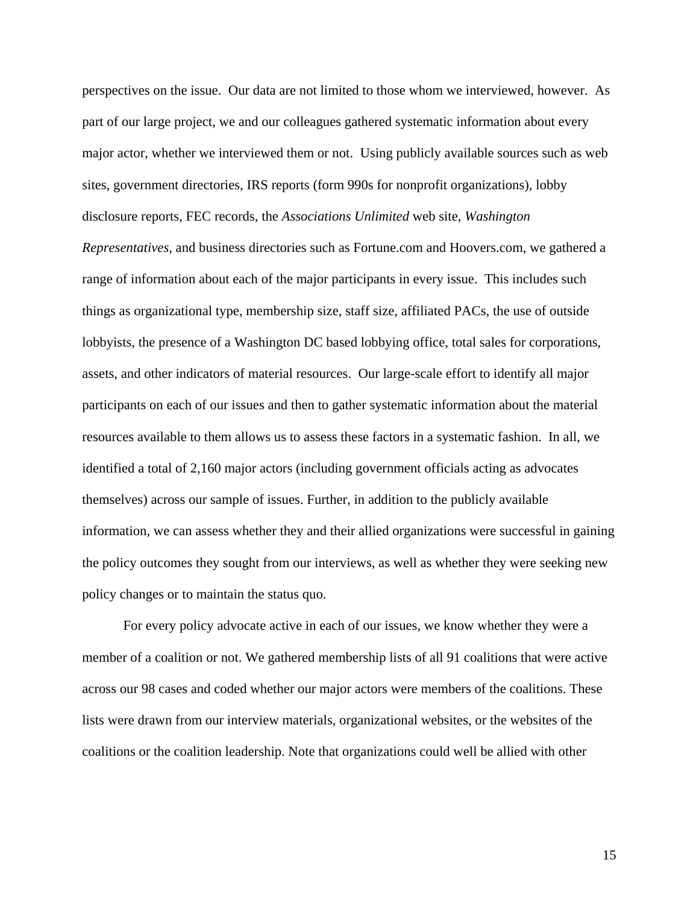perspectives on the issue. Our data are not limited to those whom we interviewed, however. As part of our large project, we and our colleagues gathered systematic information about every major actor, whether we interviewed them or not. Using publicly available sources such as web sites, government directories, IRS reports (form 990s for nonprofit organizations), lobby disclosure reports, FEC records, the *Associations Unlimited* web site, *Washington Representatives*, and business directories such as Fortune.com and Hoovers.com, we gathered a range of information about each of the major participants in every issue. This includes such things as organizational type, membership size, staff size, affiliated PACs, the use of outside lobbyists, the presence of a Washington DC based lobbying office, total sales for corporations, assets, and other indicators of material resources. Our large-scale effort to identify all major participants on each of our issues and then to gather systematic information about the material resources available to them allows us to assess these factors in a systematic fashion. In all, we identified a total of 2,160 major actors (including government officials acting as advocates themselves) across our sample of issues. Further, in addition to the publicly available information, we can assess whether they and their allied organizations were successful in gaining the policy outcomes they sought from our interviews, as well as whether they were seeking new policy changes or to maintain the status quo.

For every policy advocate active in each of our issues, we know whether they were a member of a coalition or not. We gathered membership lists of all 91 coalitions that were active across our 98 cases and coded whether our major actors were members of the coalitions. These lists were drawn from our interview materials, organizational websites, or the websites of the coalitions or the coalition leadership. Note that organizations could well be allied with other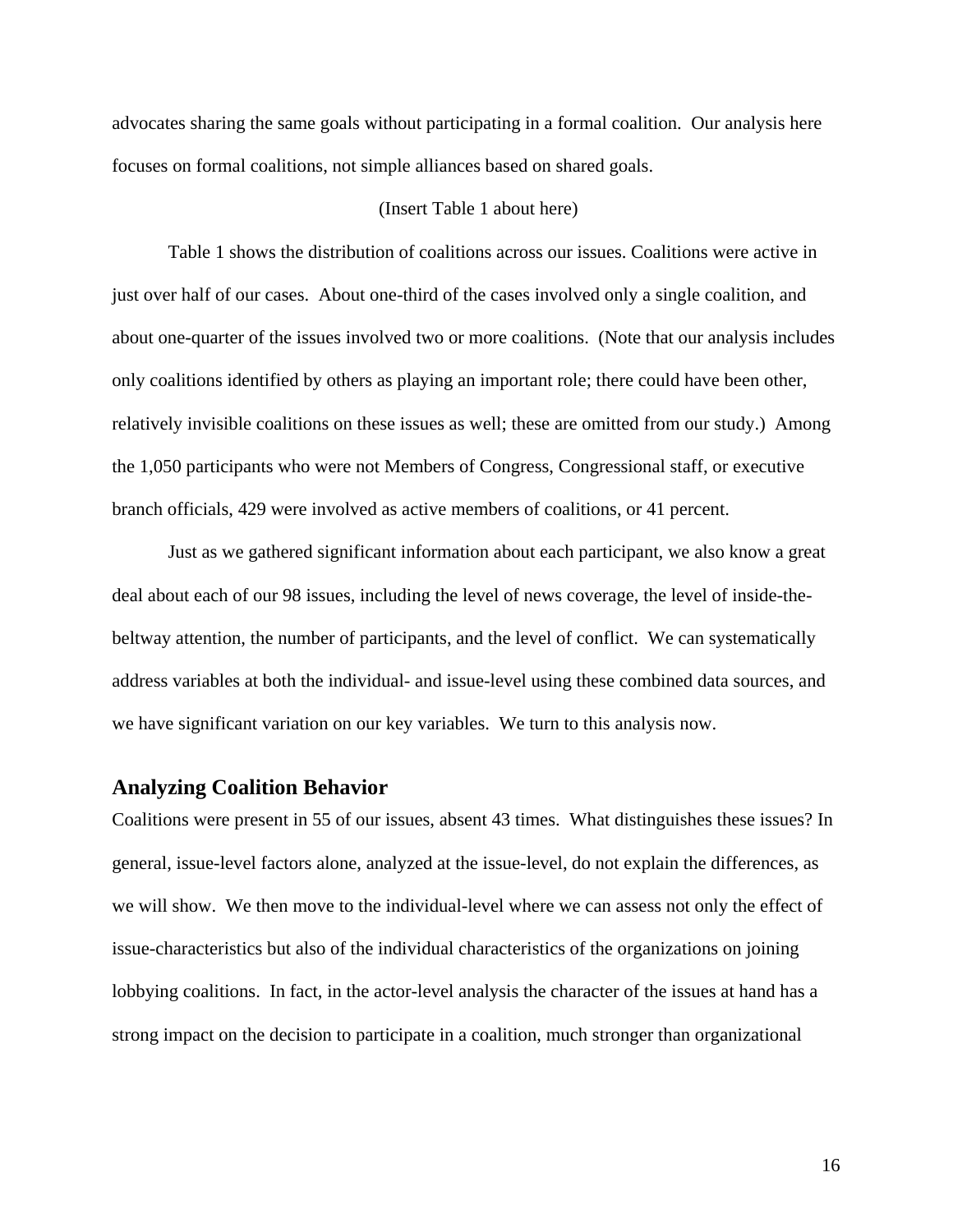advocates sharing the same goals without participating in a formal coalition. Our analysis here focuses on formal coalitions, not simple alliances based on shared goals.

(Insert Table 1 about here)

Table 1 shows the distribution of coalitions across our issues. Coalitions were active in just over half of our cases. About one-third of the cases involved only a single coalition, and about one-quarter of the issues involved two or more coalitions. (Note that our analysis includes only coalitions identified by others as playing an important role; there could have been other, relatively invisible coalitions on these issues as well; these are omitted from our study.) Among the 1,050 participants who were not Members of Congress, Congressional staff, or executive branch officials, 429 were involved as active members of coalitions, or 41 percent.

Just as we gathered significant information about each participant, we also know a great deal about each of our 98 issues, including the level of news coverage, the level of inside-the-beltway attention, the number of participants, and the level of conflict. We can systematically address variables at both the individual- and issue-level using these combined data sources, and we have significant variation on our key variables. We turn to this analysis now.

## Analyzing Coalition Behavior

Coalitions were present in 55 of our issues, absent 43 times. What distinguishes these issues? In general, issue-level factors alone, analyzed at the issue-level, do not explain the differences, as we will show. We then move to the individual-level where we can assess not only the effect of issue-characteristics but also of the individual characteristics of the organizations on joining lobbying coalitions. In fact, in the actor-level analysis the character of the issues at hand has a strong impact on the decision to participate in a coalition, much stronger than organizational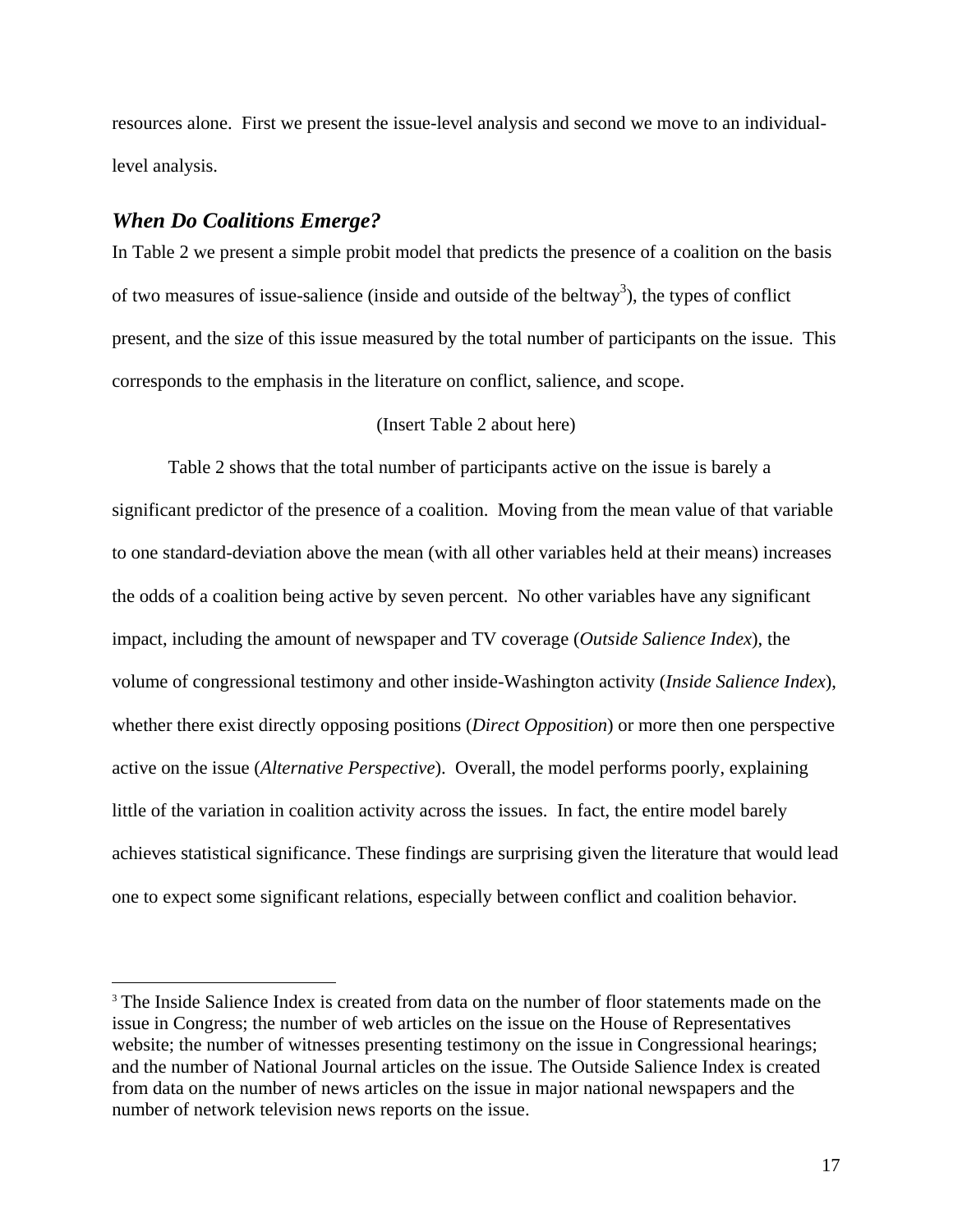resources alone. First we present the issue-level analysis and second we move to an individual-level analysis.

### *When Do Coalitions Emerge?*

In Table 2 we present a simple probit model that predicts the presence of a coalition on the basis of two measures of issue-salience (inside and outside of the beltway[3]), the types of conflict present, and the size of this issue measured by the total number of participants on the issue. This corresponds to the emphasis in the literature on conflict, salience, and scope.

(Insert Table 2 about here)

Table 2 shows that the total number of participants active on the issue is barely a significant predictor of the presence of a coalition. Moving from the mean value of that variable to one standard-deviation above the mean (with all other variables held at their means) increases the odds of a coalition being active by seven percent. No other variables have any significant impact, including the amount of newspaper and TV coverage (*Outside Salience Index*), the volume of congressional testimony and other inside-Washington activity (*Inside Salience Index*), whether there exist directly opposing positions (*Direct Opposition*) or more then one perspective active on the issue (*Alternative Perspective*). Overall, the model performs poorly, explaining little of the variation in coalition activity across the issues. In fact, the entire model barely achieves statistical significance. These findings are surprising given the literature that would lead one to expect some significant relations, especially between conflict and coalition behavior.

---

[3] The Inside Salience Index is created from data on the number of floor statements made on the issue in Congress; the number of web articles on the issue on the House of Representatives website; the number of witnesses presenting testimony on the issue in Congressional hearings; and the number of National Journal articles on the issue. The Outside Salience Index is created from data on the number of news articles on the issue in major national newspapers and the number of network television news reports on the issue.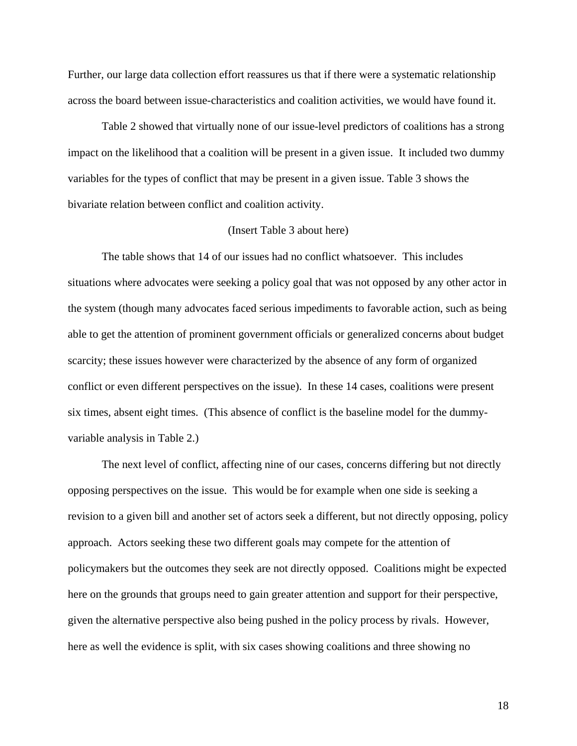Further, our large data collection effort reassures us that if there were a systematic relationship across the board between issue-characteristics and coalition activities, we would have found it.

Table 2 showed that virtually none of our issue-level predictors of coalitions has a strong impact on the likelihood that a coalition will be present in a given issue. It included two dummy variables for the types of conflict that may be present in a given issue. Table 3 shows the bivariate relation between conflict and coalition activity.

(Insert Table 3 about here)

The table shows that 14 of our issues had no conflict whatsoever. This includes situations where advocates were seeking a policy goal that was not opposed by any other actor in the system (though many advocates faced serious impediments to favorable action, such as being able to get the attention of prominent government officials or generalized concerns about budget scarcity; these issues however were characterized by the absence of any form of organized conflict or even different perspectives on the issue). In these 14 cases, coalitions were present six times, absent eight times. (This absence of conflict is the baseline model for the dummy-variable analysis in Table 2.)

The next level of conflict, affecting nine of our cases, concerns differing but not directly opposing perspectives on the issue. This would be for example when one side is seeking a revision to a given bill and another set of actors seek a different, but not directly opposing, policy approach. Actors seeking these two different goals may compete for the attention of policymakers but the outcomes they seek are not directly opposed. Coalitions might be expected here on the grounds that groups need to gain greater attention and support for their perspective, given the alternative perspective also being pushed in the policy process by rivals. However, here as well the evidence is split, with six cases showing coalitions and three showing no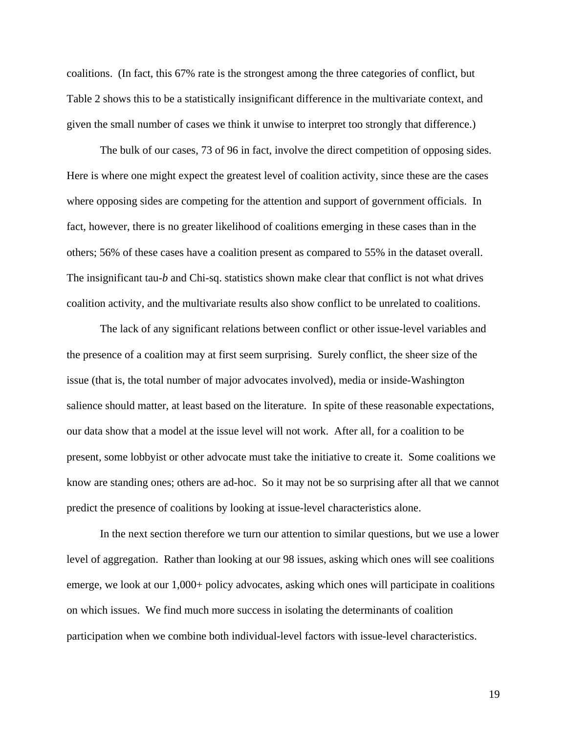coalitions. (In fact, this 67% rate is the strongest among the three categories of conflict, but Table 2 shows this to be a statistically insignificant difference in the multivariate context, and given the small number of cases we think it unwise to interpret too strongly that difference.)

The bulk of our cases, 73 of 96 in fact, involve the direct competition of opposing sides. Here is where one might expect the greatest level of coalition activity, since these are the cases where opposing sides are competing for the attention and support of government officials. In fact, however, there is no greater likelihood of coalitions emerging in these cases than in the others; 56% of these cases have a coalition present as compared to 55% in the dataset overall. The insignificant tau-*b* and Chi-sq. statistics shown make clear that conflict is not what drives coalition activity, and the multivariate results also show conflict to be unrelated to coalitions.

The lack of any significant relations between conflict or other issue-level variables and the presence of a coalition may at first seem surprising. Surely conflict, the sheer size of the issue (that is, the total number of major advocates involved), media or inside-Washington salience should matter, at least based on the literature. In spite of these reasonable expectations, our data show that a model at the issue level will not work. After all, for a coalition to be present, some lobbyist or other advocate must take the initiative to create it. Some coalitions we know are standing ones; others are ad-hoc. So it may not be so surprising after all that we cannot predict the presence of coalitions by looking at issue-level characteristics alone.

In the next section therefore we turn our attention to similar questions, but we use a lower level of aggregation. Rather than looking at our 98 issues, asking which ones will see coalitions emerge, we look at our 1,000+ policy advocates, asking which ones will participate in coalitions on which issues. We find much more success in isolating the determinants of coalition participation when we combine both individual-level factors with issue-level characteristics.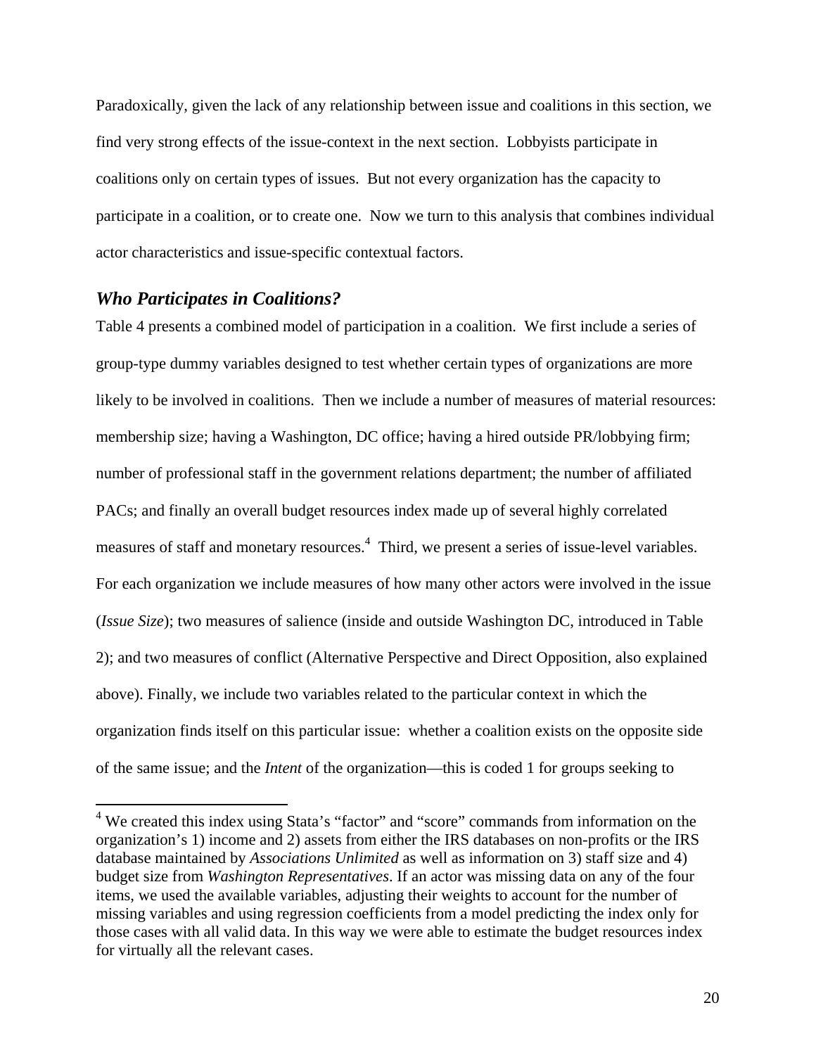Paradoxically, given the lack of any relationship between issue and coalitions in this section, we find very strong effects of the issue-context in the next section. Lobbyists participate in coalitions only on certain types of issues. But not every organization has the capacity to participate in a coalition, or to create one. Now we turn to this analysis that combines individual actor characteristics and issue-specific contextual factors.

### *Who Participates in Coalitions?*

Table 4 presents a combined model of participation in a coalition. We first include a series of group-type dummy variables designed to test whether certain types of organizations are more likely to be involved in coalitions. Then we include a number of measures of material resources: membership size; having a Washington, DC office; having a hired outside PR/lobbying firm; number of professional staff in the government relations department; the number of affiliated PACs; and finally an overall budget resources index made up of several highly correlated measures of staff and monetary resources.[4] Third, we present a series of issue-level variables. For each organization we include measures of how many other actors were involved in the issue (*Issue Size*); two measures of salience (inside and outside Washington DC, introduced in Table 2); and two measures of conflict (Alternative Perspective and Direct Opposition, also explained above). Finally, we include two variables related to the particular context in which the organization finds itself on this particular issue: whether a coalition exists on the opposite side of the same issue; and the *Intent* of the organization—this is coded 1 for groups seeking to

[4] We created this index using Stata's "factor" and "score" commands from information on the organization's 1) income and 2) assets from either the IRS databases on non-profits or the IRS database maintained by *Associations Unlimited* as well as information on 3) staff size and 4) budget size from *Washington Representatives*. If an actor was missing data on any of the four items, we used the available variables, adjusting their weights to account for the number of missing variables and using regression coefficients from a model predicting the index only for those cases with all valid data. In this way we were able to estimate the budget resources index for virtually all the relevant cases.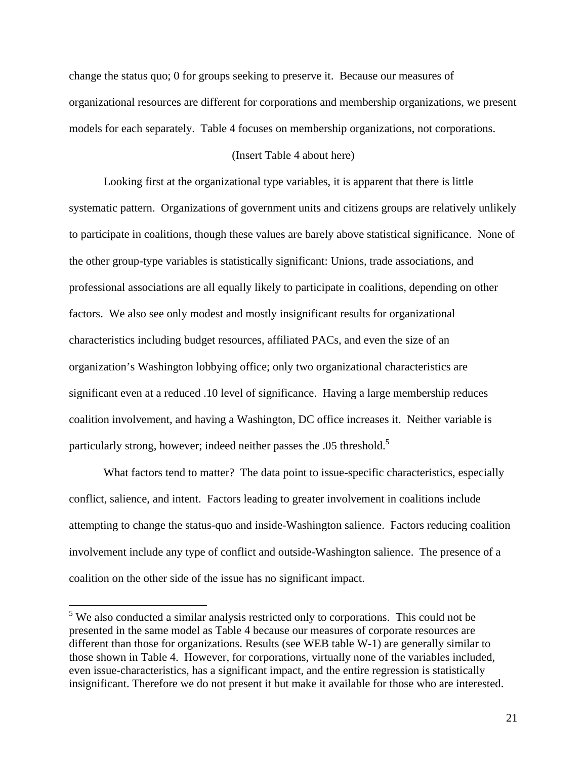change the status quo; 0 for groups seeking to preserve it. Because our measures of organizational resources are different for corporations and membership organizations, we present models for each separately. Table 4 focuses on membership organizations, not corporations.

(Insert Table 4 about here)

Looking first at the organizational type variables, it is apparent that there is little systematic pattern. Organizations of government units and citizens groups are relatively unlikely to participate in coalitions, though these values are barely above statistical significance. None of the other group-type variables is statistically significant: Unions, trade associations, and professional associations are all equally likely to participate in coalitions, depending on other factors. We also see only modest and mostly insignificant results for organizational characteristics including budget resources, affiliated PACs, and even the size of an organization's Washington lobbying office; only two organizational characteristics are significant even at a reduced .10 level of significance. Having a large membership reduces coalition involvement, and having a Washington, DC office increases it. Neither variable is particularly strong, however; indeed neither passes the .05 threshold.[5]

What factors tend to matter? The data point to issue-specific characteristics, especially conflict, salience, and intent. Factors leading to greater involvement in coalitions include attempting to change the status-quo and inside-Washington salience. Factors reducing coalition involvement include any type of conflict and outside-Washington salience. The presence of a coalition on the other side of the issue has no significant impact.

[5] We also conducted a similar analysis restricted only to corporations. This could not be presented in the same model as Table 4 because our measures of corporate resources are different than those for organizations. Results (see WEB table W-1) are generally similar to those shown in Table 4. However, for corporations, virtually none of the variables included, even issue-characteristics, has a significant impact, and the entire regression is statistically insignificant. Therefore we do not present it but make it available for those who are interested.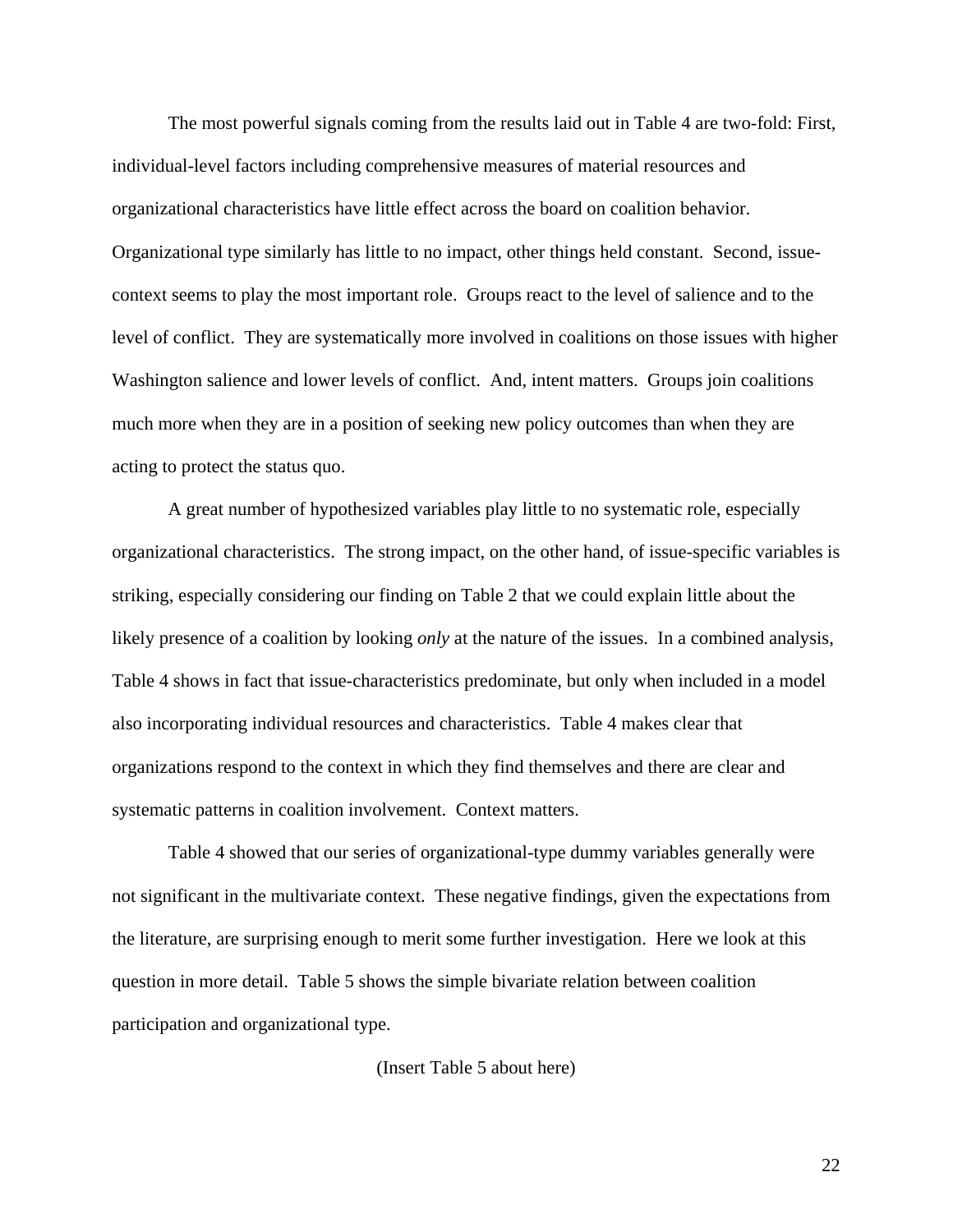The most powerful signals coming from the results laid out in Table 4 are two-fold: First, individual-level factors including comprehensive measures of material resources and organizational characteristics have little effect across the board on coalition behavior. Organizational type similarly has little to no impact, other things held constant. Second, issue-context seems to play the most important role. Groups react to the level of salience and to the level of conflict. They are systematically more involved in coalitions on those issues with higher Washington salience and lower levels of conflict. And, intent matters. Groups join coalitions much more when they are in a position of seeking new policy outcomes than when they are acting to protect the status quo.

A great number of hypothesized variables play little to no systematic role, especially organizational characteristics. The strong impact, on the other hand, of issue-specific variables is striking, especially considering our finding on Table 2 that we could explain little about the likely presence of a coalition by looking *only* at the nature of the issues. In a combined analysis, Table 4 shows in fact that issue-characteristics predominate, but only when included in a model also incorporating individual resources and characteristics. Table 4 makes clear that organizations respond to the context in which they find themselves and there are clear and systematic patterns in coalition involvement. Context matters.

Table 4 showed that our series of organizational-type dummy variables generally were not significant in the multivariate context. These negative findings, given the expectations from the literature, are surprising enough to merit some further investigation. Here we look at this question in more detail. Table 5 shows the simple bivariate relation between coalition participation and organizational type.

(Insert Table 5 about here)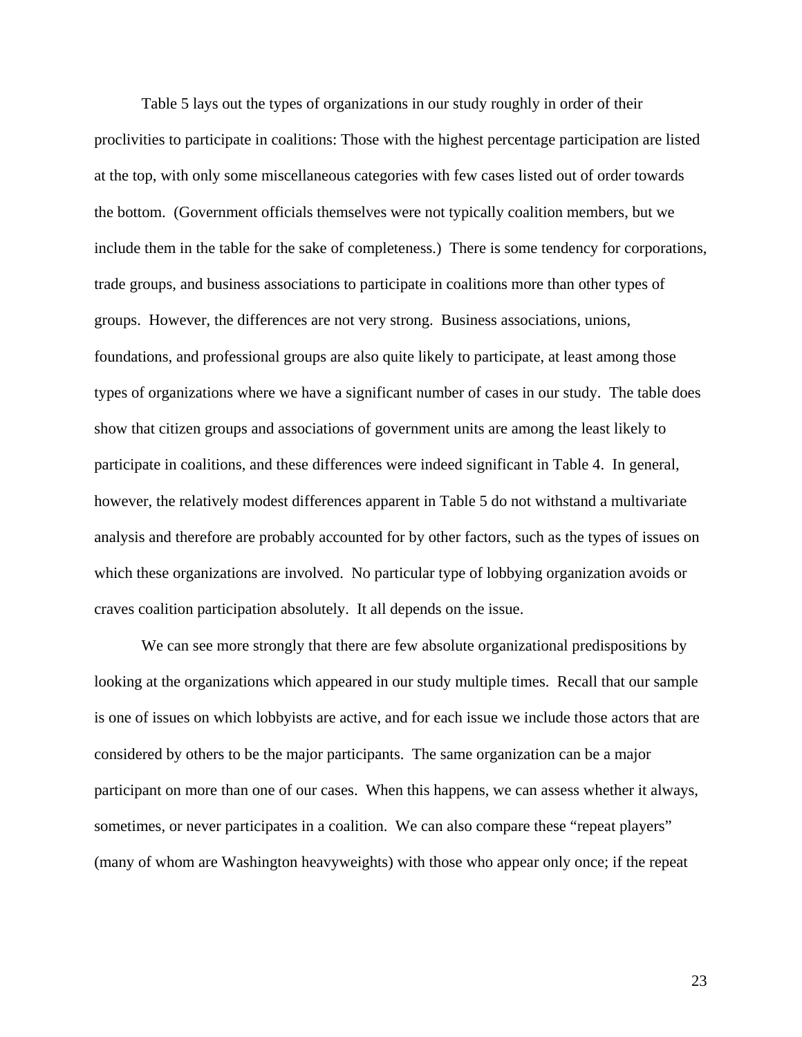Table 5 lays out the types of organizations in our study roughly in order of their proclivities to participate in coalitions: Those with the highest percentage participation are listed at the top, with only some miscellaneous categories with few cases listed out of order towards the bottom. (Government officials themselves were not typically coalition members, but we include them in the table for the sake of completeness.) There is some tendency for corporations, trade groups, and business associations to participate in coalitions more than other types of groups. However, the differences are not very strong. Business associations, unions, foundations, and professional groups are also quite likely to participate, at least among those types of organizations where we have a significant number of cases in our study. The table does show that citizen groups and associations of government units are among the least likely to participate in coalitions, and these differences were indeed significant in Table 4. In general, however, the relatively modest differences apparent in Table 5 do not withstand a multivariate analysis and therefore are probably accounted for by other factors, such as the types of issues on which these organizations are involved. No particular type of lobbying organization avoids or craves coalition participation absolutely. It all depends on the issue.

We can see more strongly that there are few absolute organizational predispositions by looking at the organizations which appeared in our study multiple times. Recall that our sample is one of issues on which lobbyists are active, and for each issue we include those actors that are considered by others to be the major participants. The same organization can be a major participant on more than one of our cases. When this happens, we can assess whether it always, sometimes, or never participates in a coalition. We can also compare these "repeat players" (many of whom are Washington heavyweights) with those who appear only once; if the repeat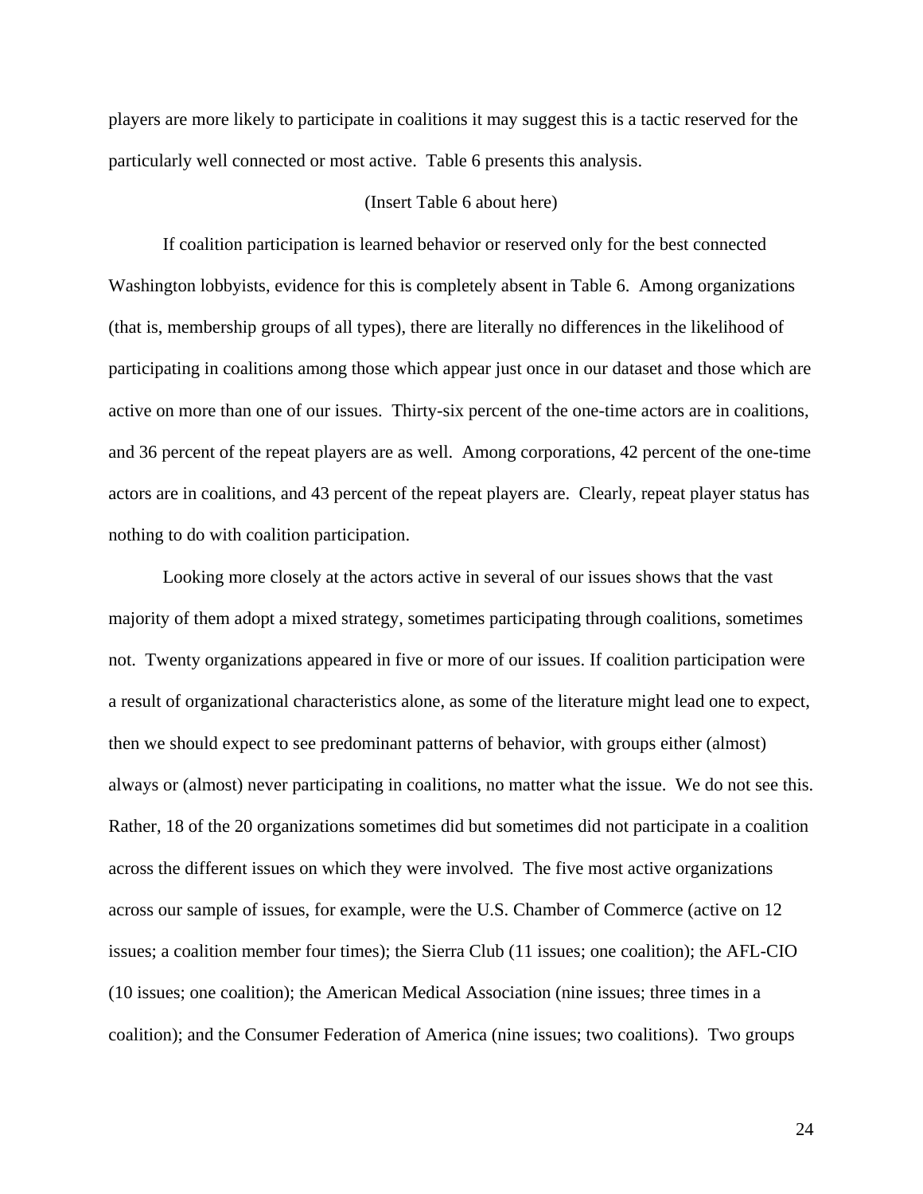players are more likely to participate in coalitions it may suggest this is a tactic reserved for the particularly well connected or most active. Table 6 presents this analysis.

(Insert Table 6 about here)

If coalition participation is learned behavior or reserved only for the best connected Washington lobbyists, evidence for this is completely absent in Table 6. Among organizations (that is, membership groups of all types), there are literally no differences in the likelihood of participating in coalitions among those which appear just once in our dataset and those which are active on more than one of our issues. Thirty-six percent of the one-time actors are in coalitions, and 36 percent of the repeat players are as well. Among corporations, 42 percent of the one-time actors are in coalitions, and 43 percent of the repeat players are. Clearly, repeat player status has nothing to do with coalition participation.

Looking more closely at the actors active in several of our issues shows that the vast majority of them adopt a mixed strategy, sometimes participating through coalitions, sometimes not. Twenty organizations appeared in five or more of our issues. If coalition participation were a result of organizational characteristics alone, as some of the literature might lead one to expect, then we should expect to see predominant patterns of behavior, with groups either (almost) always or (almost) never participating in coalitions, no matter what the issue. We do not see this. Rather, 18 of the 20 organizations sometimes did but sometimes did not participate in a coalition across the different issues on which they were involved. The five most active organizations across our sample of issues, for example, were the U.S. Chamber of Commerce (active on 12 issues; a coalition member four times); the Sierra Club (11 issues; one coalition); the AFL-CIO (10 issues; one coalition); the American Medical Association (nine issues; three times in a coalition); and the Consumer Federation of America (nine issues; two coalitions). Two groups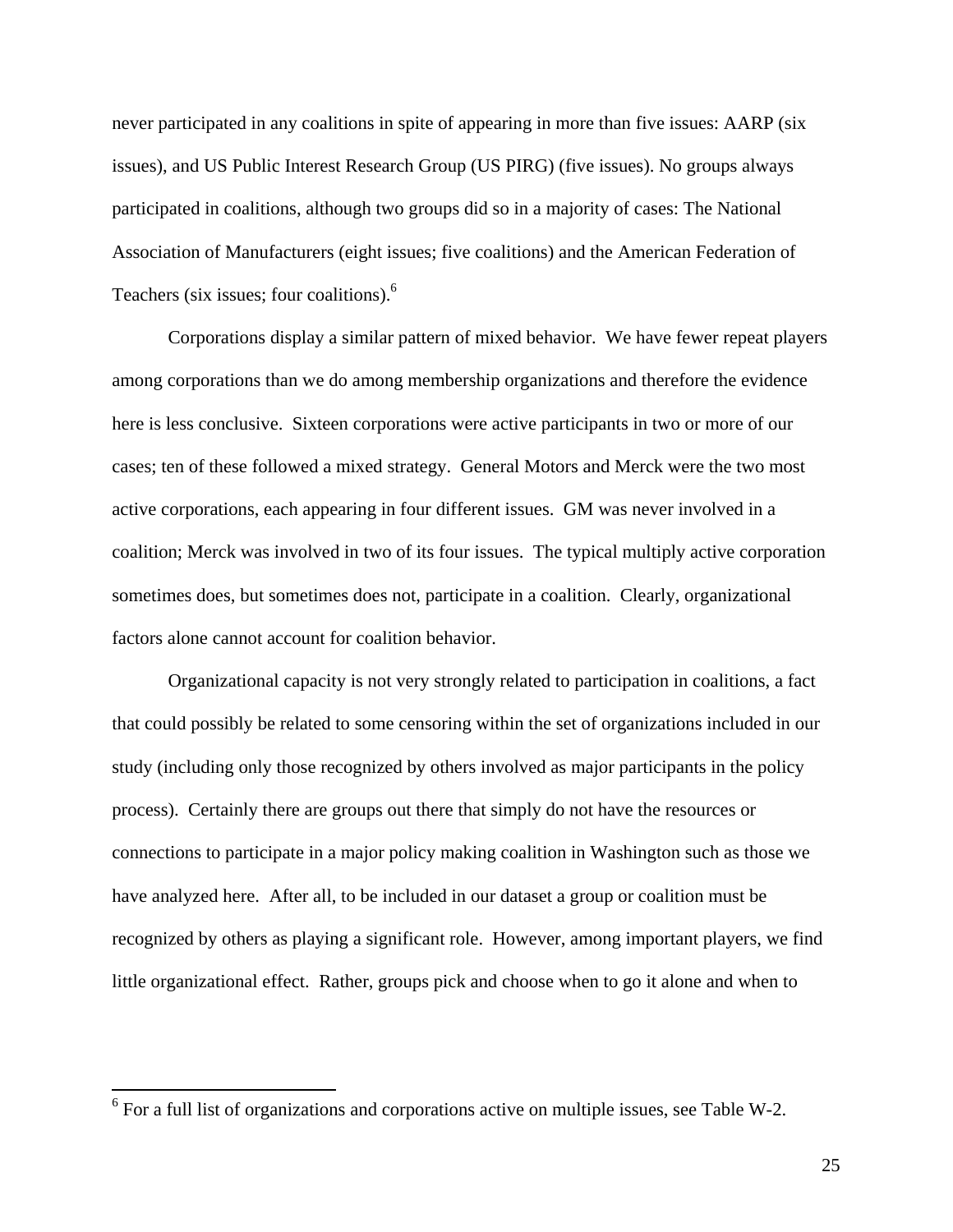never participated in any coalitions in spite of appearing in more than five issues: AARP (six issues), and US Public Interest Research Group (US PIRG) (five issues). No groups always participated in coalitions, although two groups did so in a majority of cases: The National Association of Manufacturers (eight issues; five coalitions) and the American Federation of Teachers (six issues; four coalitions).[6]

Corporations display a similar pattern of mixed behavior. We have fewer repeat players among corporations than we do among membership organizations and therefore the evidence here is less conclusive. Sixteen corporations were active participants in two or more of our cases; ten of these followed a mixed strategy. General Motors and Merck were the two most active corporations, each appearing in four different issues. GM was never involved in a coalition; Merck was involved in two of its four issues. The typical multiply active corporation sometimes does, but sometimes does not, participate in a coalition. Clearly, organizational factors alone cannot account for coalition behavior.

Organizational capacity is not very strongly related to participation in coalitions, a fact that could possibly be related to some censoring within the set of organizations included in our study (including only those recognized by others involved as major participants in the policy process). Certainly there are groups out there that simply do not have the resources or connections to participate in a major policy making coalition in Washington such as those we have analyzed here. After all, to be included in our dataset a group or coalition must be recognized by others as playing a significant role. However, among important players, we find little organizational effect. Rather, groups pick and choose when to go it alone and when to

[6] For a full list of organizations and corporations active on multiple issues, see Table W-2.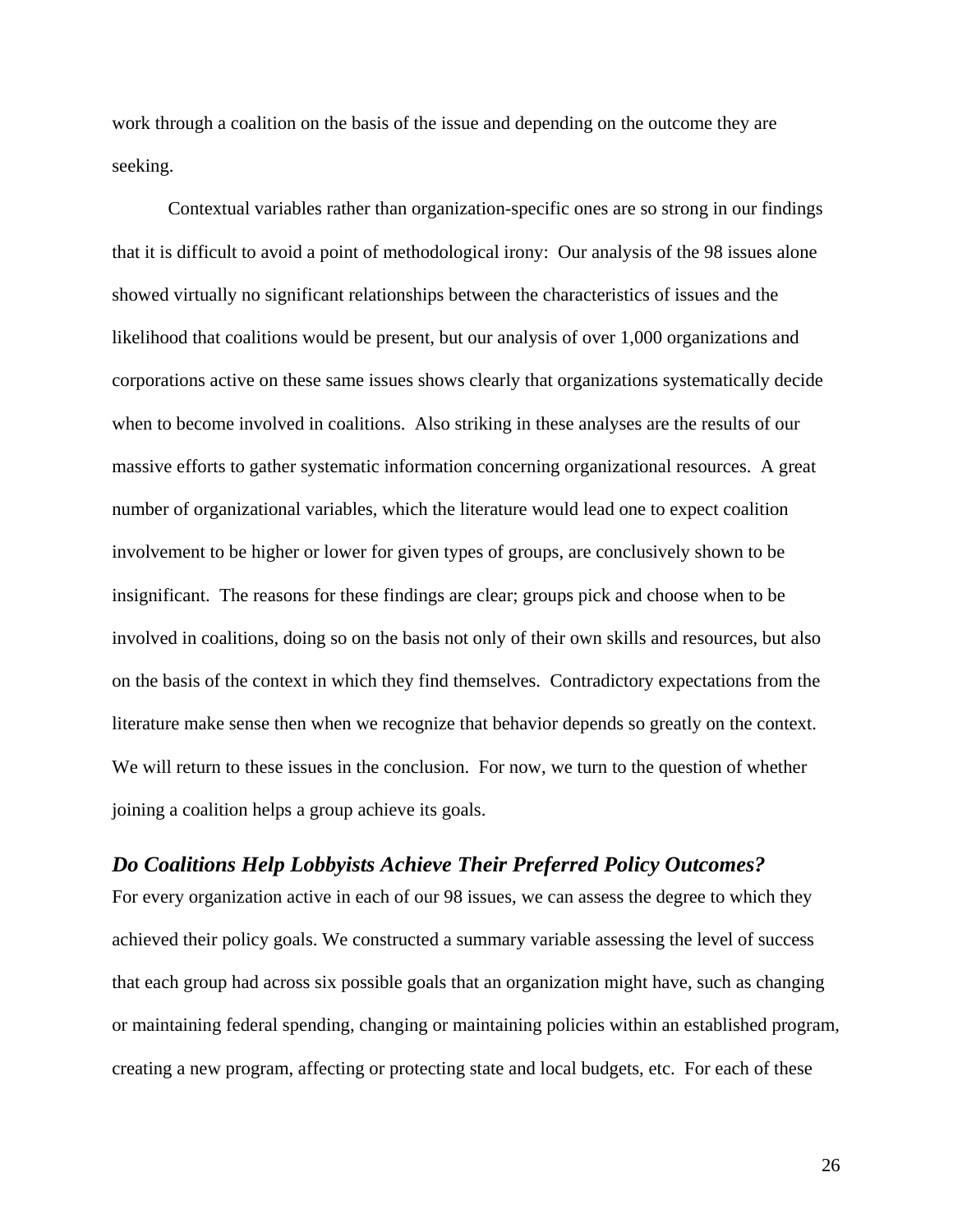work through a coalition on the basis of the issue and depending on the outcome they are seeking.

Contextual variables rather than organization-specific ones are so strong in our findings that it is difficult to avoid a point of methodological irony: Our analysis of the 98 issues alone showed virtually no significant relationships between the characteristics of issues and the likelihood that coalitions would be present, but our analysis of over 1,000 organizations and corporations active on these same issues shows clearly that organizations systematically decide when to become involved in coalitions. Also striking in these analyses are the results of our massive efforts to gather systematic information concerning organizational resources. A great number of organizational variables, which the literature would lead one to expect coalition involvement to be higher or lower for given types of groups, are conclusively shown to be insignificant. The reasons for these findings are clear; groups pick and choose when to be involved in coalitions, doing so on the basis not only of their own skills and resources, but also on the basis of the context in which they find themselves. Contradictory expectations from the literature make sense then when we recognize that behavior depends so greatly on the context. We will return to these issues in the conclusion. For now, we turn to the question of whether joining a coalition helps a group achieve its goals.

## *Do Coalitions Help Lobbyists Achieve Their Preferred Policy Outcomes?*

For every organization active in each of our 98 issues, we can assess the degree to which they achieved their policy goals. We constructed a summary variable assessing the level of success that each group had across six possible goals that an organization might have, such as changing or maintaining federal spending, changing or maintaining policies within an established program, creating a new program, affecting or protecting state and local budgets, etc. For each of these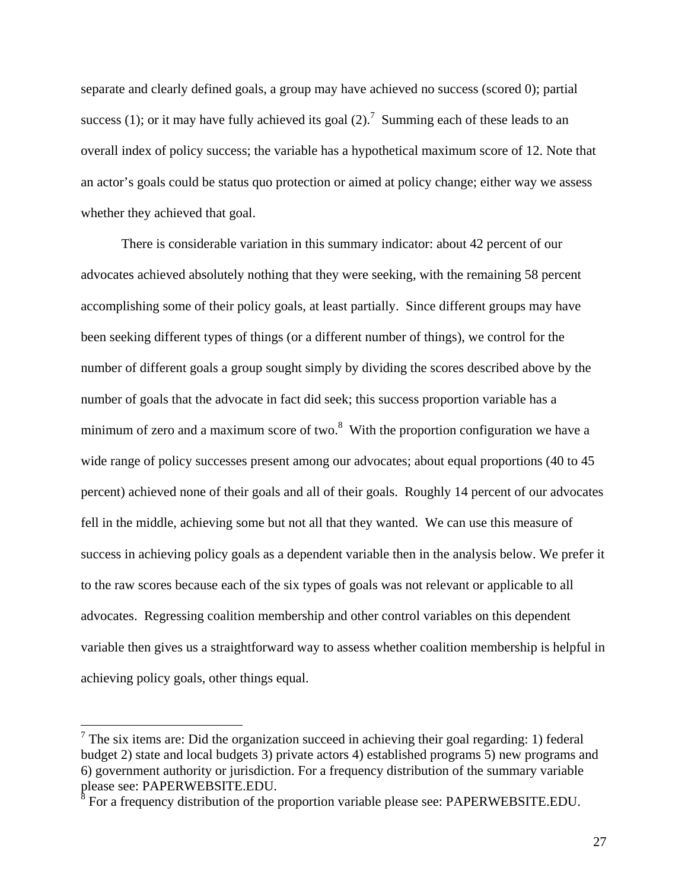separate and clearly defined goals, a group may have achieved no success (scored 0); partial success (1); or it may have fully achieved its goal (2).[7] Summing each of these leads to an overall index of policy success; the variable has a hypothetical maximum score of 12. Note that an actor's goals could be status quo protection or aimed at policy change; either way we assess whether they achieved that goal.

There is considerable variation in this summary indicator: about 42 percent of our advocates achieved absolutely nothing that they were seeking, with the remaining 58 percent accomplishing some of their policy goals, at least partially. Since different groups may have been seeking different types of things (or a different number of things), we control for the number of different goals a group sought simply by dividing the scores described above by the number of goals that the advocate in fact did seek; this success proportion variable has a minimum of zero and a maximum score of two.[8] With the proportion configuration we have a wide range of policy successes present among our advocates; about equal proportions (40 to 45 percent) achieved none of their goals and all of their goals. Roughly 14 percent of our advocates fell in the middle, achieving some but not all that they wanted. We can use this measure of success in achieving policy goals as a dependent variable then in the analysis below. We prefer it to the raw scores because each of the six types of goals was not relevant or applicable to all advocates. Regressing coalition membership and other control variables on this dependent variable then gives us a straightforward way to assess whether coalition membership is helpful in achieving policy goals, other things equal.

---

[7] The six items are: Did the organization succeed in achieving their goal regarding: 1) federal budget 2) state and local budgets 3) private actors 4) established programs 5) new programs and 6) government authority or jurisdiction. For a frequency distribution of the summary variable please see: PAPERWEBSITE.EDU.

[8] For a frequency distribution of the proportion variable please see: PAPERWEBSITE.EDU.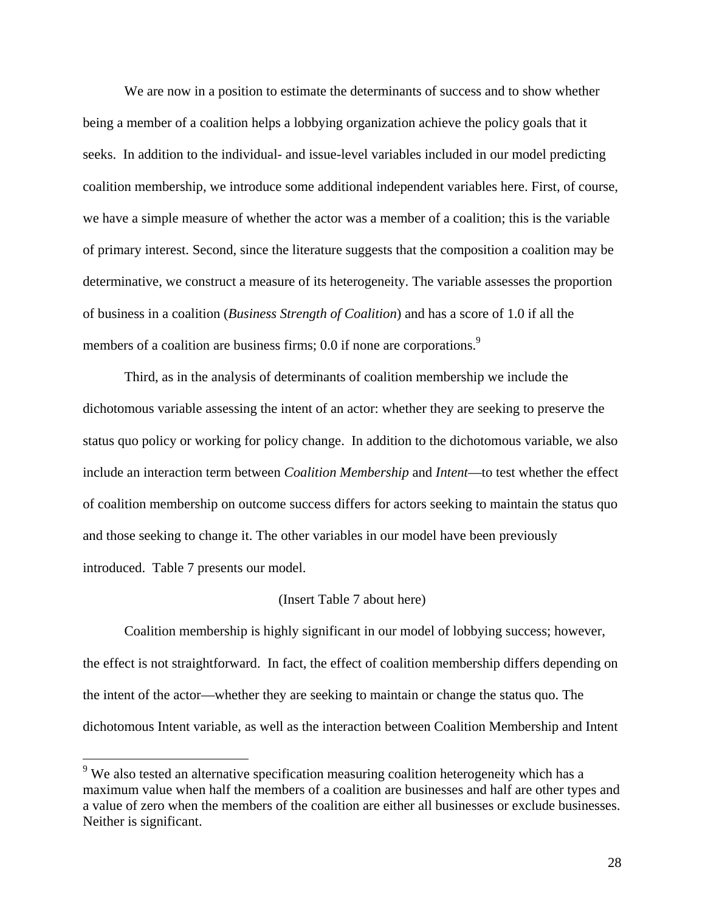We are now in a position to estimate the determinants of success and to show whether being a member of a coalition helps a lobbying organization achieve the policy goals that it seeks. In addition to the individual- and issue-level variables included in our model predicting coalition membership, we introduce some additional independent variables here. First, of course, we have a simple measure of whether the actor was a member of a coalition; this is the variable of primary interest. Second, since the literature suggests that the composition a coalition may be determinative, we construct a measure of its heterogeneity. The variable assesses the proportion of business in a coalition (*Business Strength of Coalition*) and has a score of 1.0 if all the members of a coalition are business firms; 0.0 if none are corporations.[9]

Third, as in the analysis of determinants of coalition membership we include the dichotomous variable assessing the intent of an actor: whether they are seeking to preserve the status quo policy or working for policy change. In addition to the dichotomous variable, we also include an interaction term between *Coalition Membership* and *Intent*—to test whether the effect of coalition membership on outcome success differs for actors seeking to maintain the status quo and those seeking to change it. The other variables in our model have been previously introduced. Table 7 presents our model.

(Insert Table 7 about here)

Coalition membership is highly significant in our model of lobbying success; however, the effect is not straightforward. In fact, the effect of coalition membership differs depending on the intent of the actor—whether they are seeking to maintain or change the status quo. The dichotomous Intent variable, as well as the interaction between Coalition Membership and Intent

---

[9] We also tested an alternative specification measuring coalition heterogeneity which has a maximum value when half the members of a coalition are businesses and half are other types and a value of zero when the members of the coalition are either all businesses or exclude businesses. Neither is significant.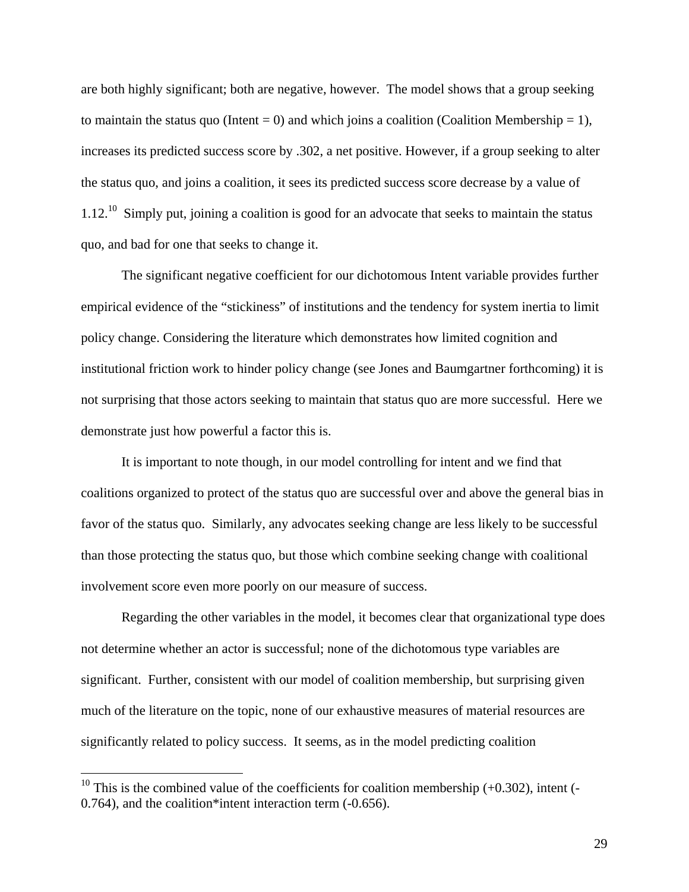are both highly significant; both are negative, however. The model shows that a group seeking to maintain the status quo (Intent = 0) and which joins a coalition (Coalition Membership = 1), increases its predicted success score by .302, a net positive. However, if a group seeking to alter the status quo, and joins a coalition, it sees its predicted success score decrease by a value of 1.12.[10] Simply put, joining a coalition is good for an advocate that seeks to maintain the status quo, and bad for one that seeks to change it.

The significant negative coefficient for our dichotomous Intent variable provides further empirical evidence of the "stickiness" of institutions and the tendency for system inertia to limit policy change. Considering the literature which demonstrates how limited cognition and institutional friction work to hinder policy change (see Jones and Baumgartner forthcoming) it is not surprising that those actors seeking to maintain that status quo are more successful. Here we demonstrate just how powerful a factor this is.

It is important to note though, in our model controlling for intent and we find that coalitions organized to protect of the status quo are successful over and above the general bias in favor of the status quo. Similarly, any advocates seeking change are less likely to be successful than those protecting the status quo, but those which combine seeking change with coalitional involvement score even more poorly on our measure of success.

Regarding the other variables in the model, it becomes clear that organizational type does not determine whether an actor is successful; none of the dichotomous type variables are significant. Further, consistent with our model of coalition membership, but surprising given much of the literature on the topic, none of our exhaustive measures of material resources are significantly related to policy success. It seems, as in the model predicting coalition

---

[10] This is the combined value of the coefficients for coalition membership (+0.302), intent (-0.764), and the coalition*intent interaction term (-0.656).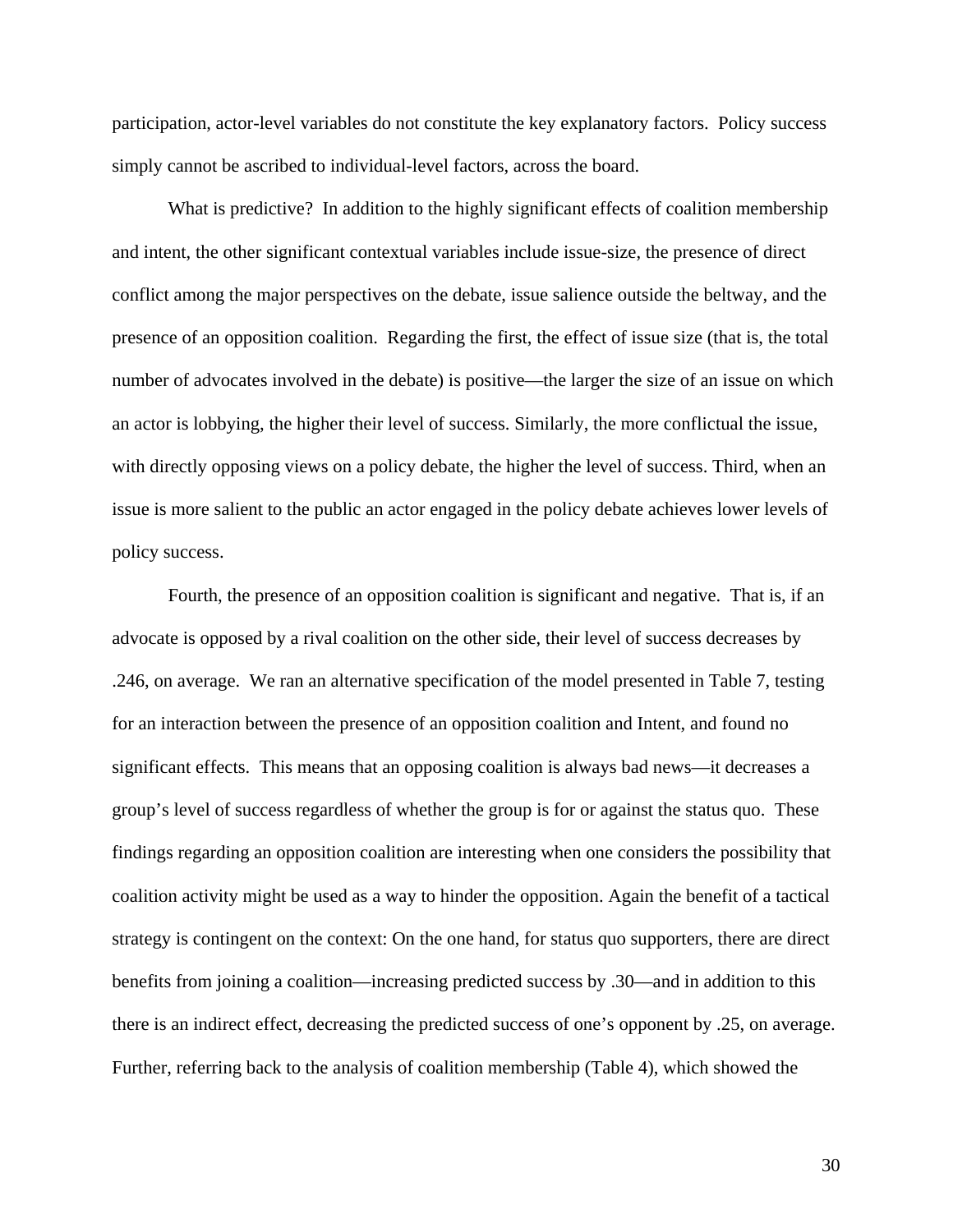participation, actor-level variables do not constitute the key explanatory factors. Policy success simply cannot be ascribed to individual-level factors, across the board.

What is predictive? In addition to the highly significant effects of coalition membership and intent, the other significant contextual variables include issue-size, the presence of direct conflict among the major perspectives on the debate, issue salience outside the beltway, and the presence of an opposition coalition. Regarding the first, the effect of issue size (that is, the total number of advocates involved in the debate) is positive—the larger the size of an issue on which an actor is lobbying, the higher their level of success. Similarly, the more conflictual the issue, with directly opposing views on a policy debate, the higher the level of success. Third, when an issue is more salient to the public an actor engaged in the policy debate achieves lower levels of policy success.

Fourth, the presence of an opposition coalition is significant and negative. That is, if an advocate is opposed by a rival coalition on the other side, their level of success decreases by .246, on average. We ran an alternative specification of the model presented in Table 7, testing for an interaction between the presence of an opposition coalition and Intent, and found no significant effects. This means that an opposing coalition is always bad news—it decreases a group's level of success regardless of whether the group is for or against the status quo. These findings regarding an opposition coalition are interesting when one considers the possibility that coalition activity might be used as a way to hinder the opposition. Again the benefit of a tactical strategy is contingent on the context: On the one hand, for status quo supporters, there are direct benefits from joining a coalition—increasing predicted success by .30—and in addition to this there is an indirect effect, decreasing the predicted success of one's opponent by .25, on average. Further, referring back to the analysis of coalition membership (Table 4), which showed the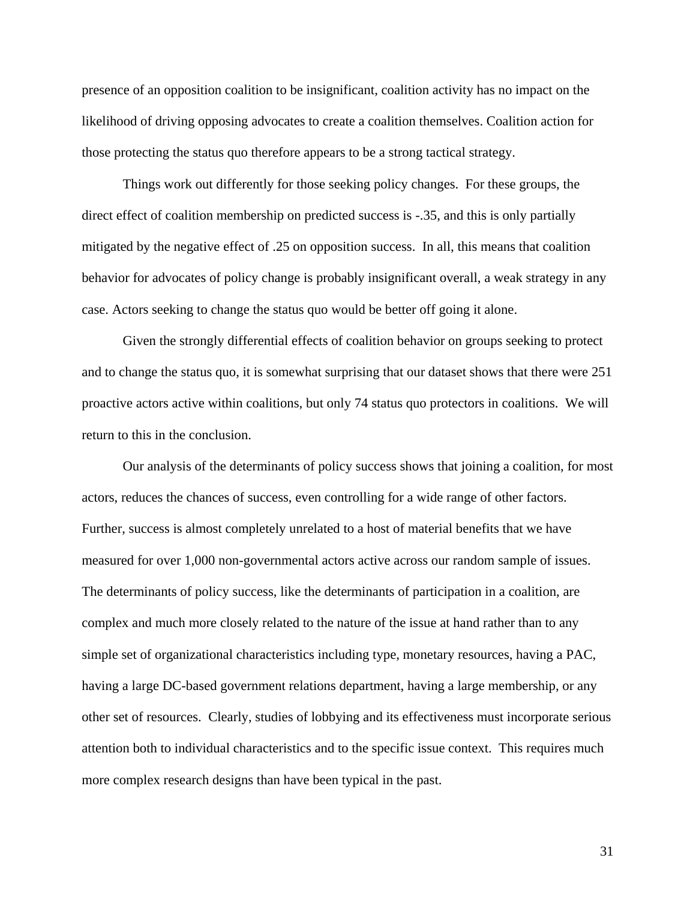presence of an opposition coalition to be insignificant, coalition activity has no impact on the likelihood of driving opposing advocates to create a coalition themselves. Coalition action for those protecting the status quo therefore appears to be a strong tactical strategy.

Things work out differently for those seeking policy changes. For these groups, the direct effect of coalition membership on predicted success is -.35, and this is only partially mitigated by the negative effect of .25 on opposition success. In all, this means that coalition behavior for advocates of policy change is probably insignificant overall, a weak strategy in any case. Actors seeking to change the status quo would be better off going it alone.

Given the strongly differential effects of coalition behavior on groups seeking to protect and to change the status quo, it is somewhat surprising that our dataset shows that there were 251 proactive actors active within coalitions, but only 74 status quo protectors in coalitions. We will return to this in the conclusion.

Our analysis of the determinants of policy success shows that joining a coalition, for most actors, reduces the chances of success, even controlling for a wide range of other factors. Further, success is almost completely unrelated to a host of material benefits that we have measured for over 1,000 non-governmental actors active across our random sample of issues. The determinants of policy success, like the determinants of participation in a coalition, are complex and much more closely related to the nature of the issue at hand rather than to any simple set of organizational characteristics including type, monetary resources, having a PAC, having a large DC-based government relations department, having a large membership, or any other set of resources. Clearly, studies of lobbying and its effectiveness must incorporate serious attention both to individual characteristics and to the specific issue context. This requires much more complex research designs than have been typical in the past.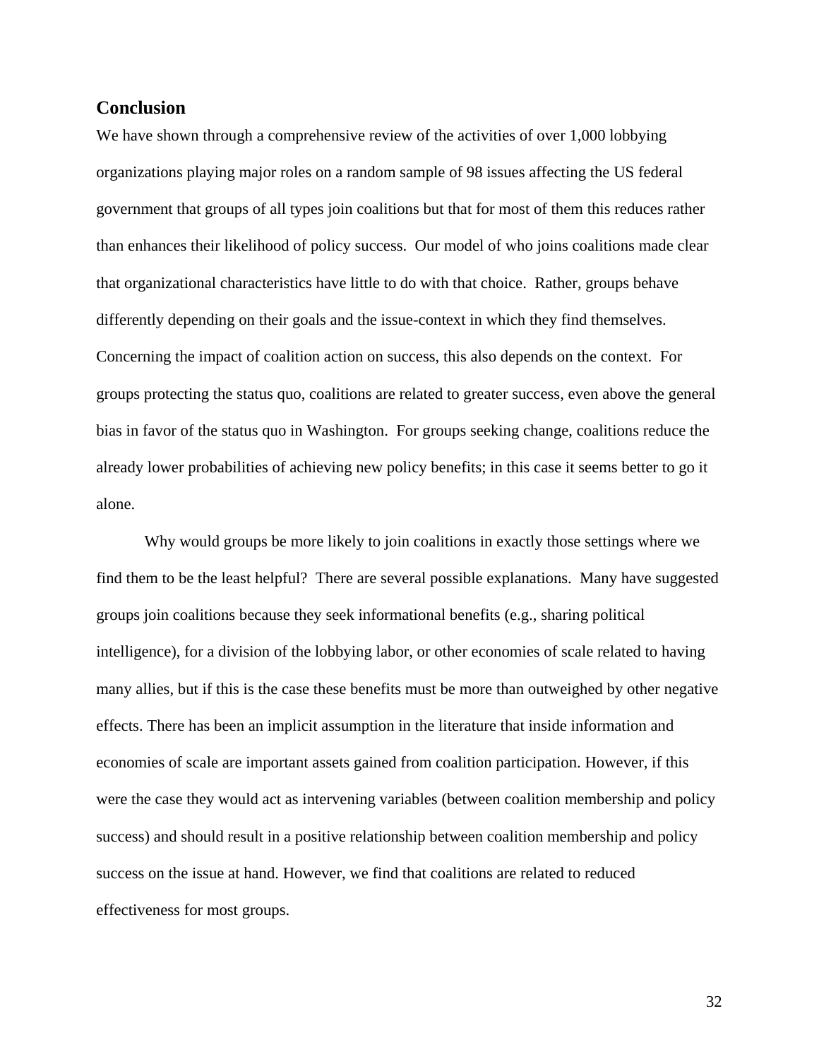## Conclusion

We have shown through a comprehensive review of the activities of over 1,000 lobbying organizations playing major roles on a random sample of 98 issues affecting the US federal government that groups of all types join coalitions but that for most of them this reduces rather than enhances their likelihood of policy success. Our model of who joins coalitions made clear that organizational characteristics have little to do with that choice. Rather, groups behave differently depending on their goals and the issue-context in which they find themselves. Concerning the impact of coalition action on success, this also depends on the context. For groups protecting the status quo, coalitions are related to greater success, even above the general bias in favor of the status quo in Washington. For groups seeking change, coalitions reduce the already lower probabilities of achieving new policy benefits; in this case it seems better to go it alone.

Why would groups be more likely to join coalitions in exactly those settings where we find them to be the least helpful? There are several possible explanations. Many have suggested groups join coalitions because they seek informational benefits (e.g., sharing political intelligence), for a division of the lobbying labor, or other economies of scale related to having many allies, but if this is the case these benefits must be more than outweighed by other negative effects. There has been an implicit assumption in the literature that inside information and economies of scale are important assets gained from coalition participation. However, if this were the case they would act as intervening variables (between coalition membership and policy success) and should result in a positive relationship between coalition membership and policy success on the issue at hand. However, we find that coalitions are related to reduced effectiveness for most groups.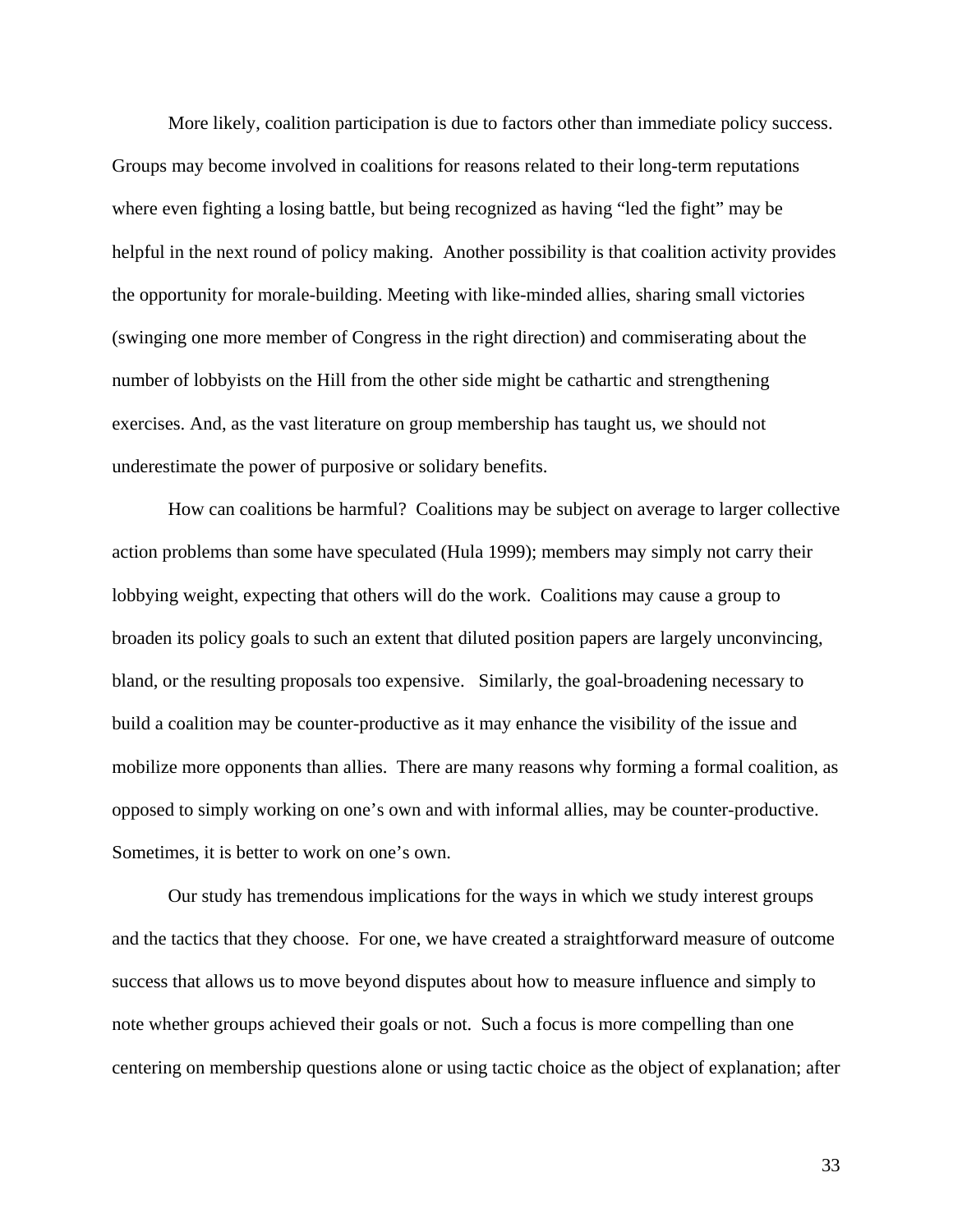More likely, coalition participation is due to factors other than immediate policy success. Groups may become involved in coalitions for reasons related to their long-term reputations where even fighting a losing battle, but being recognized as having "led the fight" may be helpful in the next round of policy making. Another possibility is that coalition activity provides the opportunity for morale-building. Meeting with like-minded allies, sharing small victories (swinging one more member of Congress in the right direction) and commiserating about the number of lobbyists on the Hill from the other side might be cathartic and strengthening exercises. And, as the vast literature on group membership has taught us, we should not underestimate the power of purposive or solidary benefits.

How can coalitions be harmful? Coalitions may be subject on average to larger collective action problems than some have speculated (Hula 1999); members may simply not carry their lobbying weight, expecting that others will do the work. Coalitions may cause a group to broaden its policy goals to such an extent that diluted position papers are largely unconvincing, bland, or the resulting proposals too expensive. Similarly, the goal-broadening necessary to build a coalition may be counter-productive as it may enhance the visibility of the issue and mobilize more opponents than allies. There are many reasons why forming a formal coalition, as opposed to simply working on one's own and with informal allies, may be counter-productive. Sometimes, it is better to work on one's own.

Our study has tremendous implications for the ways in which we study interest groups and the tactics that they choose. For one, we have created a straightforward measure of outcome success that allows us to move beyond disputes about how to measure influence and simply to note whether groups achieved their goals or not. Such a focus is more compelling than one centering on membership questions alone or using tactic choice as the object of explanation; after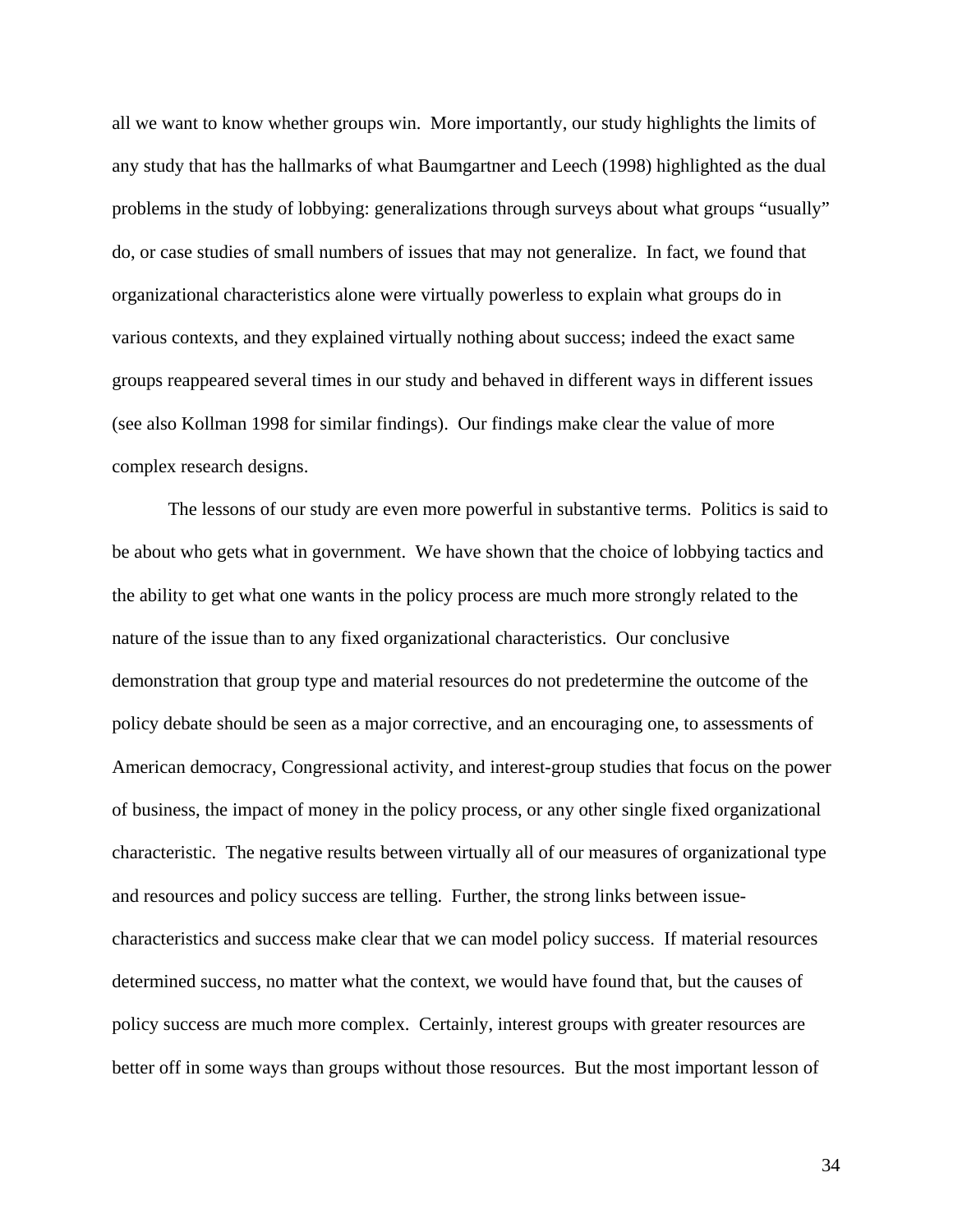all we want to know whether groups win. More importantly, our study highlights the limits of any study that has the hallmarks of what Baumgartner and Leech (1998) highlighted as the dual problems in the study of lobbying: generalizations through surveys about what groups "usually" do, or case studies of small numbers of issues that may not generalize. In fact, we found that organizational characteristics alone were virtually powerless to explain what groups do in various contexts, and they explained virtually nothing about success; indeed the exact same groups reappeared several times in our study and behaved in different ways in different issues (see also Kollman 1998 for similar findings). Our findings make clear the value of more complex research designs.

The lessons of our study are even more powerful in substantive terms. Politics is said to be about who gets what in government. We have shown that the choice of lobbying tactics and the ability to get what one wants in the policy process are much more strongly related to the nature of the issue than to any fixed organizational characteristics. Our conclusive demonstration that group type and material resources do not predetermine the outcome of the policy debate should be seen as a major corrective, and an encouraging one, to assessments of American democracy, Congressional activity, and interest-group studies that focus on the power of business, the impact of money in the policy process, or any other single fixed organizational characteristic. The negative results between virtually all of our measures of organizational type and resources and policy success are telling. Further, the strong links between issue-characteristics and success make clear that we can model policy success. If material resources determined success, no matter what the context, we would have found that, but the causes of policy success are much more complex. Certainly, interest groups with greater resources are better off in some ways than groups without those resources. But the most important lesson of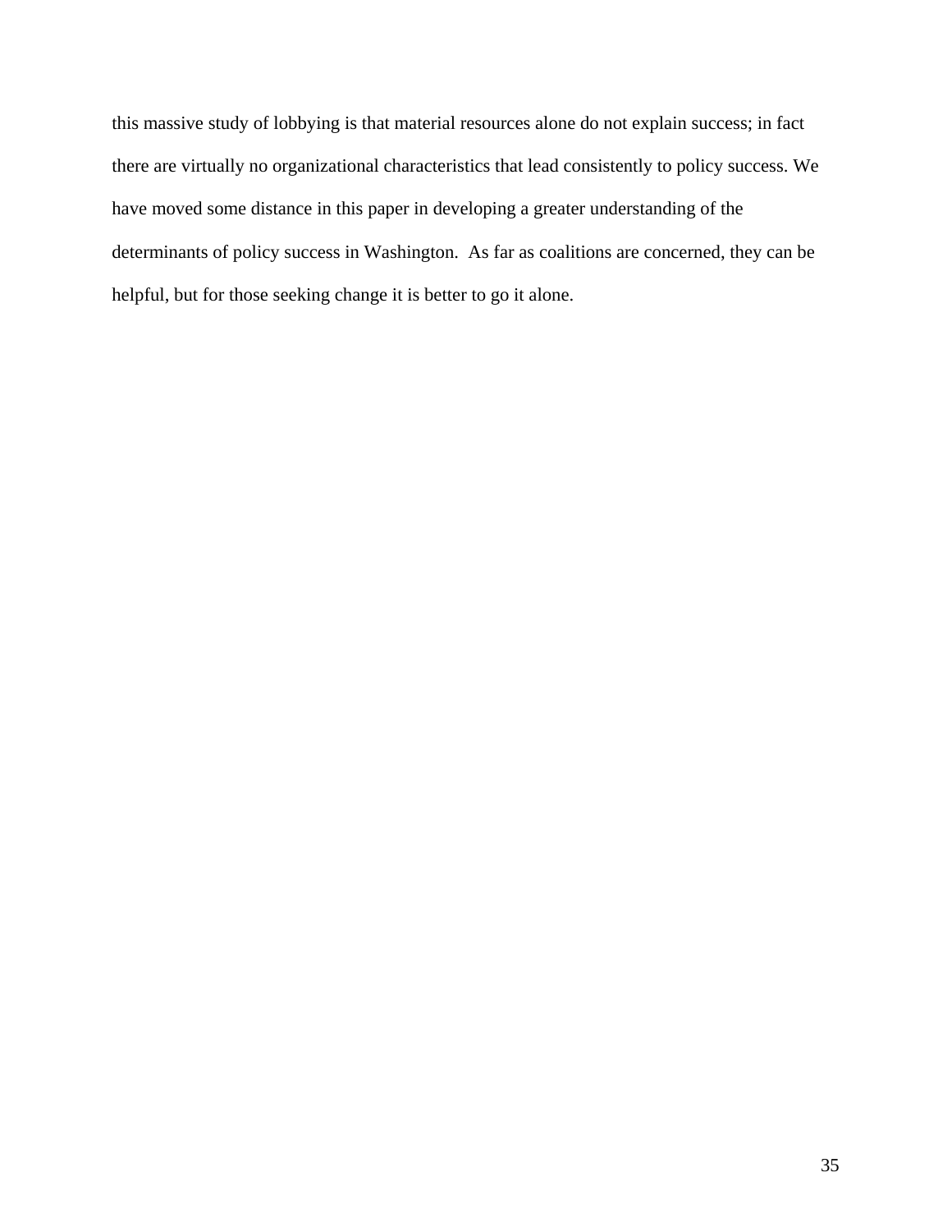this massive study of lobbying is that material resources alone do not explain success; in fact there are virtually no organizational characteristics that lead consistently to policy success. We have moved some distance in this paper in developing a greater understanding of the determinants of policy success in Washington. As far as coalitions are concerned, they can be helpful, but for those seeking change it is better to go it alone.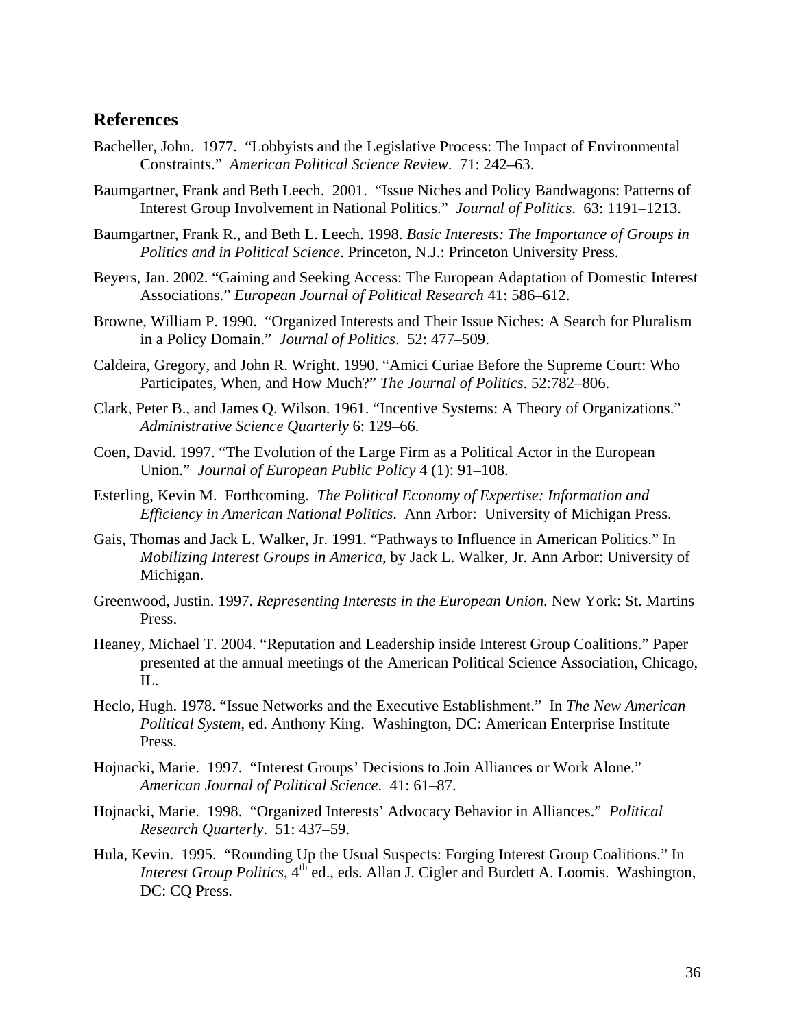## References

Bacheller, John. 1977. "Lobbyists and the Legislative Process: The Impact of Environmental Constraints." *American Political Science Review*. 71: 242–63.

Baumgartner, Frank and Beth Leech. 2001. "Issue Niches and Policy Bandwagons: Patterns of Interest Group Involvement in National Politics." *Journal of Politics*. 63: 1191–1213.

Baumgartner, Frank R., and Beth L. Leech. 1998. *Basic Interests: The Importance of Groups in Politics and in Political Science*. Princeton, N.J.: Princeton University Press.

Beyers, Jan. 2002. "Gaining and Seeking Access: The European Adaptation of Domestic Interest Associations." *European Journal of Political Research* 41: 586–612.

Browne, William P. 1990. "Organized Interests and Their Issue Niches: A Search for Pluralism in a Policy Domain." *Journal of Politics*. 52: 477–509.

Caldeira, Gregory, and John R. Wright. 1990. "Amici Curiae Before the Supreme Court: Who Participates, When, and How Much?" *The Journal of Politics*. 52:782–806.

Clark, Peter B., and James Q. Wilson. 1961. "Incentive Systems: A Theory of Organizations." *Administrative Science Quarterly* 6: 129–66.

Coen, David. 1997. "The Evolution of the Large Firm as a Political Actor in the European Union." *Journal of European Public Policy* 4 (1): 91–108.

Esterling, Kevin M. Forthcoming. *The Political Economy of Expertise: Information and Efficiency in American National Politics*. Ann Arbor: University of Michigan Press.

Gais, Thomas and Jack L. Walker, Jr. 1991. "Pathways to Influence in American Politics." In *Mobilizing Interest Groups in America*, by Jack L. Walker, Jr. Ann Arbor: University of Michigan.

Greenwood, Justin. 1997. *Representing Interests in the European Union.* New York: St. Martins Press.

Heaney, Michael T. 2004. "Reputation and Leadership inside Interest Group Coalitions." Paper presented at the annual meetings of the American Political Science Association, Chicago, IL.

Heclo, Hugh. 1978. "Issue Networks and the Executive Establishment." In *The New American Political System*, ed. Anthony King. Washington, DC: American Enterprise Institute Press.

Hojnacki, Marie. 1997. "Interest Groups' Decisions to Join Alliances or Work Alone." *American Journal of Political Science*. 41: 61–87.

Hojnacki, Marie. 1998. "Organized Interests' Advocacy Behavior in Alliances." *Political Research Quarterly*. 51: 437–59.

Hula, Kevin. 1995. "Rounding Up the Usual Suspects: Forging Interest Group Coalitions." In *Interest Group Politics*, 4th ed., eds. Allan J. Cigler and Burdett A. Loomis. Washington, DC: CQ Press.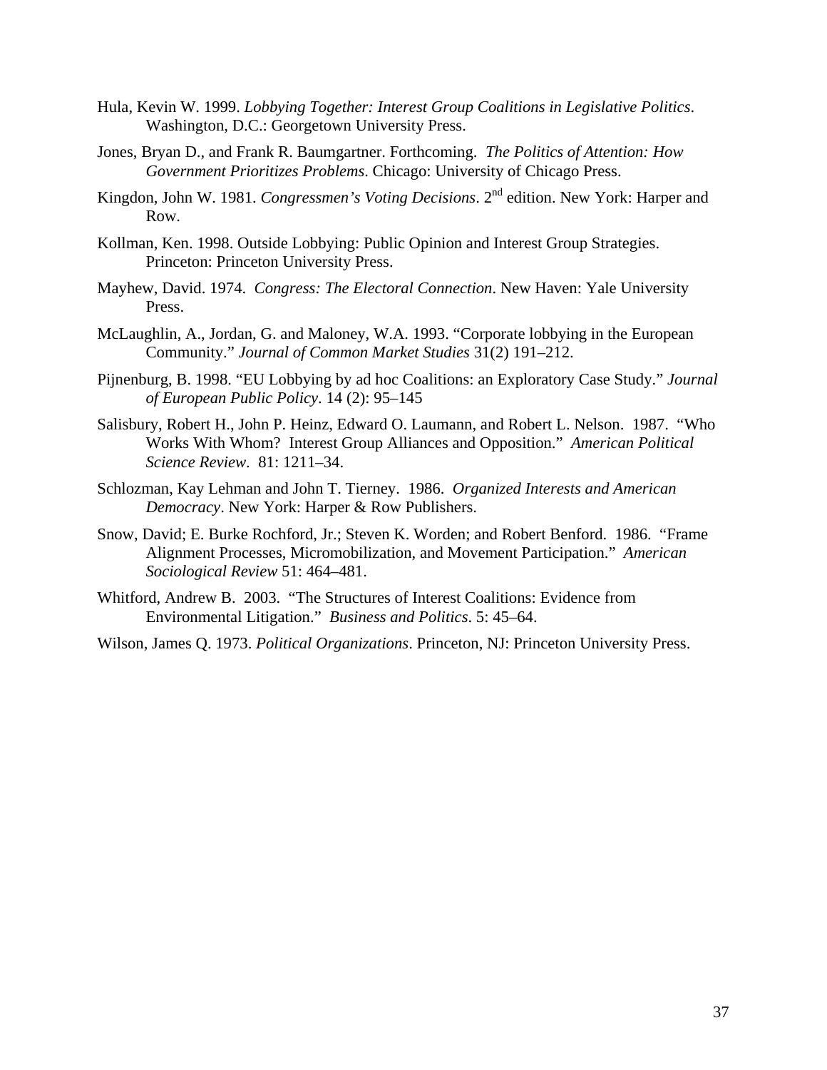Hula, Kevin W. 1999. *Lobbying Together: Interest Group Coalitions in Legislative Politics*. Washington, D.C.: Georgetown University Press.

Jones, Bryan D., and Frank R. Baumgartner. Forthcoming. *The Politics of Attention: How Government Prioritizes Problems*. Chicago: University of Chicago Press.

Kingdon, John W. 1981. *Congressmen's Voting Decisions*. 2nd edition. New York: Harper and Row.

Kollman, Ken. 1998. Outside Lobbying: Public Opinion and Interest Group Strategies. Princeton: Princeton University Press.

Mayhew, David. 1974. *Congress: The Electoral Connection*. New Haven: Yale University Press.

McLaughlin, A., Jordan, G. and Maloney, W.A. 1993. "Corporate lobbying in the European Community." *Journal of Common Market Studies* 31(2) 191–212.

Pijnenburg, B. 1998. "EU Lobbying by ad hoc Coalitions: an Exploratory Case Study." *Journal of European Public Policy*. 14 (2): 95–145

Salisbury, Robert H., John P. Heinz, Edward O. Laumann, and Robert L. Nelson. 1987. "Who Works With Whom? Interest Group Alliances and Opposition." *American Political Science Review*. 81: 1211–34.

Schlozman, Kay Lehman and John T. Tierney. 1986. *Organized Interests and American Democracy*. New York: Harper & Row Publishers.

Snow, David; E. Burke Rochford, Jr.; Steven K. Worden; and Robert Benford. 1986. "Frame Alignment Processes, Micromobilization, and Movement Participation." *American Sociological Review* 51: 464–481.

Whitford, Andrew B. 2003. "The Structures of Interest Coalitions: Evidence from Environmental Litigation." *Business and Politics*. 5: 45–64.

Wilson, James Q. 1973. *Political Organizations*. Princeton, NJ: Princeton University Press.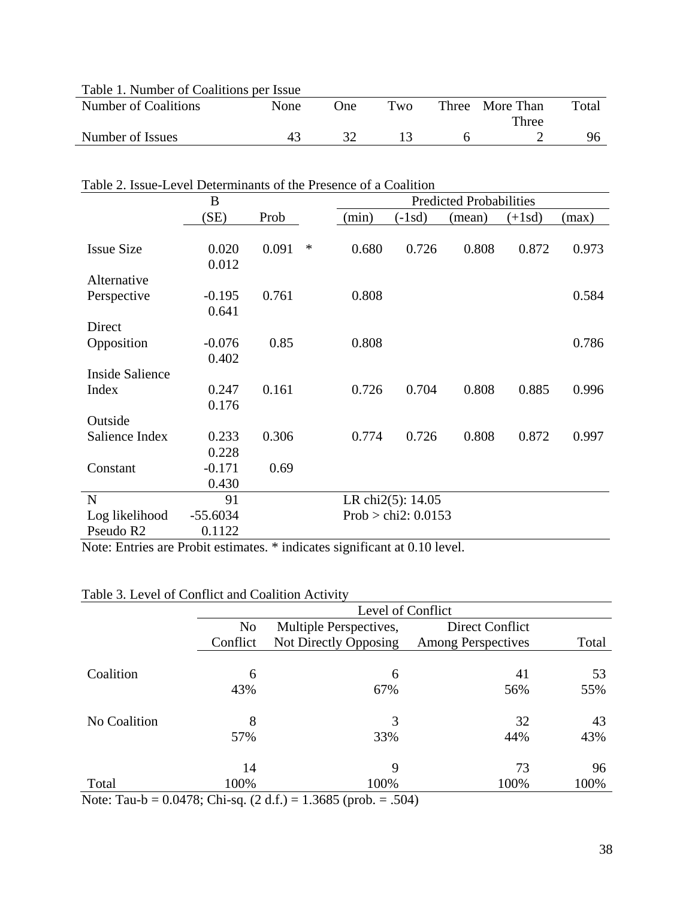Table 1. Number of Coalitions per Issue

| Number of Coalitions | None | One | Two | Three | More Than Three | Total |
|---|---|---|---|---|---|---|
| Number of Issues | 43 | 32 | 13 | 6 | 2 | 96 |

Table 2. Issue-Level Determinants of the Presence of a Coalition

| | B | | | Predicted Probabilities | | | | |
|---|---|---|---|---|---|---|---|---|
| | (SE) | Prob | | (min) | (-1sd) | (mean) | (+1sd) | (max) |
| Issue Size | 0.020 | 0.091 | * | 0.680 | 0.726 | 0.808 | 0.872 | 0.973 |
| | 0.012 | | | | | | | |
| Alternative Perspective | -0.195 | 0.761 | | 0.808 | | | | 0.584 |
| | 0.641 | | | | | | | |
| Direct Opposition | -0.076 | 0.85 | | 0.808 | | | | 0.786 |
| | 0.402 | | | | | | | |
| Inside Salience Index | 0.247 | 0.161 | | 0.726 | 0.704 | 0.808 | 0.885 | 0.996 |
| | 0.176 | | | | | | | |
| Outside Salience Index | 0.233 | 0.306 | | 0.774 | 0.726 | 0.808 | 0.872 | 0.997 |
| | 0.228 | | | | | | | |
| Constant | -0.171 | 0.69 | | | | | | |
| | 0.430 | | | | | | | |
| N | 91 | | | LR chi2(5): 14.05 | | | | |
| Log likelihood | -55.6034 | | | Prob > chi2: 0.0153 | | | | |
| Pseudo R2 | 0.1122 | | | | | | | |

Note: Entries are Probit estimates. * indicates significant at 0.10 level.

Table 3. Level of Conflict and Coalition Activity

| | Level of Conflict | | | |
|---|---|---|---|---|
| | No Conflict | Multiple Perspectives, Not Directly Opposing | Direct Conflict Among Perspectives | Total |
| Coalition | 6 | 6 | 41 | 53 |
| | 43% | 67% | 56% | 55% |
| No Coalition | 8 | 3 | 32 | 43 |
| | 57% | 33% | 44% | 43% |
| | 14 | 9 | 73 | 96 |
| Total | 100% | 100% | 100% | 100% |

Note: Tau-b = 0.0478; Chi-sq. (2 d.f.) = 1.3685 (prob. = .504)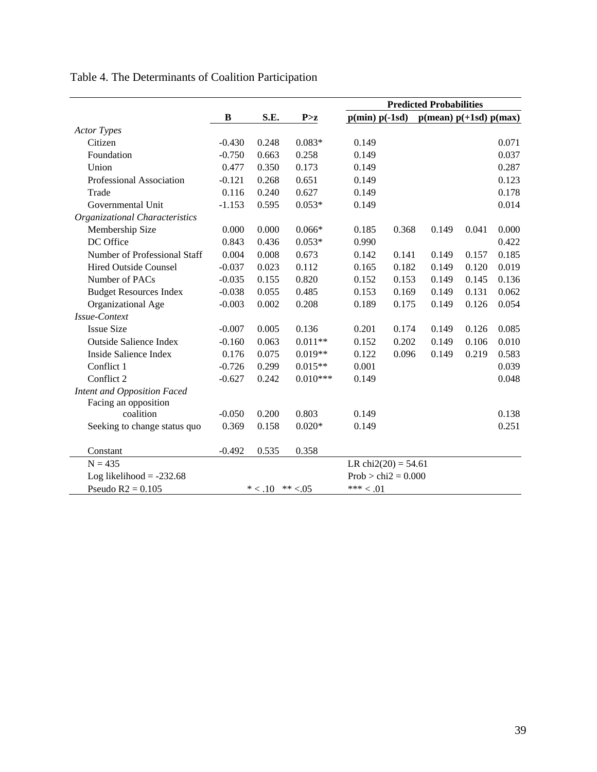Table 4. The Determinants of Coalition Participation

| | B | S.E. | P>z | Predicted Probabilities p(min) | p(-1sd) | p(mean) | p(+1sd) | p(max) |
|---|---|---|---|---|---|---|---|---|
| *Actor Types* | | | | | | | | |
| Citizen | -0.430 | 0.248 | 0.083* | 0.149 | | | | 0.071 |
| Foundation | -0.750 | 0.663 | 0.258 | 0.149 | | | | 0.037 |
| Union | 0.477 | 0.350 | 0.173 | 0.149 | | | | 0.287 |
| Professional Association | -0.121 | 0.268 | 0.651 | 0.149 | | | | 0.123 |
| Trade | 0.116 | 0.240 | 0.627 | 0.149 | | | | 0.178 |
| Governmental Unit | -1.153 | 0.595 | 0.053* | 0.149 | | | | 0.014 |
| *Organizational Characteristics* | | | | | | | | |
| Membership Size | 0.000 | 0.000 | 0.066* | 0.185 | 0.368 | 0.149 | 0.041 | 0.000 |
| DC Office | 0.843 | 0.436 | 0.053* | 0.990 | | | | 0.422 |
| Number of Professional Staff | 0.004 | 0.008 | 0.673 | 0.142 | 0.141 | 0.149 | 0.157 | 0.185 |
| Hired Outside Counsel | -0.037 | 0.023 | 0.112 | 0.165 | 0.182 | 0.149 | 0.120 | 0.019 |
| Number of PACs | -0.035 | 0.155 | 0.820 | 0.152 | 0.153 | 0.149 | 0.145 | 0.136 |
| Budget Resources Index | -0.038 | 0.055 | 0.485 | 0.153 | 0.169 | 0.149 | 0.131 | 0.062 |
| Organizational Age | -0.003 | 0.002 | 0.208 | 0.189 | 0.175 | 0.149 | 0.126 | 0.054 |
| *Issue-Context* | | | | | | | | |
| Issue Size | -0.007 | 0.005 | 0.136 | 0.201 | 0.174 | 0.149 | 0.126 | 0.085 |
| Outside Salience Index | -0.160 | 0.063 | 0.011** | 0.152 | 0.202 | 0.149 | 0.106 | 0.010 |
| Inside Salience Index | 0.176 | 0.075 | 0.019** | 0.122 | 0.096 | 0.149 | 0.219 | 0.583 |
| Conflict 1 | -0.726 | 0.299 | 0.015** | 0.001 | | | | 0.039 |
| Conflict 2 | -0.627 | 0.242 | 0.010*** | 0.149 | | | | 0.048 |
| *Intent and Opposition Faced* | | | | | | | | |
| Facing an opposition coalition | -0.050 | 0.200 | 0.803 | 0.149 | | | | 0.138 |
| Seeking to change status quo | 0.369 | 0.158 | 0.020* | 0.149 | | | | 0.251 |
| Constant | -0.492 | 0.535 | 0.358 | | | | | |
| N = 435 | | | | LR chi2(20) = 54.61 | | | | |
| Log likelihood = -232.68 | | | | Prob > chi2 = 0.000 | | | | |
| Pseudo R2 = 0.105 | | * < .10 | ** <.05 | *** < .01 | | | | |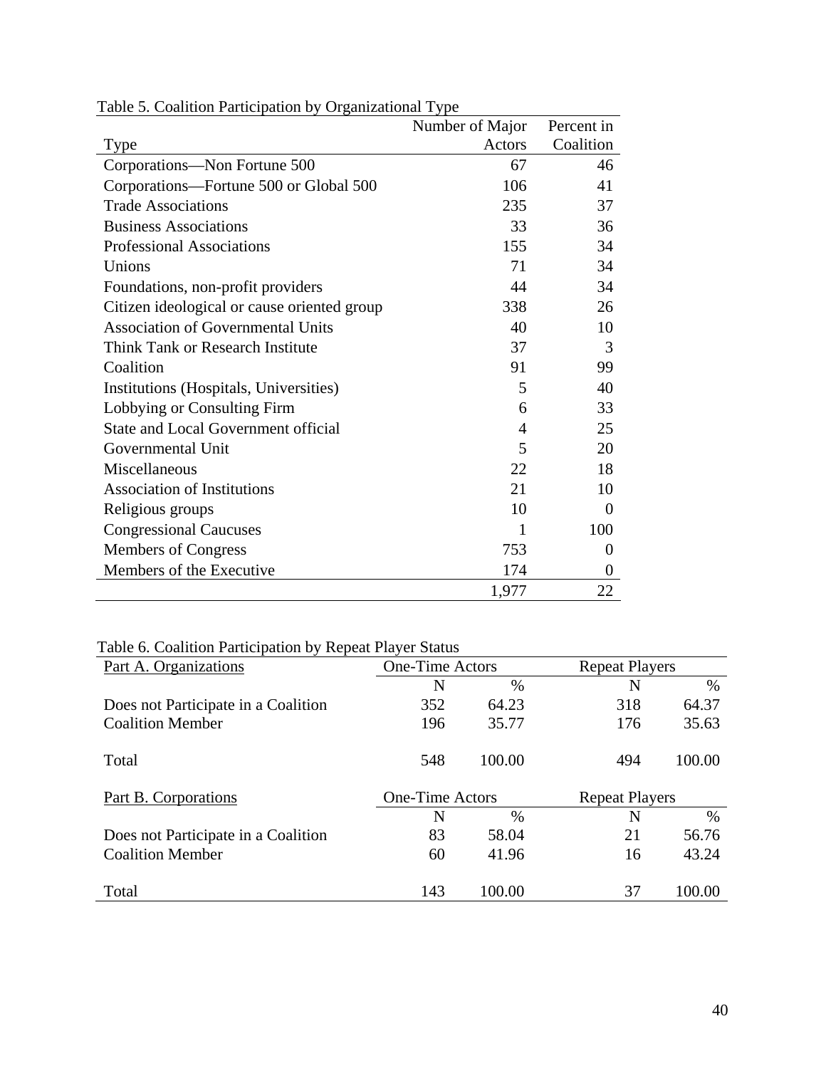Table 5. Coalition Participation by Organizational Type

| Type | Number of Major Actors | Percent in Coalition |
|---|---:|---:|
| Corporations—Non Fortune 500 | 67 | 46 |
| Corporations—Fortune 500 or Global 500 | 106 | 41 |
| Trade Associations | 235 | 37 |
| Business Associations | 33 | 36 |
| Professional Associations | 155 | 34 |
| Unions | 71 | 34 |
| Foundations, non-profit providers | 44 | 34 |
| Citizen ideological or cause oriented group | 338 | 26 |
| Association of Governmental Units | 40 | 10 |
| Think Tank or Research Institute | 37 | 3 |
| Coalition | 91 | 99 |
| Institutions (Hospitals, Universities) | 5 | 40 |
| Lobbying or Consulting Firm | 6 | 33 |
| State and Local Government official | 4 | 25 |
| Governmental Unit | 5 | 20 |
| Miscellaneous | 22 | 18 |
| Association of Institutions | 21 | 10 |
| Religious groups | 10 | 0 |
| Congressional Caucuses | 1 | 100 |
| Members of Congress | 753 | 0 |
| Members of the Executive | 174 | 0 |
| | 1,977 | 22 |

Table 6. Coalition Participation by Repeat Player Status

| Part A. Organizations | One-Time Actors | | Repeat Players | |
|---|---:|---:|---:|---:|
| | N | % | N | % |
| Does not Participate in a Coalition | 352 | 64.23 | 318 | 64.37 |
| Coalition Member | 196 | 35.77 | 176 | 35.63 |
| Total | 548 | 100.00 | 494 | 100.00 |

| Part B. Corporations | One-Time Actors | | Repeat Players | |
|---|---:|---:|---:|---:|
| | N | % | N | % |
| Does not Participate in a Coalition | 83 | 58.04 | 21 | 56.76 |
| Coalition Member | 60 | 41.96 | 16 | 43.24 |
| Total | 143 | 100.00 | 37 | 100.00 |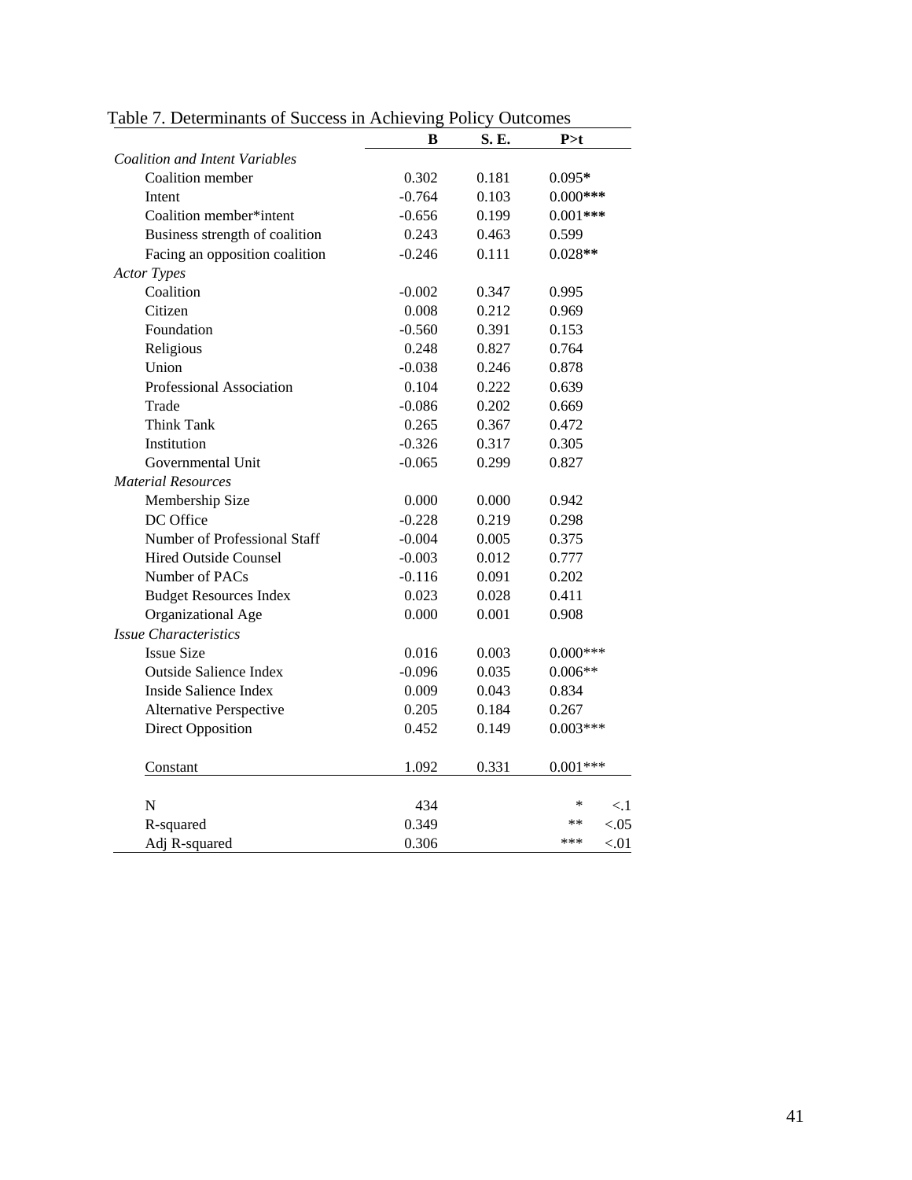Table 7. Determinants of Success in Achieving Policy Outcomes

| | **B** | **S. E.** | **P>t** |
|---|---|---|---|
| *Coalition and Intent Variables* | | | |
| Coalition member | 0.302 | 0.181 | 0.095* |
| Intent | -0.764 | 0.103 | 0.000*** |
| Coalition member*intent | -0.656 | 0.199 | 0.001*** |
| Business strength of coalition | 0.243 | 0.463 | 0.599 |
| Facing an opposition coalition | -0.246 | 0.111 | 0.028** |
| *Actor Types* | | | |
| Coalition | -0.002 | 0.347 | 0.995 |
| Citizen | 0.008 | 0.212 | 0.969 |
| Foundation | -0.560 | 0.391 | 0.153 |
| Religious | 0.248 | 0.827 | 0.764 |
| Union | -0.038 | 0.246 | 0.878 |
| Professional Association | 0.104 | 0.222 | 0.639 |
| Trade | -0.086 | 0.202 | 0.669 |
| Think Tank | 0.265 | 0.367 | 0.472 |
| Institution | -0.326 | 0.317 | 0.305 |
| Governmental Unit | -0.065 | 0.299 | 0.827 |
| *Material Resources* | | | |
| Membership Size | 0.000 | 0.000 | 0.942 |
| DC Office | -0.228 | 0.219 | 0.298 |
| Number of Professional Staff | -0.004 | 0.005 | 0.375 |
| Hired Outside Counsel | -0.003 | 0.012 | 0.777 |
| Number of PACs | -0.116 | 0.091 | 0.202 |
| Budget Resources Index | 0.023 | 0.028 | 0.411 |
| Organizational Age | 0.000 | 0.001 | 0.908 |
| *Issue Characteristics* | | | |
| Issue Size | 0.016 | 0.003 | 0.000*** |
| Outside Salience Index | -0.096 | 0.035 | 0.006** |
| Inside Salience Index | 0.009 | 0.043 | 0.834 |
| Alternative Perspective | 0.205 | 0.184 | 0.267 |
| Direct Opposition | 0.452 | 0.149 | 0.003*** |
| Constant | 1.092 | 0.331 | 0.001*** |
| N | 434 | | * <.1 |
| R-squared | 0.349 | | ** <.05 |
| Adj R-squared | 0.306 | | *** <.01 |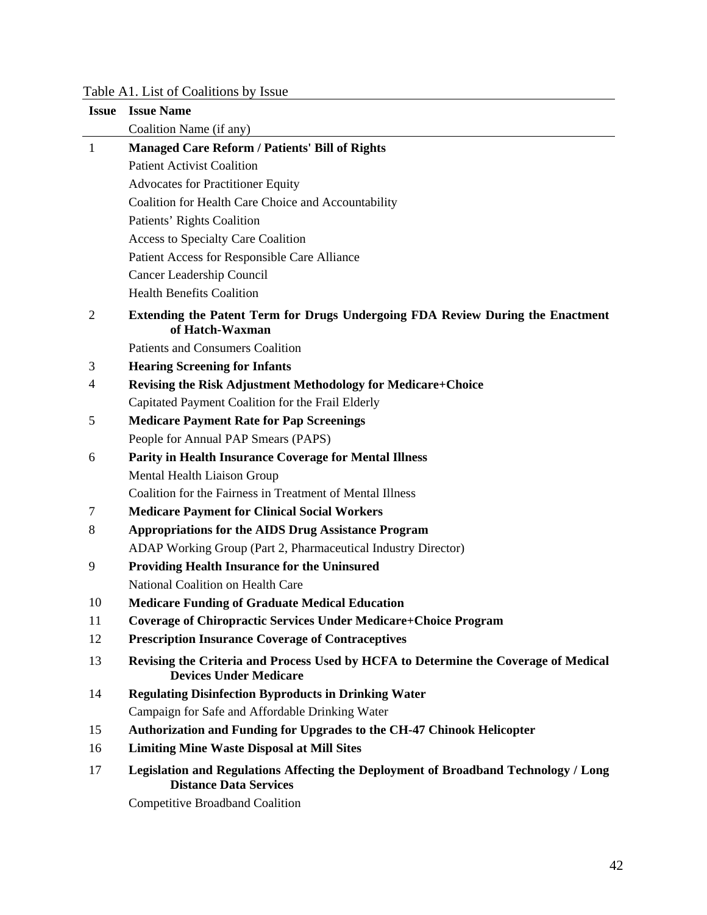Table A1. List of Coalitions by Issue

| Issue | Issue Name<br>Coalition Name (if any) |
|---|---|
| 1 | **Managed Care Reform / Patients' Bill of Rights** |
| | Patient Activist Coalition |
| | Advocates for Practitioner Equity |
| | Coalition for Health Care Choice and Accountability |
| | Patients' Rights Coalition |
| | Access to Specialty Care Coalition |
| | Patient Access for Responsible Care Alliance |
| | Cancer Leadership Council |
| | Health Benefits Coalition |
| 2 | **Extending the Patent Term for Drugs Undergoing FDA Review During the Enactment of Hatch-Waxman** |
| | Patients and Consumers Coalition |
| 3 | **Hearing Screening for Infants** |
| 4 | **Revising the Risk Adjustment Methodology for Medicare+Choice** |
| | Capitated Payment Coalition for the Frail Elderly |
| 5 | **Medicare Payment Rate for Pap Screenings** |
| | People for Annual PAP Smears (PAPS) |
| 6 | **Parity in Health Insurance Coverage for Mental Illness** |
| | Mental Health Liaison Group |
| | Coalition for the Fairness in Treatment of Mental Illness |
| 7 | **Medicare Payment for Clinical Social Workers** |
| 8 | **Appropriations for the AIDS Drug Assistance Program** |
| | ADAP Working Group (Part 2, Pharmaceutical Industry Director) |
| 9 | **Providing Health Insurance for the Uninsured** |
| | National Coalition on Health Care |
| 10 | **Medicare Funding of Graduate Medical Education** |
| 11 | **Coverage of Chiropractic Services Under Medicare+Choice Program** |
| 12 | **Prescription Insurance Coverage of Contraceptives** |
| 13 | **Revising the Criteria and Process Used by HCFA to Determine the Coverage of Medical Devices Under Medicare** |
| 14 | **Regulating Disinfection Byproducts in Drinking Water** |
| | Campaign for Safe and Affordable Drinking Water |
| 15 | **Authorization and Funding for Upgrades to the CH-47 Chinook Helicopter** |
| 16 | **Limiting Mine Waste Disposal at Mill Sites** |
| 17 | **Legislation and Regulations Affecting the Deployment of Broadband Technology / Long Distance Data Services** |
| | Competitive Broadband Coalition |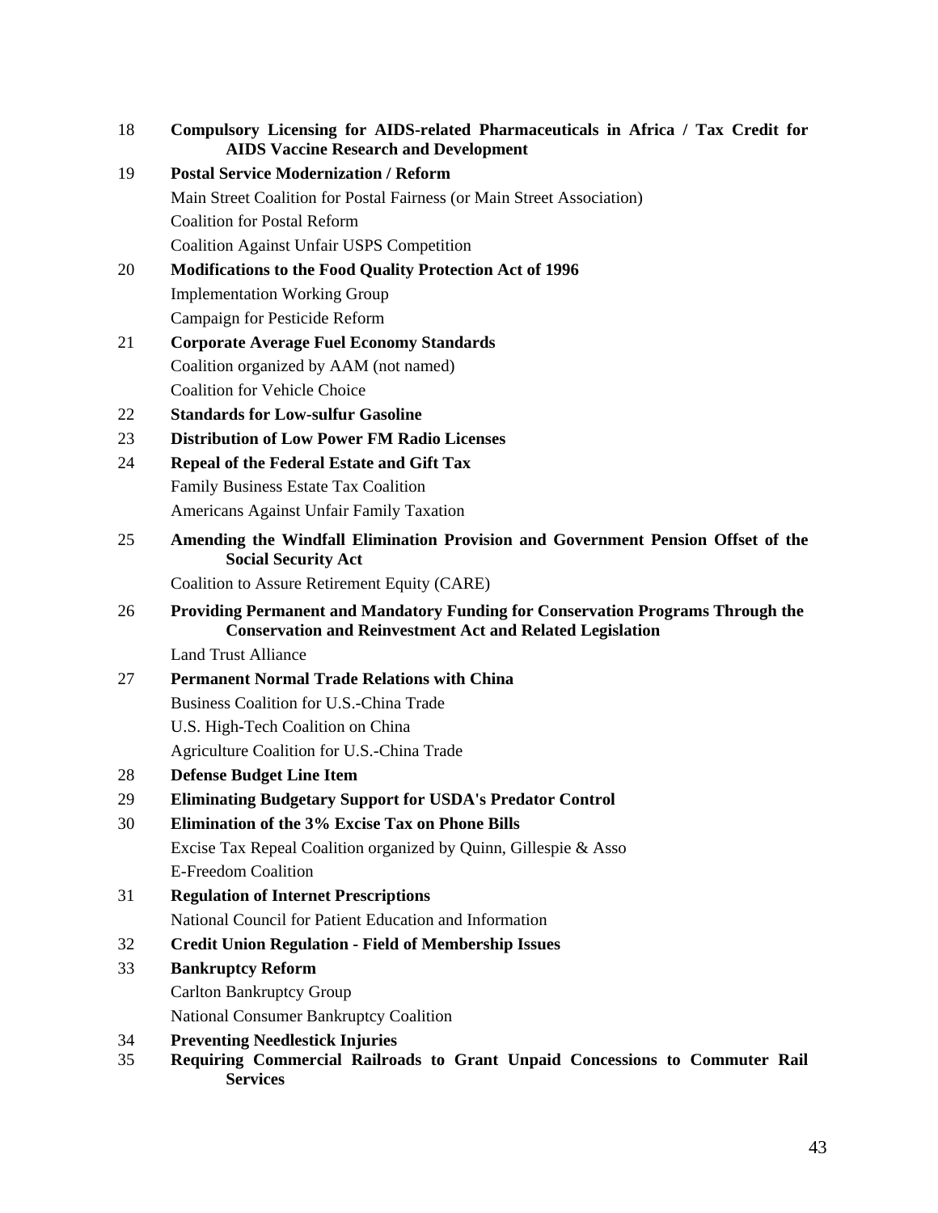18 **Compulsory Licensing for AIDS-related Pharmaceuticals in Africa / Tax Credit for AIDS Vaccine Research and Development**

19 **Postal Service Modernization / Reform**

Main Street Coalition for Postal Fairness (or Main Street Association)

Coalition for Postal Reform

Coalition Against Unfair USPS Competition

20 **Modifications to the Food Quality Protection Act of 1996**

Implementation Working Group

Campaign for Pesticide Reform

21 **Corporate Average Fuel Economy Standards**

Coalition organized by AAM (not named)

Coalition for Vehicle Choice

22 **Standards for Low-sulfur Gasoline**

23 **Distribution of Low Power FM Radio Licenses**

24 **Repeal of the Federal Estate and Gift Tax**

Family Business Estate Tax Coalition

Americans Against Unfair Family Taxation

25 **Amending the Windfall Elimination Provision and Government Pension Offset of the Social Security Act**

Coalition to Assure Retirement Equity (CARE)

26 **Providing Permanent and Mandatory Funding for Conservation Programs Through the Conservation and Reinvestment Act and Related Legislation**

Land Trust Alliance

27 **Permanent Normal Trade Relations with China**

Business Coalition for U.S.-China Trade

U.S. High-Tech Coalition on China

Agriculture Coalition for U.S.-China Trade

28 **Defense Budget Line Item**

29 **Eliminating Budgetary Support for USDA's Predator Control**

30 **Elimination of the 3% Excise Tax on Phone Bills**

Excise Tax Repeal Coalition organized by Quinn, Gillespie & Asso

E-Freedom Coalition

31 **Regulation of Internet Prescriptions**

National Council for Patient Education and Information

32 **Credit Union Regulation - Field of Membership Issues**

33 **Bankruptcy Reform**

Carlton Bankruptcy Group

National Consumer Bankruptcy Coalition

34 **Preventing Needlestick Injuries**

35 **Requiring Commercial Railroads to Grant Unpaid Concessions to Commuter Rail Services**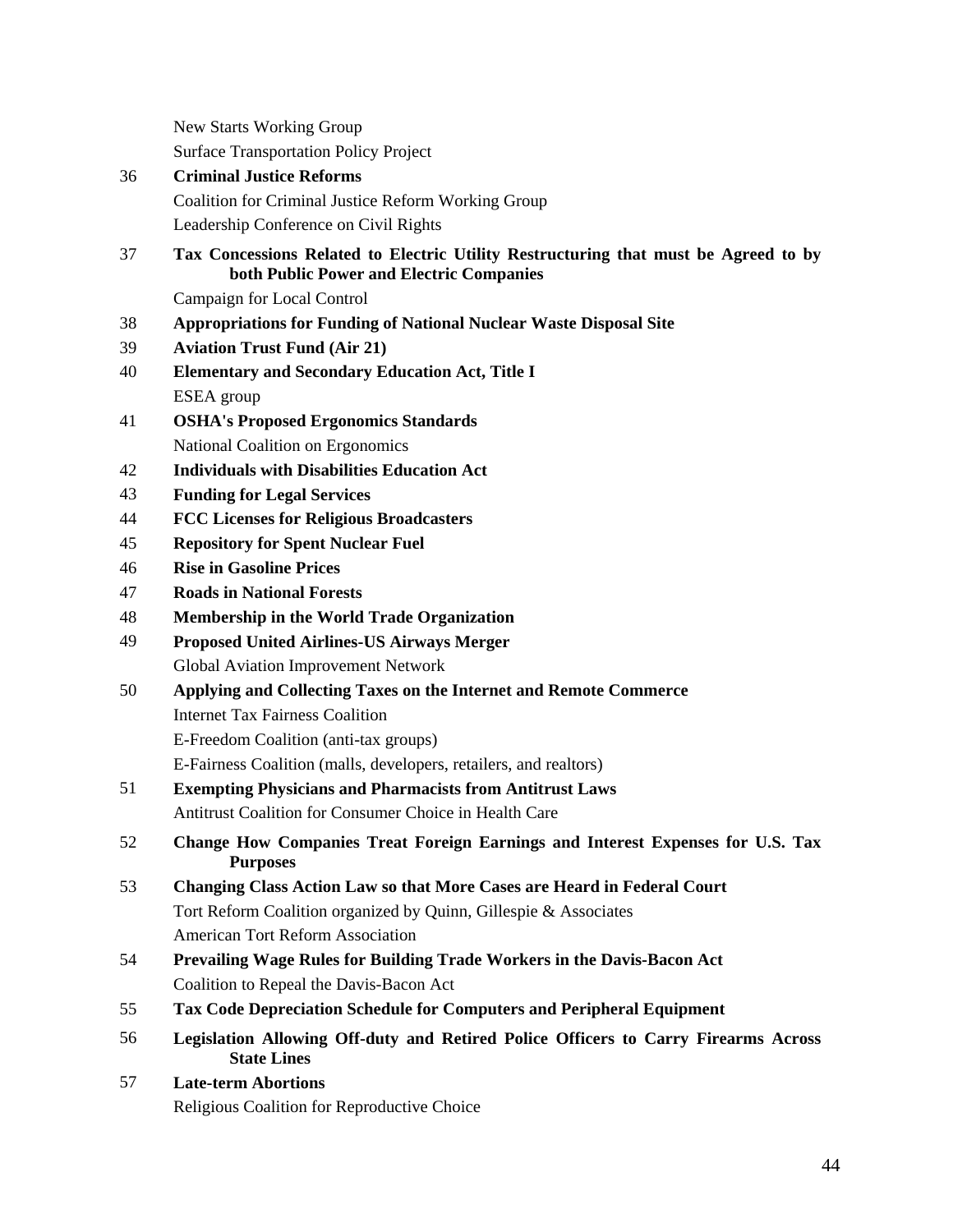New Starts Working Group

Surface Transportation Policy Project

36 **Criminal Justice Reforms**

Coalition for Criminal Justice Reform Working Group

Leadership Conference on Civil Rights

37 **Tax Concessions Related to Electric Utility Restructuring that must be Agreed to by both Public Power and Electric Companies**

Campaign for Local Control

38 **Appropriations for Funding of National Nuclear Waste Disposal Site**

39 **Aviation Trust Fund (Air 21)**

40 **Elementary and Secondary Education Act, Title I**

ESEA group

41 **OSHA's Proposed Ergonomics Standards**

National Coalition on Ergonomics

42 **Individuals with Disabilities Education Act**

43 **Funding for Legal Services**

44 **FCC Licenses for Religious Broadcasters**

45 **Repository for Spent Nuclear Fuel**

46 **Rise in Gasoline Prices**

47 **Roads in National Forests**

48 **Membership in the World Trade Organization**

49 **Proposed United Airlines-US Airways Merger**

Global Aviation Improvement Network

50 **Applying and Collecting Taxes on the Internet and Remote Commerce**

Internet Tax Fairness Coalition

E-Freedom Coalition (anti-tax groups)

E-Fairness Coalition (malls, developers, retailers, and realtors)

51 **Exempting Physicians and Pharmacists from Antitrust Laws**

Antitrust Coalition for Consumer Choice in Health Care

52 **Change How Companies Treat Foreign Earnings and Interest Expenses for U.S. Tax Purposes**

53 **Changing Class Action Law so that More Cases are Heard in Federal Court**

Tort Reform Coalition organized by Quinn, Gillespie & Associates

American Tort Reform Association

54 **Prevailing Wage Rules for Building Trade Workers in the Davis-Bacon Act**

Coalition to Repeal the Davis-Bacon Act

55 **Tax Code Depreciation Schedule for Computers and Peripheral Equipment**

56 **Legislation Allowing Off-duty and Retired Police Officers to Carry Firearms Across State Lines**

57 **Late-term Abortions**

Religious Coalition for Reproductive Choice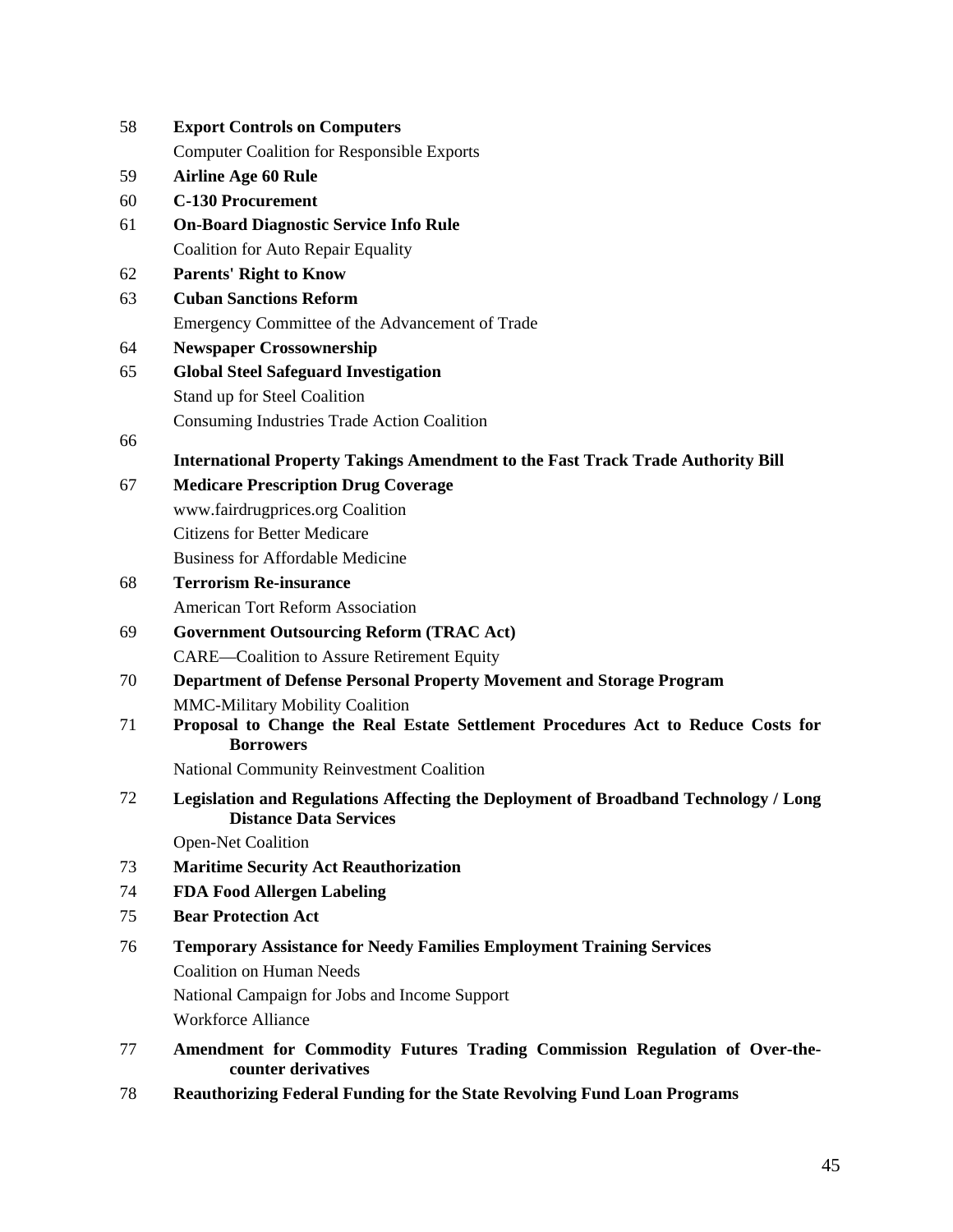58 **Export Controls on Computers**
Computer Coalition for Responsible Exports

59 **Airline Age 60 Rule**

60 **C-130 Procurement**

61 **On-Board Diagnostic Service Info Rule**
Coalition for Auto Repair Equality

62 **Parents' Right to Know**

63 **Cuban Sanctions Reform**
Emergency Committee of the Advancement of Trade

64 **Newspaper Crossownership**

65 **Global Steel Safeguard Investigation**
Stand up for Steel Coalition
Consuming Industries Trade Action Coalition

66 **International Property Takings Amendment to the Fast Track Trade Authority Bill**

67 **Medicare Prescription Drug Coverage**
www.fairdrugprices.org Coalition
Citizens for Better Medicare
Business for Affordable Medicine

68 **Terrorism Re-insurance**
American Tort Reform Association

69 **Government Outsourcing Reform (TRAC Act)**
CARE—Coalition to Assure Retirement Equity

70 **Department of Defense Personal Property Movement and Storage Program**
MMC-Military Mobility Coalition

71 **Proposal to Change the Real Estate Settlement Procedures Act to Reduce Costs for Borrowers**
National Community Reinvestment Coalition

72 **Legislation and Regulations Affecting the Deployment of Broadband Technology / Long Distance Data Services**
Open-Net Coalition

73 **Maritime Security Act Reauthorization**

74 **FDA Food Allergen Labeling**

75 **Bear Protection Act**

76 **Temporary Assistance for Needy Families Employment Training Services**
Coalition on Human Needs
National Campaign for Jobs and Income Support
Workforce Alliance

77 **Amendment for Commodity Futures Trading Commission Regulation of Over-the-counter derivatives**

78 **Reauthorizing Federal Funding for the State Revolving Fund Loan Programs**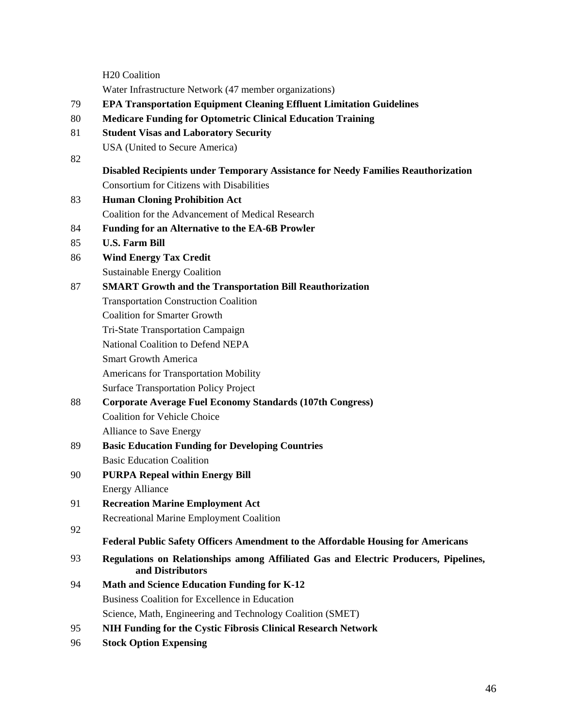H20 Coalition

Water Infrastructure Network (47 member organizations)

79 **EPA Transportation Equipment Cleaning Effluent Limitation Guidelines**

80 **Medicare Funding for Optometric Clinical Education Training**

81 **Student Visas and Laboratory Security**

USA (United to Secure America)

82 **Disabled Recipients under Temporary Assistance for Needy Families Reauthorization**

Consortium for Citizens with Disabilities

83 **Human Cloning Prohibition Act**

Coalition for the Advancement of Medical Research

84 **Funding for an Alternative to the EA-6B Prowler**

85 **U.S. Farm Bill**

86 **Wind Energy Tax Credit**

Sustainable Energy Coalition

87 **SMART Growth and the Transportation Bill Reauthorization**

Transportation Construction Coalition

Coalition for Smarter Growth

Tri-State Transportation Campaign

National Coalition to Defend NEPA

Smart Growth America

Americans for Transportation Mobility

Surface Transportation Policy Project

88 **Corporate Average Fuel Economy Standards (107th Congress)**

Coalition for Vehicle Choice

Alliance to Save Energy

89 **Basic Education Funding for Developing Countries**

Basic Education Coalition

90 **PURPA Repeal within Energy Bill**

Energy Alliance

91 **Recreation Marine Employment Act**

Recreational Marine Employment Coalition

92 **Federal Public Safety Officers Amendment to the Affordable Housing for Americans**

93 **Regulations on Relationships among Affiliated Gas and Electric Producers, Pipelines, and Distributors**

94 **Math and Science Education Funding for K-12**

Business Coalition for Excellence in Education

Science, Math, Engineering and Technology Coalition (SMET)

95 **NIH Funding for the Cystic Fibrosis Clinical Research Network**

96 **Stock Option Expensing**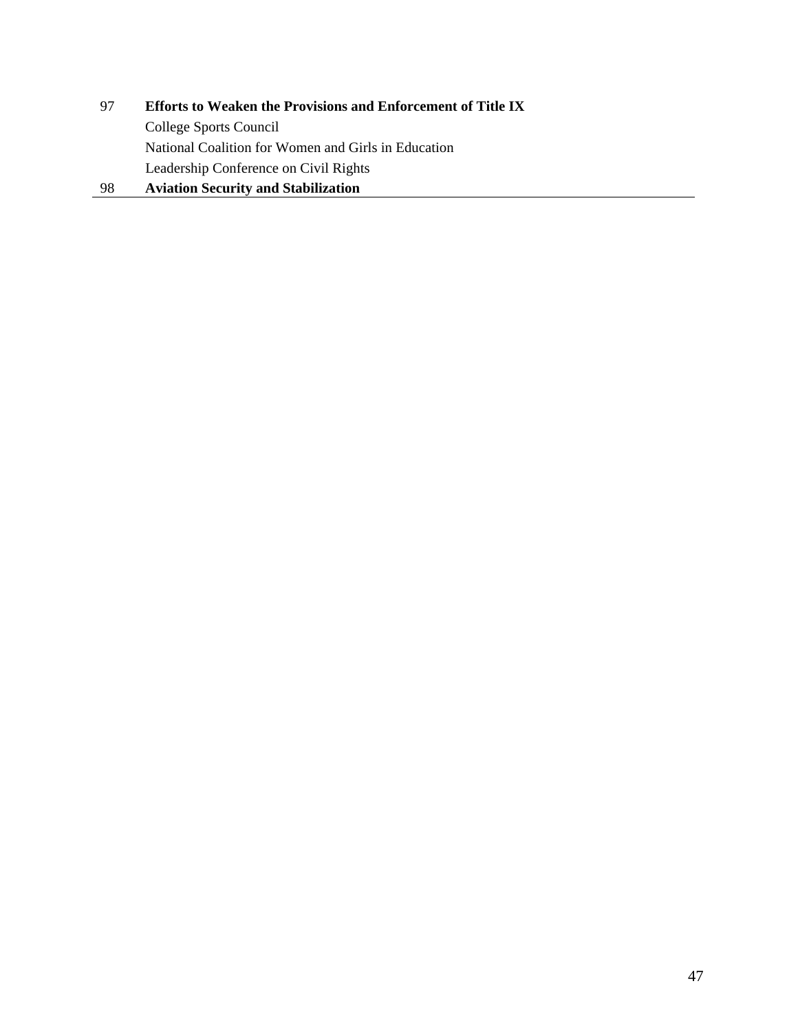| | |
|---|---|
| 97 | **Efforts to Weaken the Provisions and Enforcement of Title IX** |
| | College Sports Council |
| | National Coalition for Women and Girls in Education |
| | Leadership Conference on Civil Rights |
| 98 | **Aviation Security and Stabilization** |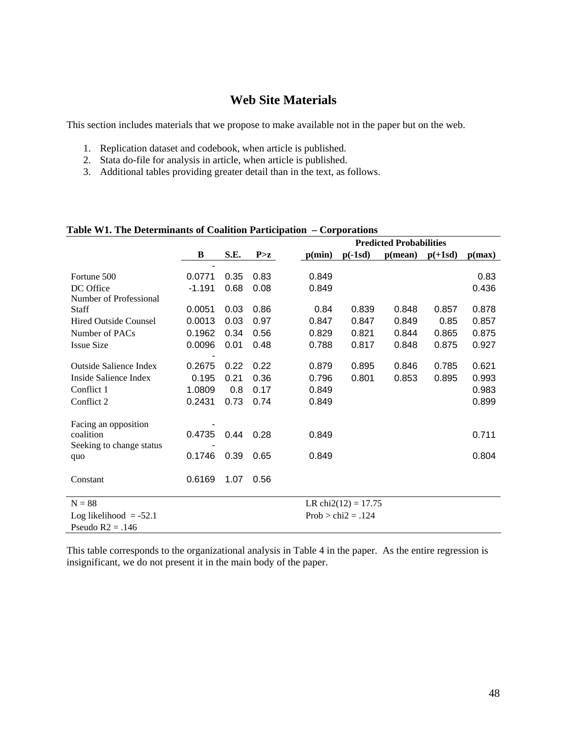## Web Site Materials

This section includes materials that we propose to make available not in the paper but on the web.

1. Replication dataset and codebook, when article is published.
2. Stata do-file for analysis in article, when article is published.
3. Additional tables providing greater detail than in the text, as follows.

**Table W1. The Determinants of Coalition Participation – Corporations**

| | | | | Predicted Probabilities | | | | |
|---|---|---|---|---|---|---|---|---|
| | **B** | **S.E.** | **P>z** | **p(min)** | **p(-1sd)** | **p(mean)** | **p(+1sd)** | **p(max)** |
| Fortune 500 | -0.0771 | 0.35 | 0.83 | 0.849 | | | | 0.83 |
| DC Office | -1.191 | 0.68 | 0.08 | 0.849 | | | | 0.436 |
| Number of Professional Staff | 0.0051 | 0.03 | 0.86 | 0.84 | 0.839 | 0.848 | 0.857 | 0.878 |
| Hired Outside Counsel | 0.0013 | 0.03 | 0.97 | 0.847 | 0.847 | 0.849 | 0.85 | 0.857 |
| Number of PACs | 0.1962 | 0.34 | 0.56 | 0.829 | 0.821 | 0.844 | 0.865 | 0.875 |
| Issue Size | 0.0096 | 0.01 | 0.48 | 0.788 | 0.817 | 0.848 | 0.875 | 0.927 |
| Outside Salience Index | -0.2675 | 0.22 | 0.22 | 0.879 | 0.895 | 0.846 | 0.785 | 0.621 |
| Inside Salience Index | 0.195 | 0.21 | 0.36 | 0.796 | 0.801 | 0.853 | 0.895 | 0.993 |
| Conflict 1 | 1.0809 | 0.8 | 0.17 | 0.849 | | | | 0.983 |
| Conflict 2 | 0.2431 | 0.73 | 0.74 | 0.849 | | | | 0.899 |
| Facing an opposition coalition | -0.4735 | 0.44 | 0.28 | 0.849 | | | | 0.711 |
| Seeking to change status quo | -0.1746 | 0.39 | 0.65 | 0.849 | | | | 0.804 |
| Constant | 0.6169 | 1.07 | 0.56 | | | | | |
| N = 88 | | | | LR chi2(12) = 17.75 | | | | |
| Log likelihood = -52.1 | | | | Prob > chi2 = .124 | | | | |
| Pseudo R2 = .146 | | | | | | | | |

This table corresponds to the organizational analysis in Table 4 in the paper. As the entire regression is insignificant, we do not present it in the main body of the paper.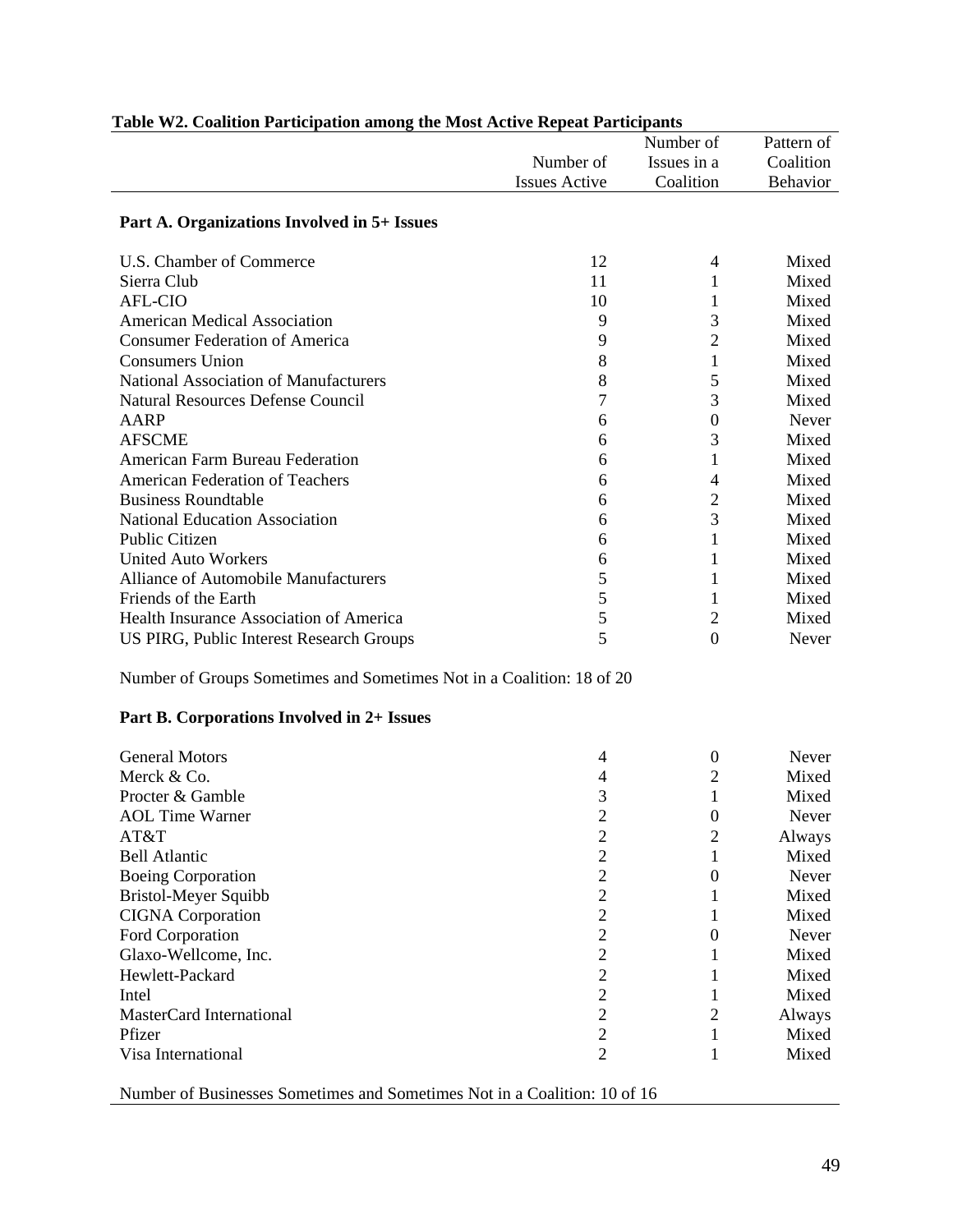**Table W2. Coalition Participation among the Most Active Repeat Participants**

| | Number of Issues Active | Number of Issues in a Coalition | Pattern of Coalition Behavior |
|---|---|---|---|
| **Part A. Organizations Involved in 5+ Issues** | | | |
| U.S. Chamber of Commerce | 12 | 4 | Mixed |
| Sierra Club | 11 | 1 | Mixed |
| AFL-CIO | 10 | 1 | Mixed |
| American Medical Association | 9 | 3 | Mixed |
| Consumer Federation of America | 9 | 2 | Mixed |
| Consumers Union | 8 | 1 | Mixed |
| National Association of Manufacturers | 8 | 5 | Mixed |
| Natural Resources Defense Council | 7 | 3 | Mixed |
| AARP | 6 | 0 | Never |
| AFSCME | 6 | 3 | Mixed |
| American Farm Bureau Federation | 6 | 1 | Mixed |
| American Federation of Teachers | 6 | 4 | Mixed |
| Business Roundtable | 6 | 2 | Mixed |
| National Education Association | 6 | 3 | Mixed |
| Public Citizen | 6 | 1 | Mixed |
| United Auto Workers | 6 | 1 | Mixed |
| Alliance of Automobile Manufacturers | 5 | 1 | Mixed |
| Friends of the Earth | 5 | 1 | Mixed |
| Health Insurance Association of America | 5 | 2 | Mixed |
| US PIRG, Public Interest Research Groups | 5 | 0 | Never |
| Number of Groups Sometimes and Sometimes Not in a Coalition: 18 of 20 | | | |
| **Part B. Corporations Involved in 2+ Issues** | | | |
| General Motors | 4 | 0 | Never |
| Merck & Co. | 4 | 2 | Mixed |
| Procter & Gamble | 3 | 1 | Mixed |
| AOL Time Warner | 2 | 0 | Never |
| AT&T | 2 | 2 | Always |
| Bell Atlantic | 2 | 1 | Mixed |
| Boeing Corporation | 2 | 0 | Never |
| Bristol-Meyer Squibb | 2 | 1 | Mixed |
| CIGNA Corporation | 2 | 1 | Mixed |
| Ford Corporation | 2 | 0 | Never |
| Glaxo-Wellcome, Inc. | 2 | 1 | Mixed |
| Hewlett-Packard | 2 | 1 | Mixed |
| Intel | 2 | 1 | Mixed |
| MasterCard International | 2 | 2 | Always |
| Pfizer | 2 | 1 | Mixed |
| Visa International | 2 | 1 | Mixed |
| Number of Businesses Sometimes and Sometimes Not in a Coalition: 10 of 16 | | | |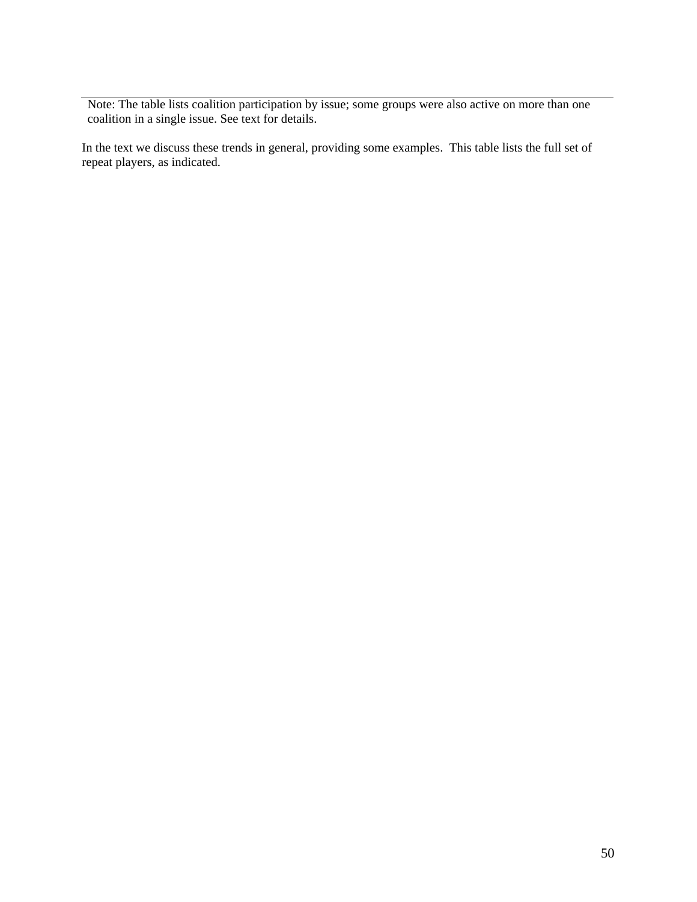Note: The table lists coalition participation by issue; some groups were also active on more than one coalition in a single issue. See text for details.

In the text we discuss these trends in general, providing some examples. This table lists the full set of repeat players, as indicated.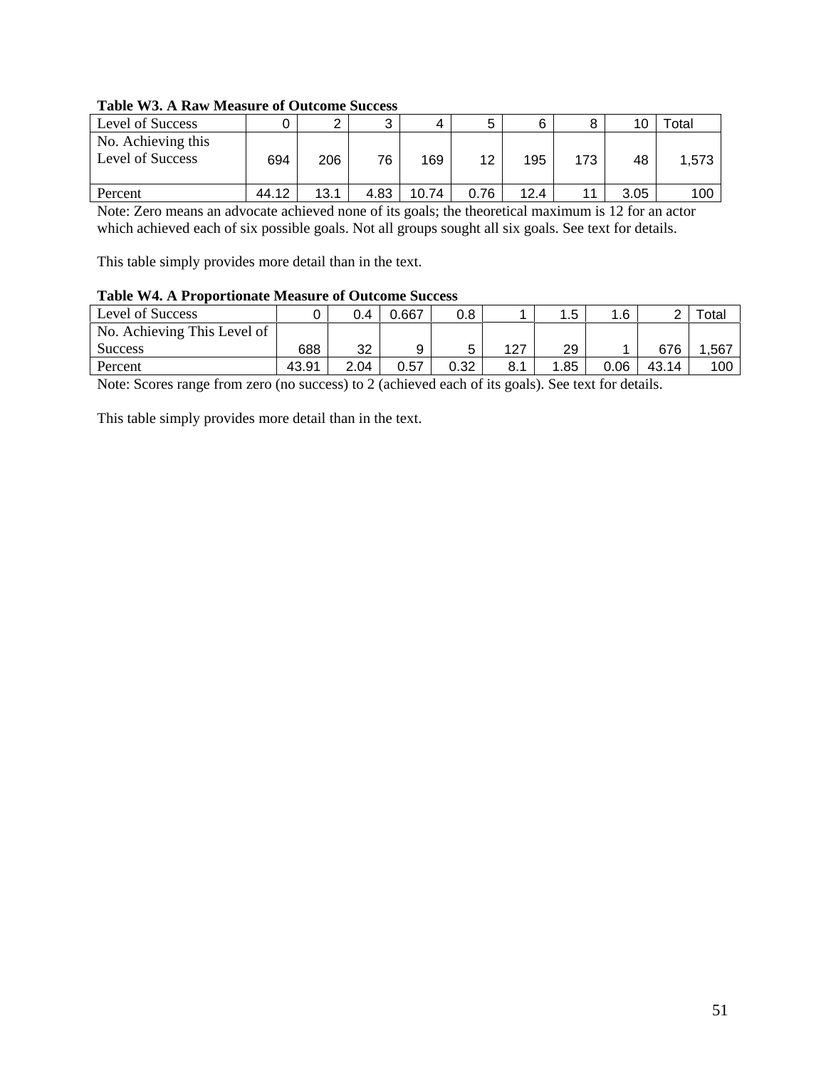**Table W3. A Raw Measure of Outcome Success**

| Level of Success | 0 | 2 | 3 | 4 | 5 | 6 | 8 | 10 | Total |
|---|---|---|---|---|---|---|---|---|---|
| No. Achieving this Level of Success | 694 | 206 | 76 | 169 | 12 | 195 | 173 | 48 | 1,573 |
| Percent | 44.12 | 13.1 | 4.83 | 10.74 | 0.76 | 12.4 | 11 | 3.05 | 100 |

Note: Zero means an advocate achieved none of its goals; the theoretical maximum is 12 for an actor which achieved each of six possible goals. Not all groups sought all six goals. See text for details.

This table simply provides more detail than in the text.

**Table W4. A Proportionate Measure of Outcome Success**

| Level of Success | 0 | 0.4 | 0.667 | 0.8 | 1 | 1.5 | 1.6 | 2 | Total |
|---|---|---|---|---|---|---|---|---|---|
| No. Achieving This Level of Success | 688 | 32 | 9 | 5 | 127 | 29 | 1 | 676 | 1,567 |
| Percent | 43.91 | 2.04 | 0.57 | 0.32 | 8.1 | 1.85 | 0.06 | 43.14 | 100 |

Note: Scores range from zero (no success) to 2 (achieved each of its goals). See text for details.

This table simply provides more detail than in the text.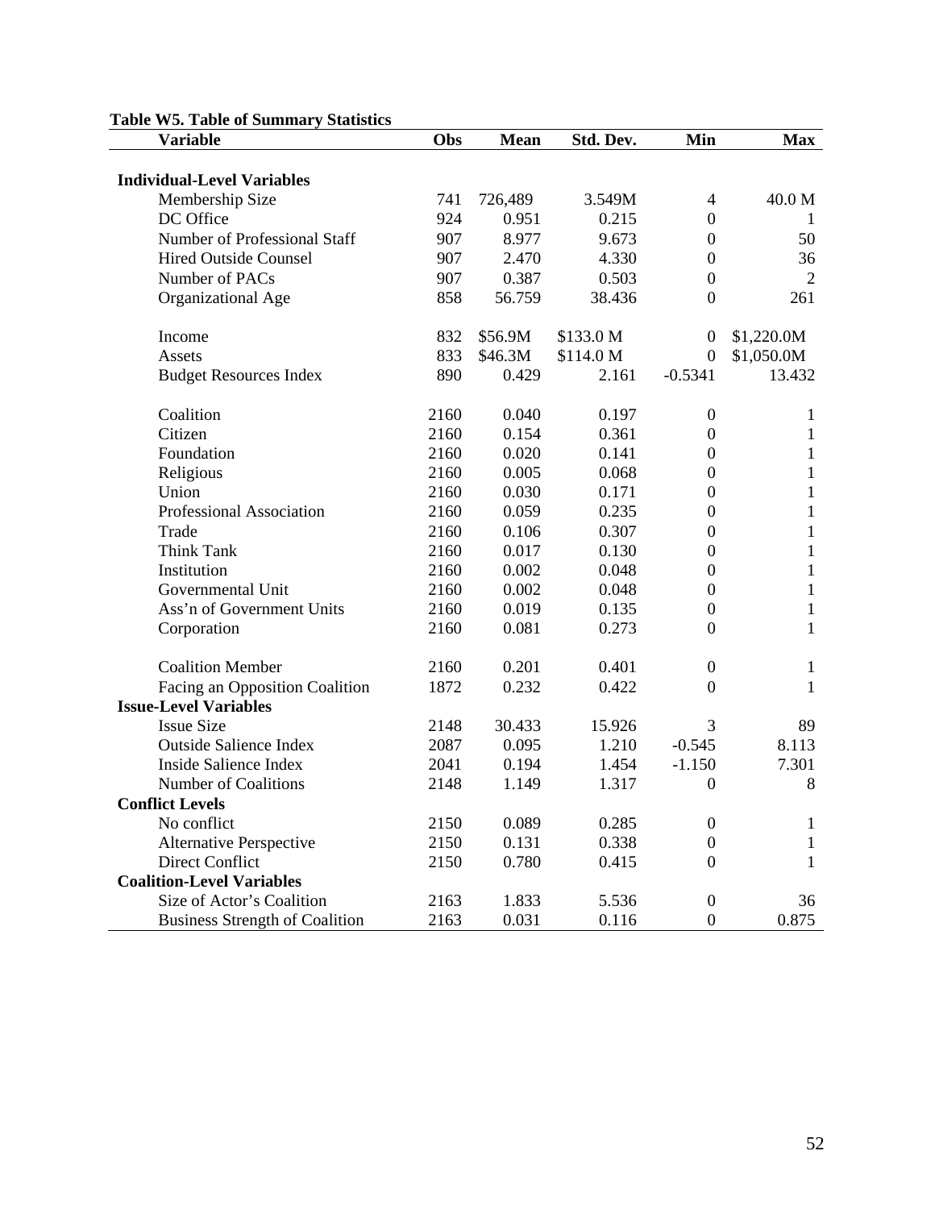**Table W5. Table of Summary Statistics**

| Variable | Obs | Mean | Std. Dev. | Min | Max |
|---|---|---|---|---|---|
| **Individual-Level Variables** | | | | | |
| Membership Size | 741 | 726,489 | 3.549M | 4 | 40.0 M |
| DC Office | 924 | 0.951 | 0.215 | 0 | 1 |
| Number of Professional Staff | 907 | 8.977 | 9.673 | 0 | 50 |
| Hired Outside Counsel | 907 | 2.470 | 4.330 | 0 | 36 |
| Number of PACs | 907 | 0.387 | 0.503 | 0 | 2 |
| Organizational Age | 858 | 56.759 | 38.436 | 0 | 261 |
| Income | 832 | $56.9M | $133.0 M | 0 | $1,220.0M |
| Assets | 833 | $46.3M | $114.0 M | 0 | $1,050.0M |
| Budget Resources Index | 890 | 0.429 | 2.161 | -0.5341 | 13.432 |
| Coalition | 2160 | 0.040 | 0.197 | 0 | 1 |
| Citizen | 2160 | 0.154 | 0.361 | 0 | 1 |
| Foundation | 2160 | 0.020 | 0.141 | 0 | 1 |
| Religious | 2160 | 0.005 | 0.068 | 0 | 1 |
| Union | 2160 | 0.030 | 0.171 | 0 | 1 |
| Professional Association | 2160 | 0.059 | 0.235 | 0 | 1 |
| Trade | 2160 | 0.106 | 0.307 | 0 | 1 |
| Think Tank | 2160 | 0.017 | 0.130 | 0 | 1 |
| Institution | 2160 | 0.002 | 0.048 | 0 | 1 |
| Governmental Unit | 2160 | 0.002 | 0.048 | 0 | 1 |
| Ass'n of Government Units | 2160 | 0.019 | 0.135 | 0 | 1 |
| Corporation | 2160 | 0.081 | 0.273 | 0 | 1 |
| Coalition Member | 2160 | 0.201 | 0.401 | 0 | 1 |
| Facing an Opposition Coalition | 1872 | 0.232 | 0.422 | 0 | 1 |
| **Issue-Level Variables** | | | | | |
| Issue Size | 2148 | 30.433 | 15.926 | 3 | 89 |
| Outside Salience Index | 2087 | 0.095 | 1.210 | -0.545 | 8.113 |
| Inside Salience Index | 2041 | 0.194 | 1.454 | -1.150 | 7.301 |
| Number of Coalitions | 2148 | 1.149 | 1.317 | 0 | 8 |
| **Conflict Levels** | | | | | |
| No conflict | 2150 | 0.089 | 0.285 | 0 | 1 |
| Alternative Perspective | 2150 | 0.131 | 0.338 | 0 | 1 |
| Direct Conflict | 2150 | 0.780 | 0.415 | 0 | 1 |
| **Coalition-Level Variables** | | | | | |
| Size of Actor's Coalition | 2163 | 1.833 | 5.536 | 0 | 36 |
| Business Strength of Coalition | 2163 | 0.031 | 0.116 | 0 | 0.875 |